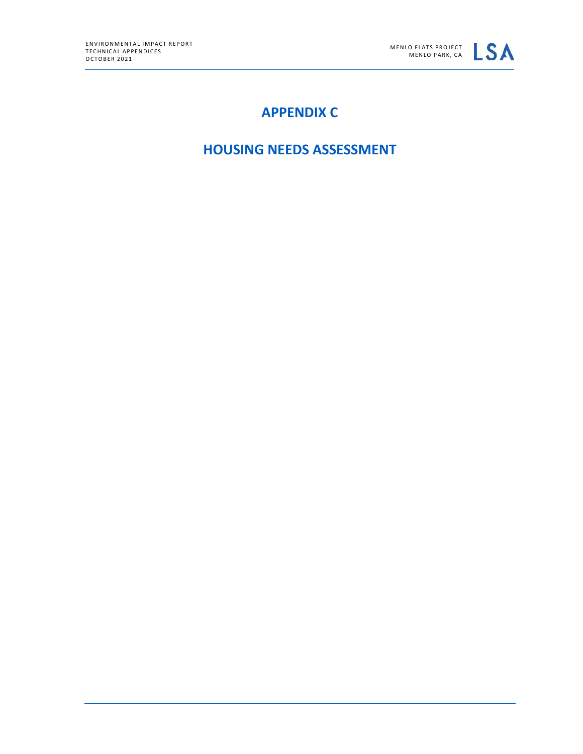# APPENDIX C

# HOUSING NEEDS ASSESSMENT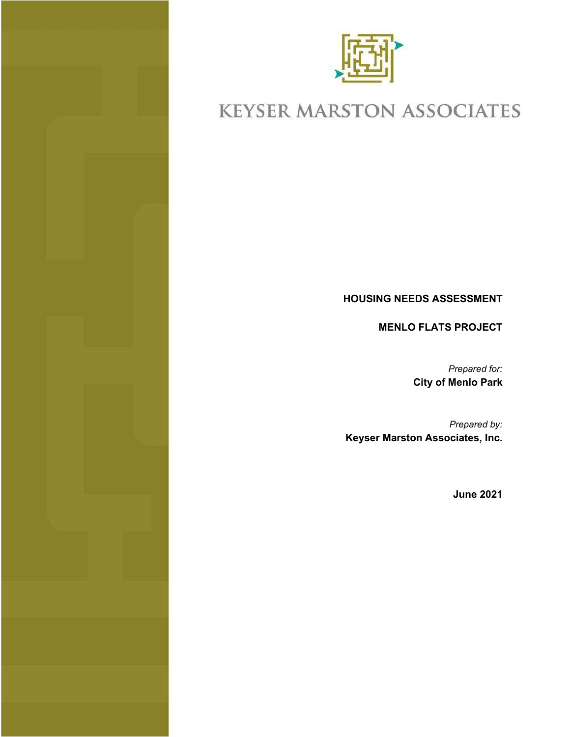# KEYSER MARSTON ASSOCIATES

**HOUSING NEEDS ASSESSMENT**

**MENLO FLATS PROJECT**

*Prepared for:*
**City of Menlo Park**

*Prepared by:*
**Keyser Marston Associates, Inc.**

**June 2021**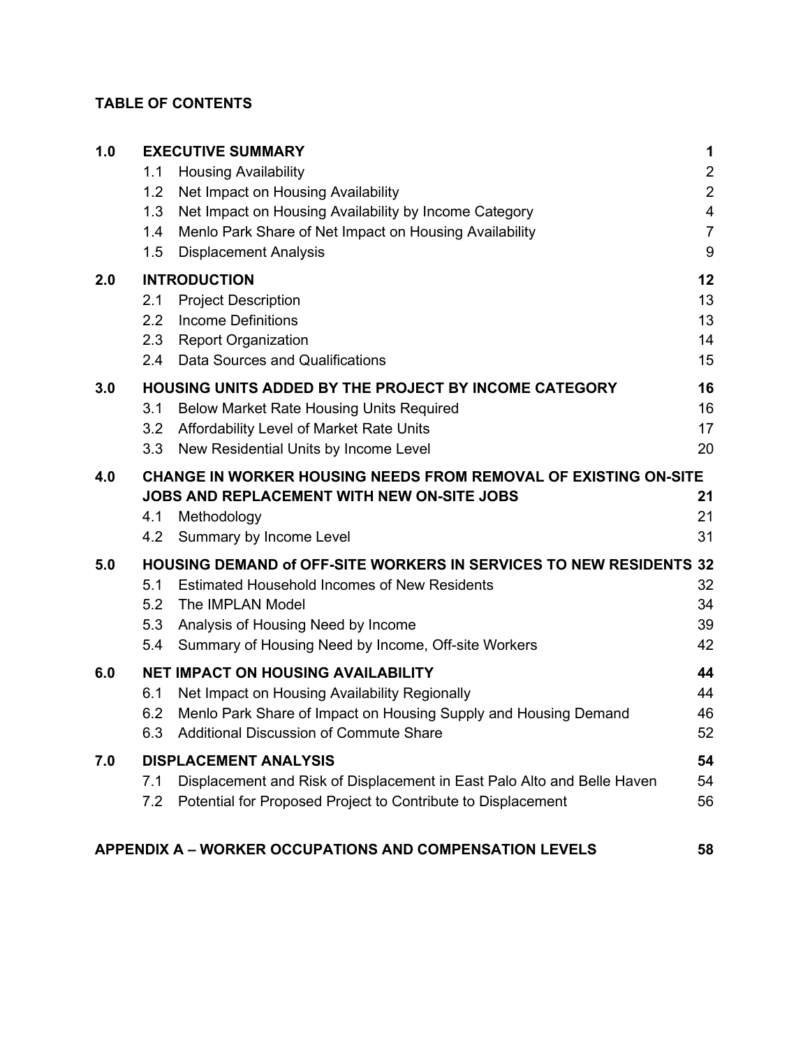**TABLE OF CONTENTS**

| | | |
|---|---|---|
| **1.0** | **EXECUTIVE SUMMARY** | **1** |
| | 1.1 Housing Availability | 2 |
| | 1.2 Net Impact on Housing Availability | 2 |
| | 1.3 Net Impact on Housing Availability by Income Category | 4 |
| | 1.4 Menlo Park Share of Net Impact on Housing Availability | 7 |
| | 1.5 Displacement Analysis | 9 |
| **2.0** | **INTRODUCTION** | **12** |
| | 2.1 Project Description | 13 |
| | 2.2 Income Definitions | 13 |
| | 2.3 Report Organization | 14 |
| | 2.4 Data Sources and Qualifications | 15 |
| **3.0** | **HOUSING UNITS ADDED BY THE PROJECT BY INCOME CATEGORY** | **16** |
| | 3.1 Below Market Rate Housing Units Required | 16 |
| | 3.2 Affordability Level of Market Rate Units | 17 |
| | 3.3 New Residential Units by Income Level | 20 |
| **4.0** | **CHANGE IN WORKER HOUSING NEEDS FROM REMOVAL OF EXISTING ON-SITE JOBS AND REPLACEMENT WITH NEW ON-SITE JOBS** | **21** |
| | 4.1 Methodology | 21 |
| | 4.2 Summary by Income Level | 31 |
| **5.0** | **HOUSING DEMAND of OFF-SITE WORKERS IN SERVICES TO NEW RESIDENTS** | **32** |
| | 5.1 Estimated Household Incomes of New Residents | 32 |
| | 5.2 The IMPLAN Model | 34 |
| | 5.3 Analysis of Housing Need by Income | 39 |
| | 5.4 Summary of Housing Need by Income, Off-site Workers | 42 |
| **6.0** | **NET IMPACT ON HOUSING AVAILABILITY** | **44** |
| | 6.1 Net Impact on Housing Availability Regionally | 44 |
| | 6.2 Menlo Park Share of Impact on Housing Supply and Housing Demand | 46 |
| | 6.3 Additional Discussion of Commute Share | 52 |
| **7.0** | **DISPLACEMENT ANALYSIS** | **54** |
| | 7.1 Displacement and Risk of Displacement in East Palo Alto and Belle Haven | 54 |
| | 7.2 Potential for Proposed Project to Contribute to Displacement | 56 |

**APPENDIX A – WORKER OCCUPATIONS AND COMPENSATION LEVELS** **58**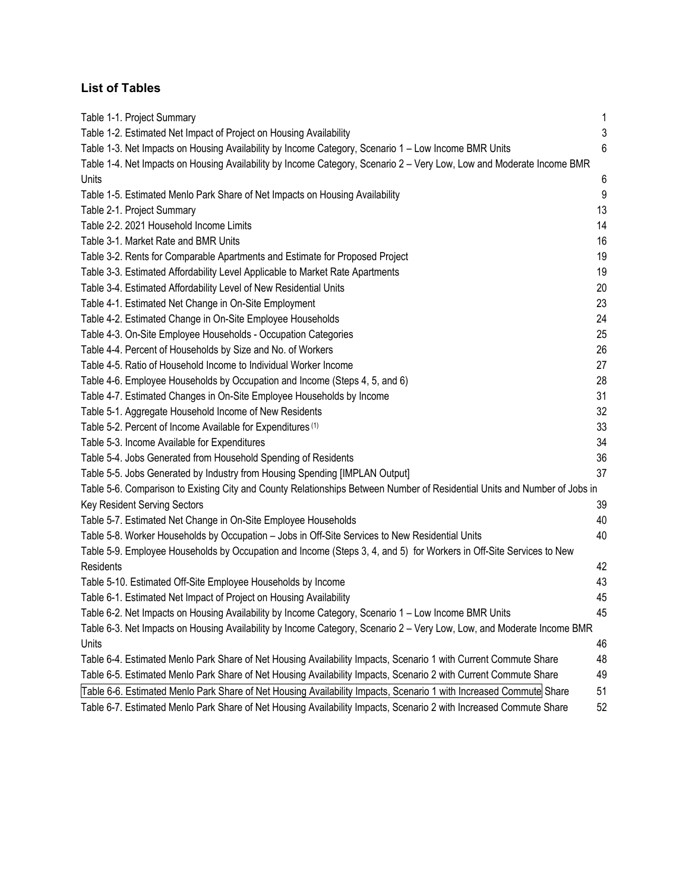## List of Tables

| Table | Page |
|---|---|
| Table 1-1. Project Summary | 1 |
| Table 1-2. Estimated Net Impact of Project on Housing Availability | 3 |
| Table 1-3. Net Impacts on Housing Availability by Income Category, Scenario 1 – Low Income BMR Units | 6 |
| Table 1-4. Net Impacts on Housing Availability by Income Category, Scenario 2 – Very Low, Low and Moderate Income BMR Units | 6 |
| Table 1-5. Estimated Menlo Park Share of Net Impacts on Housing Availability | 9 |
| Table 2-1. Project Summary | 13 |
| Table 2-2. 2021 Household Income Limits | 14 |
| Table 3-1. Market Rate and BMR Units | 16 |
| Table 3-2. Rents for Comparable Apartments and Estimate for Proposed Project | 19 |
| Table 3-3. Estimated Affordability Level Applicable to Market Rate Apartments | 19 |
| Table 3-4. Estimated Affordability Level of New Residential Units | 20 |
| Table 4-1. Estimated Net Change in On-Site Employment | 23 |
| Table 4-2. Estimated Change in On-Site Employee Households | 24 |
| Table 4-3. On-Site Employee Households - Occupation Categories | 25 |
| Table 4-4. Percent of Households by Size and No. of Workers | 26 |
| Table 4-5. Ratio of Household Income to Individual Worker Income | 27 |
| Table 4-6. Employee Households by Occupation and Income (Steps 4, 5, and 6) | 28 |
| Table 4-7. Estimated Changes in On-Site Employee Households by Income | 31 |
| Table 5-1. Aggregate Household Income of New Residents | 32 |
| Table 5-2. Percent of Income Available for Expenditures (1) | 33 |
| Table 5-3. Income Available for Expenditures | 34 |
| Table 5-4. Jobs Generated from Household Spending of Residents | 36 |
| Table 5-5. Jobs Generated by Industry from Housing Spending [IMPLAN Output] | 37 |
| Table 5-6. Comparison to Existing City and County Relationships Between Number of Residential Units and Number of Jobs in Key Resident Serving Sectors | 39 |
| Table 5-7. Estimated Net Change in On-Site Employee Households | 40 |
| Table 5-8. Worker Households by Occupation – Jobs in Off-Site Services to New Residential Units | 40 |
| Table 5-9. Employee Households by Occupation and Income (Steps 3, 4, and 5) for Workers in Off-Site Services to New Residents | 42 |
| Table 5-10. Estimated Off-Site Employee Households by Income | 43 |
| Table 6-1. Estimated Net Impact of Project on Housing Availability | 45 |
| Table 6-2. Net Impacts on Housing Availability by Income Category, Scenario 1 – Low Income BMR Units | 45 |
| Table 6-3. Net Impacts on Housing Availability by Income Category, Scenario 2 – Very Low, Low, and Moderate Income BMR Units | 46 |
| Table 6-4. Estimated Menlo Park Share of Net Housing Availability Impacts, Scenario 1 with Current Commute Share | 48 |
| Table 6-5. Estimated Menlo Park Share of Net Housing Availability Impacts, Scenario 2 with Current Commute Share | 49 |
| Table 6-6. Estimated Menlo Park Share of Net Housing Availability Impacts, Scenario 1 with Increased Commute Share | 51 |
| Table 6-7. Estimated Menlo Park Share of Net Housing Availability Impacts, Scenario 2 with Increased Commute Share | 52 |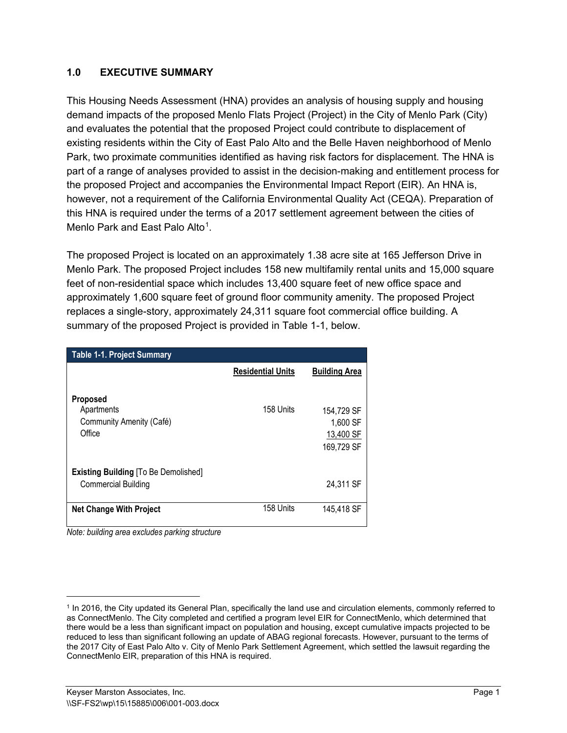## 1.0 EXECUTIVE SUMMARY

This Housing Needs Assessment (HNA) provides an analysis of housing supply and housing demand impacts of the proposed Menlo Flats Project (Project) in the City of Menlo Park (City) and evaluates the potential that the proposed Project could contribute to displacement of existing residents within the City of East Palo Alto and the Belle Haven neighborhood of Menlo Park, two proximate communities identified as having risk factors for displacement. The HNA is part of a range of analyses provided to assist in the decision-making and entitlement process for the proposed Project and accompanies the Environmental Impact Report (EIR). An HNA is, however, not a requirement of the California Environmental Quality Act (CEQA). Preparation of this HNA is required under the terms of a 2017 settlement agreement between the cities of Menlo Park and East Palo Alto[1].

The proposed Project is located on an approximately 1.38 acre site at 165 Jefferson Drive in Menlo Park. The proposed Project includes 158 new multifamily rental units and 15,000 square feet of non-residential space which includes 13,400 square feet of new office space and approximately 1,600 square feet of ground floor community amenity. The proposed Project replaces a single-story, approximately 24,311 square foot commercial office building. A summary of the proposed Project is provided in Table 1-1, below.

| Table 1-1. Project Summary | Residential Units | Building Area |
|---|---|---|
| **Proposed** | | |
| Apartments | 158 Units | 154,729 SF |
| Community Amenity (Café) | | 1,600 SF |
| Office | | 13,400 SF |
| | | 169,729 SF |
| **Existing Building** [To Be Demolished] | | |
| Commercial Building | | 24,311 SF |
| **Net Change With Project** | 158 Units | 145,418 SF |

*Note: building area excludes parking structure*

[1] In 2016, the City updated its General Plan, specifically the land use and circulation elements, commonly referred to as ConnectMenlo. The City completed and certified a program level EIR for ConnectMenlo, which determined that there would be a less than significant impact on population and housing, except cumulative impacts projected to be reduced to less than significant following an update of ABAG regional forecasts. However, pursuant to the terms of the 2017 City of East Palo Alto v. City of Menlo Park Settlement Agreement, which settled the lawsuit regarding the ConnectMenlo EIR, preparation of this HNA is required.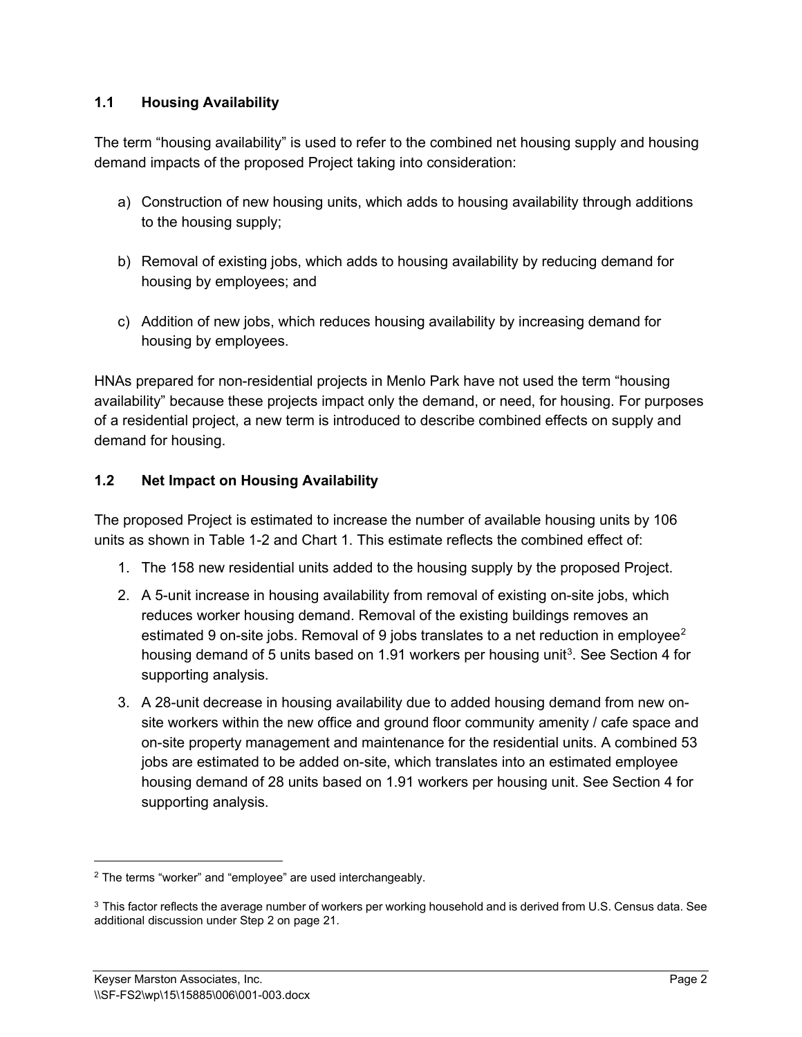### 1.1 Housing Availability

The term "housing availability" is used to refer to the combined net housing supply and housing demand impacts of the proposed Project taking into consideration:

a) Construction of new housing units, which adds to housing availability through additions to the housing supply;

b) Removal of existing jobs, which adds to housing availability by reducing demand for housing by employees; and

c) Addition of new jobs, which reduces housing availability by increasing demand for housing by employees.

HNAs prepared for non-residential projects in Menlo Park have not used the term "housing availability" because these projects impact only the demand, or need, for housing. For purposes of a residential project, a new term is introduced to describe combined effects on supply and demand for housing.

### 1.2 Net Impact on Housing Availability

The proposed Project is estimated to increase the number of available housing units by 106 units as shown in Table 1-2 and Chart 1. This estimate reflects the combined effect of:

1. The 158 new residential units added to the housing supply by the proposed Project.
2. A 5-unit increase in housing availability from removal of existing on-site jobs, which reduces worker housing demand. Removal of the existing buildings removes an estimated 9 on-site jobs. Removal of 9 jobs translates to a net reduction in employee[2] housing demand of 5 units based on 1.91 workers per housing unit[3]. See Section 4 for supporting analysis.
3. A 28-unit decrease in housing availability due to added housing demand from new on-site workers within the new office and ground floor community amenity / cafe space and on-site property management and maintenance for the residential units. A combined 53 jobs are estimated to be added on-site, which translates into an estimated employee housing demand of 28 units based on 1.91 workers per housing unit. See Section 4 for supporting analysis.

---

[2] The terms "worker" and "employee" are used interchangeably.

[3] This factor reflects the average number of workers per working household and is derived from U.S. Census data. See additional discussion under Step 2 on page 21.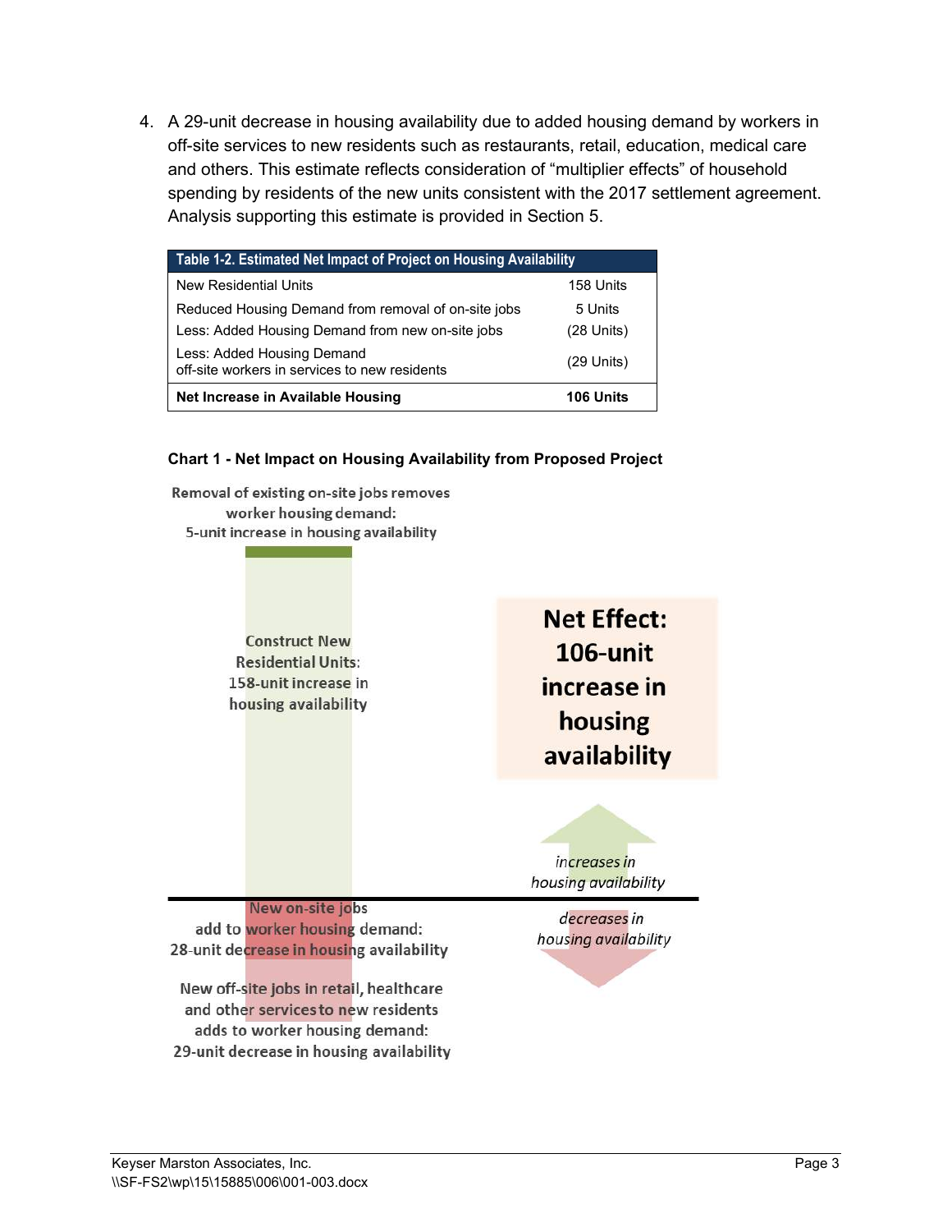4. A 29-unit decrease in housing availability due to added housing demand by workers in off-site services to new residents such as restaurants, retail, education, medical care and others. This estimate reflects consideration of "multiplier effects" of household spending by residents of the new units consistent with the 2017 settlement agreement. Analysis supporting this estimate is provided in Section 5.

| Table 1-2. Estimated Net Impact of Project on Housing Availability | |
|---|---|
| New Residential Units | 158 Units |
| Reduced Housing Demand from removal of on-site jobs | 5 Units |
| Less: Added Housing Demand from new on-site jobs | (28 Units) |
| Less: Added Housing Demand off-site workers in services to new residents | (29 Units) |
| **Net Increase in Available Housing** | **106 Units** |

**Chart 1 - Net Impact on Housing Availability from Proposed Project**

Removal of existing on-site jobs removes worker housing demand: 5-unit increase in housing availability

Construct New Residential Units: 158-unit increase in housing availability

**Net Effect: 106-unit increase in housing availability**

*increases in housing availability*

*decreases in housing availability*

New on-site jobs add to worker housing demand: 28-unit decrease in housing availability

New off-site jobs in retail, healthcare and other services to new residents adds to worker housing demand: 29-unit decrease in housing availability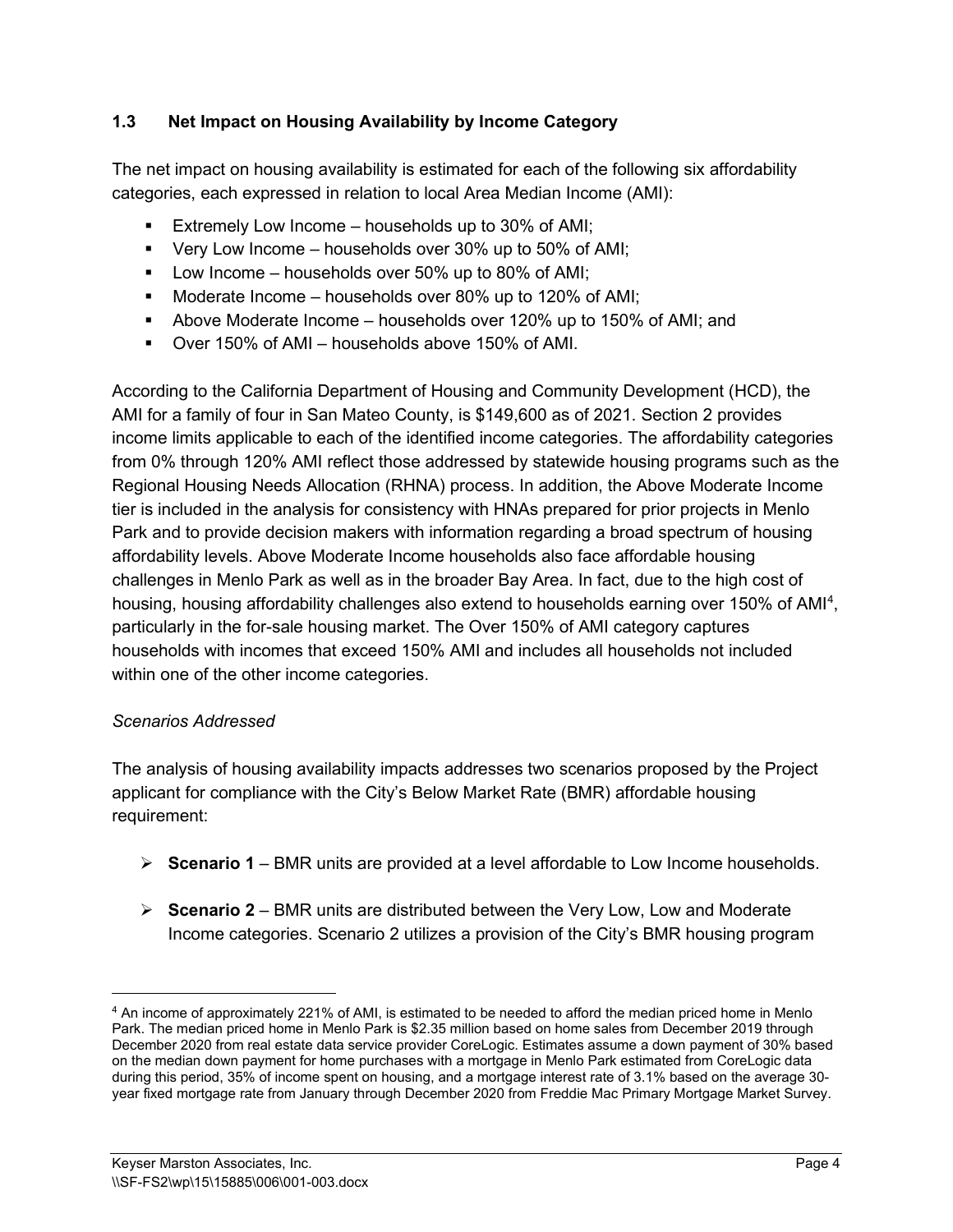### 1.3 Net Impact on Housing Availability by Income Category

The net impact on housing availability is estimated for each of the following six affordability categories, each expressed in relation to local Area Median Income (AMI):

- Extremely Low Income – households up to 30% of AMI;
- Very Low Income – households over 30% up to 50% of AMI;
- Low Income – households over 50% up to 80% of AMI;
- Moderate Income – households over 80% up to 120% of AMI;
- Above Moderate Income – households over 120% up to 150% of AMI; and
- Over 150% of AMI – households above 150% of AMI.

According to the California Department of Housing and Community Development (HCD), the AMI for a family of four in San Mateo County, is $149,600 as of 2021. Section 2 provides income limits applicable to each of the identified income categories. The affordability categories from 0% through 120% AMI reflect those addressed by statewide housing programs such as the Regional Housing Needs Allocation (RHNA) process. In addition, the Above Moderate Income tier is included in the analysis for consistency with HNAs prepared for prior projects in Menlo Park and to provide decision makers with information regarding a broad spectrum of housing affordability levels. Above Moderate Income households also face affordable housing challenges in Menlo Park as well as in the broader Bay Area. In fact, due to the high cost of housing, housing affordability challenges also extend to households earning over 150% of AMI[4], particularly in the for-sale housing market. The Over 150% of AMI category captures households with incomes that exceed 150% AMI and includes all households not included within one of the other income categories.

*Scenarios Addressed*

The analysis of housing availability impacts addresses two scenarios proposed by the Project applicant for compliance with the City's Below Market Rate (BMR) affordable housing requirement:

- **Scenario 1** – BMR units are provided at a level affordable to Low Income households.
- **Scenario 2** – BMR units are distributed between the Very Low, Low and Moderate Income categories. Scenario 2 utilizes a provision of the City's BMR housing program

[4] An income of approximately 221% of AMI, is estimated to be needed to afford the median priced home in Menlo Park. The median priced home in Menlo Park is $2.35 million based on home sales from December 2019 through December 2020 from real estate data service provider CoreLogic. Estimates assume a down payment of 30% based on the median down payment for home purchases with a mortgage in Menlo Park estimated from CoreLogic data during this period, 35% of income spent on housing, and a mortgage interest rate of 3.1% based on the average 30-year fixed mortgage rate from January through December 2020 from Freddie Mac Primary Mortgage Market Survey.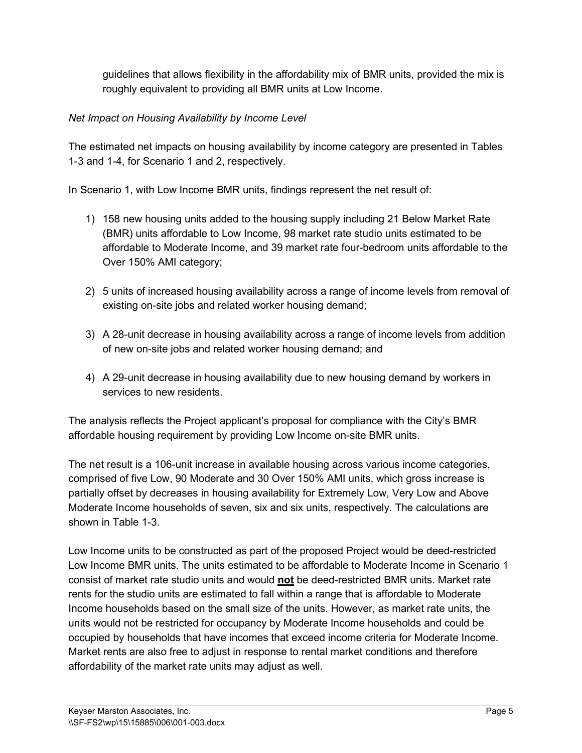guidelines that allows flexibility in the affordability mix of BMR units, provided the mix is roughly equivalent to providing all BMR units at Low Income.

*Net Impact on Housing Availability by Income Level*

The estimated net impacts on housing availability by income category are presented in Tables 1-3 and 1-4, for Scenario 1 and 2, respectively.

In Scenario 1, with Low Income BMR units, findings represent the net result of:

1) 158 new housing units added to the housing supply including 21 Below Market Rate (BMR) units affordable to Low Income, 98 market rate studio units estimated to be affordable to Moderate Income, and 39 market rate four-bedroom units affordable to the Over 150% AMI category;

2) 5 units of increased housing availability across a range of income levels from removal of existing on-site jobs and related worker housing demand;

3) A 28-unit decrease in housing availability across a range of income levels from addition of new on-site jobs and related worker housing demand; and

4) A 29-unit decrease in housing availability due to new housing demand by workers in services to new residents.

The analysis reflects the Project applicant's proposal for compliance with the City's BMR affordable housing requirement by providing Low Income on-site BMR units.

The net result is a 106-unit increase in available housing across various income categories, comprised of five Low, 90 Moderate and 30 Over 150% AMI units, which gross increase is partially offset by decreases in housing availability for Extremely Low, Very Low and Above Moderate Income households of seven, six and six units, respectively. The calculations are shown in Table 1-3.

Low Income units to be constructed as part of the proposed Project would be deed-restricted Low Income BMR units. The units estimated to be affordable to Moderate Income in Scenario 1 consist of market rate studio units and would **not** be deed-restricted BMR units. Market rate rents for the studio units are estimated to fall within a range that is affordable to Moderate Income households based on the small size of the units. However, as market rate units, the units would not be restricted for occupancy by Moderate Income households and could be occupied by households that have incomes that exceed income criteria for Moderate Income. Market rents are also free to adjust in response to rental market conditions and therefore affordability of the market rate units may adjust as well.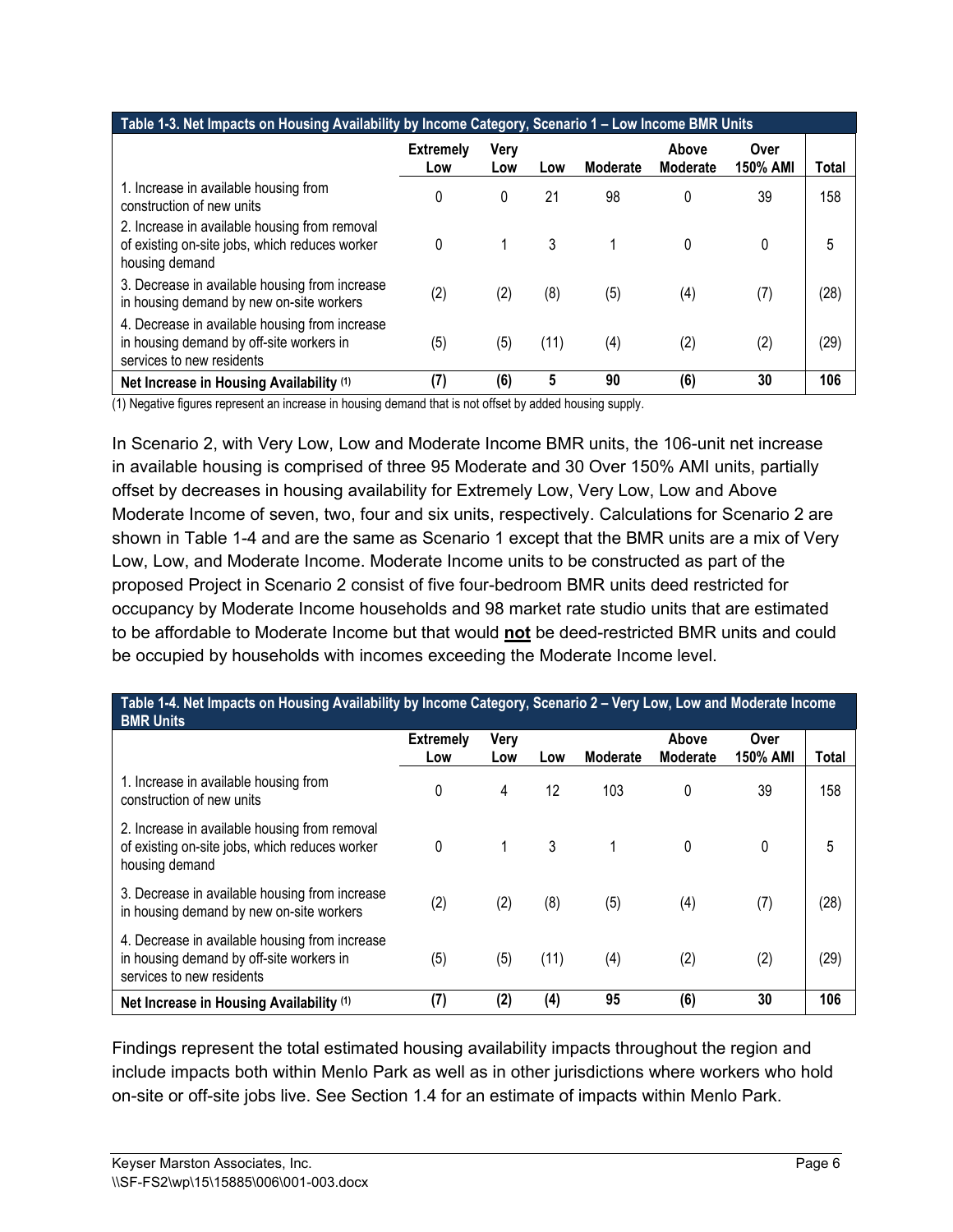| Table 1-3. Net Impacts on Housing Availability by Income Category, Scenario 1 – Low Income BMR Units | Extremely Low | Very Low | Low | Moderate | Above Moderate | Over 150% AMI | Total |
|---|---|---|---|---|---|---|---|
| 1. Increase in available housing from construction of new units | 0 | 0 | 21 | 98 | 0 | 39 | 158 |
| 2. Increase in available housing from removal of existing on-site jobs, which reduces worker housing demand | 0 | 1 | 3 | 1 | 0 | 0 | 5 |
| 3. Decrease in available housing from increase in housing demand by new on-site workers | (2) | (2) | (8) | (5) | (4) | (7) | (28) |
| 4. Decrease in available housing from increase in housing demand by off-site workers in services to new residents | (5) | (5) | (11) | (4) | (2) | (2) | (29) |
| **Net Increase in Housing Availability (1)** | **(7)** | **(6)** | **5** | **90** | **(6)** | **30** | **106** |

(1) Negative figures represent an increase in housing demand that is not offset by added housing supply.

In Scenario 2, with Very Low, Low and Moderate Income BMR units, the 106-unit net increase in available housing is comprised of three 95 Moderate and 30 Over 150% AMI units, partially offset by decreases in housing availability for Extremely Low, Very Low, Low and Above Moderate Income of seven, two, four and six units, respectively. Calculations for Scenario 2 are shown in Table 1-4 and are the same as Scenario 1 except that the BMR units are a mix of Very Low, Low, and Moderate Income. Moderate Income units to be constructed as part of the proposed Project in Scenario 2 consist of five four-bedroom BMR units deed restricted for occupancy by Moderate Income households and 98 market rate studio units that are estimated to be affordable to Moderate Income but that would **not** be deed-restricted BMR units and could be occupied by households with incomes exceeding the Moderate Income level.

| Table 1-4. Net Impacts on Housing Availability by Income Category, Scenario 2 – Very Low, Low and Moderate Income BMR Units | Extremely Low | Very Low | Low | Moderate | Above Moderate | Over 150% AMI | Total |
|---|---|---|---|---|---|---|---|
| 1. Increase in available housing from construction of new units | 0 | 4 | 12 | 103 | 0 | 39 | 158 |
| 2. Increase in available housing from removal of existing on-site jobs, which reduces worker housing demand | 0 | 1 | 3 | 1 | 0 | 0 | 5 |
| 3. Decrease in available housing from increase in housing demand by new on-site workers | (2) | (2) | (8) | (5) | (4) | (7) | (28) |
| 4. Decrease in available housing from increase in housing demand by off-site workers in services to new residents | (5) | (5) | (11) | (4) | (2) | (2) | (29) |
| **Net Increase in Housing Availability (1)** | **(7)** | **(2)** | **(4)** | **95** | **(6)** | **30** | **106** |

Findings represent the total estimated housing availability impacts throughout the region and include impacts both within Menlo Park as well as in other jurisdictions where workers who hold on-site or off-site jobs live. See Section 1.4 for an estimate of impacts within Menlo Park.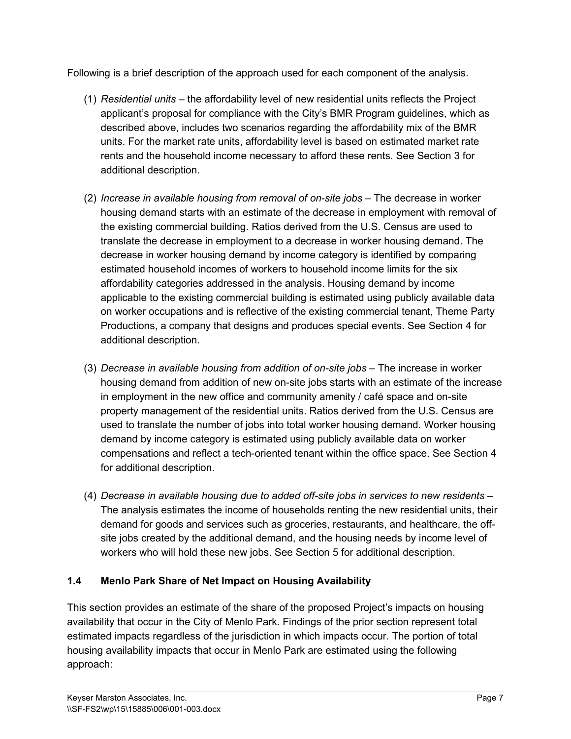Following is a brief description of the approach used for each component of the analysis.

(1) *Residential units* – the affordability level of new residential units reflects the Project applicant's proposal for compliance with the City's BMR Program guidelines, which as described above, includes two scenarios regarding the affordability mix of the BMR units. For the market rate units, affordability level is based on estimated market rate rents and the household income necessary to afford these rents. See Section 3 for additional description.

(2) *Increase in available housing from removal of on-site jobs* – The decrease in worker housing demand starts with an estimate of the decrease in employment with removal of the existing commercial building. Ratios derived from the U.S. Census are used to translate the decrease in employment to a decrease in worker housing demand. The decrease in worker housing demand by income category is identified by comparing estimated household incomes of workers to household income limits for the six affordability categories addressed in the analysis. Housing demand by income applicable to the existing commercial building is estimated using publicly available data on worker occupations and is reflective of the existing commercial tenant, Theme Party Productions, a company that designs and produces special events. See Section 4 for additional description.

(3) *Decrease in available housing from addition of on-site jobs* – The increase in worker housing demand from addition of new on-site jobs starts with an estimate of the increase in employment in the new office and community amenity / café space and on-site property management of the residential units. Ratios derived from the U.S. Census are used to translate the number of jobs into total worker housing demand. Worker housing demand by income category is estimated using publicly available data on worker compensations and reflect a tech-oriented tenant within the office space. See Section 4 for additional description.

(4) *Decrease in available housing due to added off-site jobs in services to new residents* – The analysis estimates the income of households renting the new residential units, their demand for goods and services such as groceries, restaurants, and healthcare, the off-site jobs created by the additional demand, and the housing needs by income level of workers who will hold these new jobs. See Section 5 for additional description.

### 1.4 Menlo Park Share of Net Impact on Housing Availability

This section provides an estimate of the share of the proposed Project's impacts on housing availability that occur in the City of Menlo Park. Findings of the prior section represent total estimated impacts regardless of the jurisdiction in which impacts occur. The portion of total housing availability impacts that occur in Menlo Park are estimated using the following approach: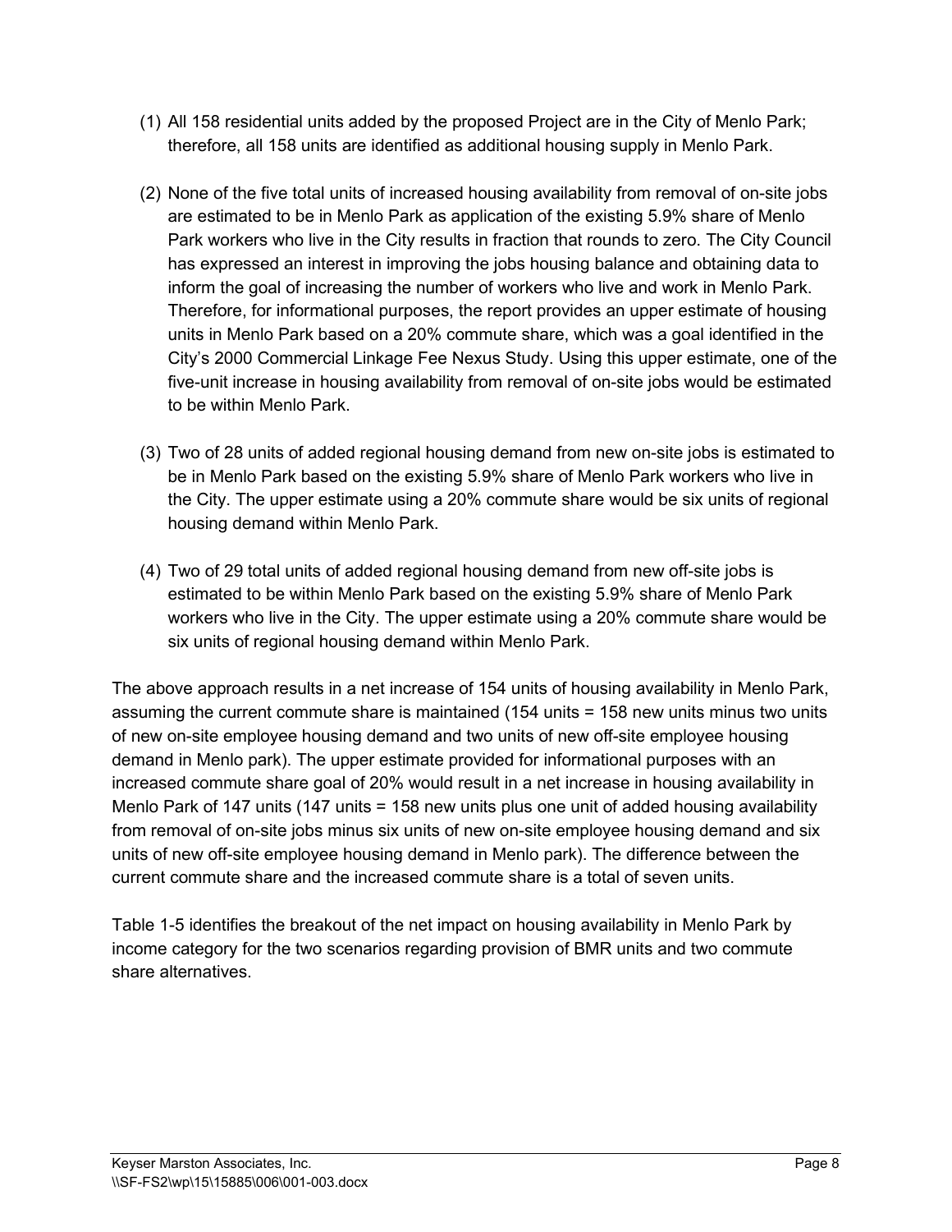(1) All 158 residential units added by the proposed Project are in the City of Menlo Park; therefore, all 158 units are identified as additional housing supply in Menlo Park.

(2) None of the five total units of increased housing availability from removal of on-site jobs are estimated to be in Menlo Park as application of the existing 5.9% share of Menlo Park workers who live in the City results in fraction that rounds to zero. The City Council has expressed an interest in improving the jobs housing balance and obtaining data to inform the goal of increasing the number of workers who live and work in Menlo Park. Therefore, for informational purposes, the report provides an upper estimate of housing units in Menlo Park based on a 20% commute share, which was a goal identified in the City's 2000 Commercial Linkage Fee Nexus Study. Using this upper estimate, one of the five-unit increase in housing availability from removal of on-site jobs would be estimated to be within Menlo Park.

(3) Two of 28 units of added regional housing demand from new on-site jobs is estimated to be in Menlo Park based on the existing 5.9% share of Menlo Park workers who live in the City. The upper estimate using a 20% commute share would be six units of regional housing demand within Menlo Park.

(4) Two of 29 total units of added regional housing demand from new off-site jobs is estimated to be within Menlo Park based on the existing 5.9% share of Menlo Park workers who live in the City. The upper estimate using a 20% commute share would be six units of regional housing demand within Menlo Park.

The above approach results in a net increase of 154 units of housing availability in Menlo Park, assuming the current commute share is maintained (154 units = 158 new units minus two units of new on-site employee housing demand and two units of new off-site employee housing demand in Menlo park). The upper estimate provided for informational purposes with an increased commute share goal of 20% would result in a net increase in housing availability in Menlo Park of 147 units (147 units = 158 new units plus one unit of added housing availability from removal of on-site jobs minus six units of new on-site employee housing demand and six units of new off-site employee housing demand in Menlo park). The difference between the current commute share and the increased commute share is a total of seven units.

Table 1-5 identifies the breakout of the net impact on housing availability in Menlo Park by income category for the two scenarios regarding provision of BMR units and two commute share alternatives.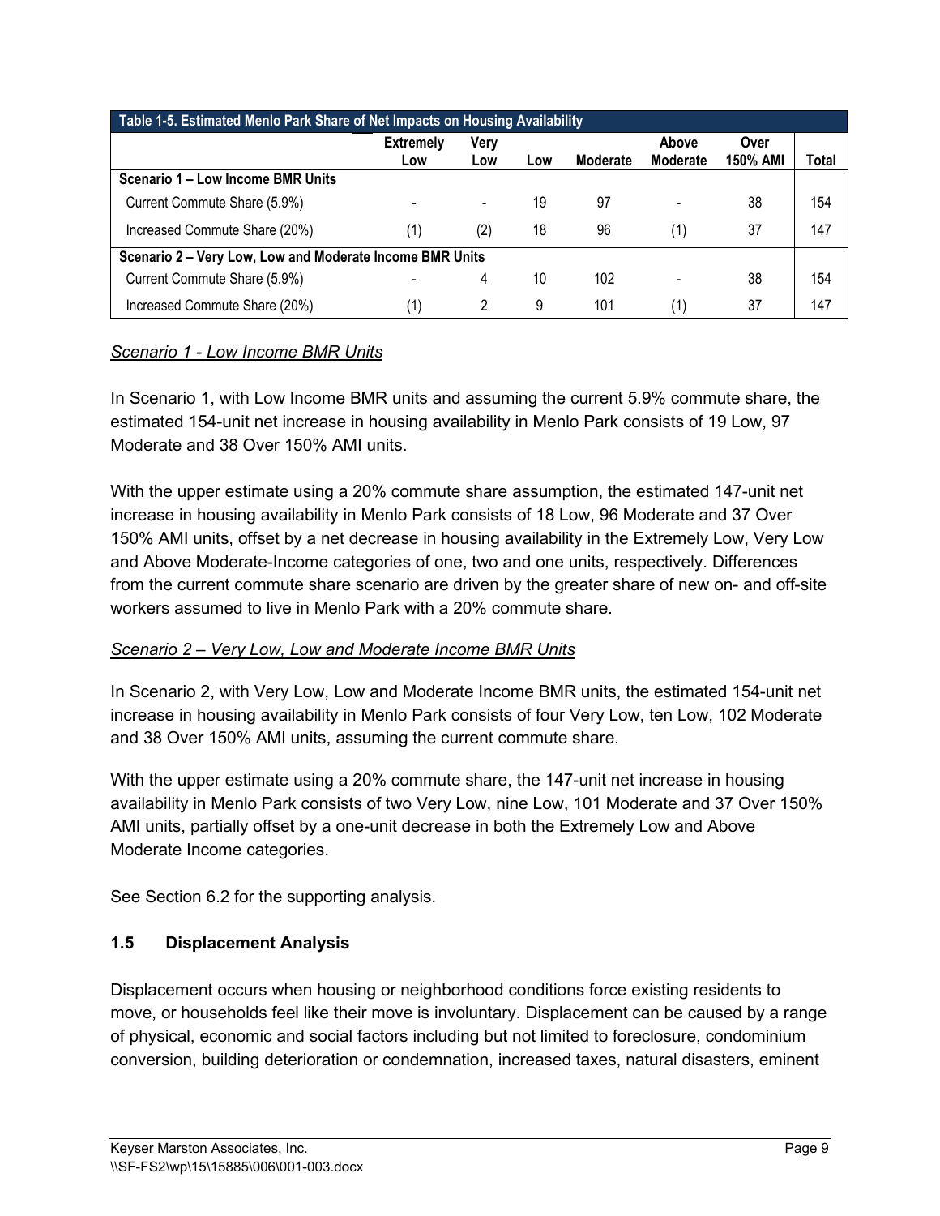**Table 1-5. Estimated Menlo Park Share of Net Impacts on Housing Availability**

| | Extremely Low | Very Low | Low | Moderate | Above Moderate | Over 150% AMI | Total |
|---|---|---|---|---|---|---|---|
| **Scenario 1 – Low Income BMR Units** | | | | | | | |
| Current Commute Share (5.9%) | - | - | 19 | 97 | - | 38 | 154 |
| Increased Commute Share (20%) | (1) | (2) | 18 | 96 | (1) | 37 | 147 |
| **Scenario 2 – Very Low, Low and Moderate Income BMR Units** | | | | | | | |
| Current Commute Share (5.9%) | - | 4 | 10 | 102 | - | 38 | 154 |
| Increased Commute Share (20%) | (1) | 2 | 9 | 101 | (1) | 37 | 147 |

*Scenario 1 - Low Income BMR Units*

In Scenario 1, with Low Income BMR units and assuming the current 5.9% commute share, the estimated 154-unit net increase in housing availability in Menlo Park consists of 19 Low, 97 Moderate and 38 Over 150% AMI units.

With the upper estimate using a 20% commute share assumption, the estimated 147-unit net increase in housing availability in Menlo Park consists of 18 Low, 96 Moderate and 37 Over 150% AMI units, offset by a net decrease in housing availability in the Extremely Low, Very Low and Above Moderate-Income categories of one, two and one units, respectively. Differences from the current commute share scenario are driven by the greater share of new on- and off-site workers assumed to live in Menlo Park with a 20% commute share.

*Scenario 2 – Very Low, Low and Moderate Income BMR Units*

In Scenario 2, with Very Low, Low and Moderate Income BMR units, the estimated 154-unit net increase in housing availability in Menlo Park consists of four Very Low, ten Low, 102 Moderate and 38 Over 150% AMI units, assuming the current commute share.

With the upper estimate using a 20% commute share, the 147-unit net increase in housing availability in Menlo Park consists of two Very Low, nine Low, 101 Moderate and 37 Over 150% AMI units, partially offset by a one-unit decrease in both the Extremely Low and Above Moderate Income categories.

See Section 6.2 for the supporting analysis.

### 1.5 Displacement Analysis

Displacement occurs when housing or neighborhood conditions force existing residents to move, or households feel like their move is involuntary. Displacement can be caused by a range of physical, economic and social factors including but not limited to foreclosure, condominium conversion, building deterioration or condemnation, increased taxes, natural disasters, eminent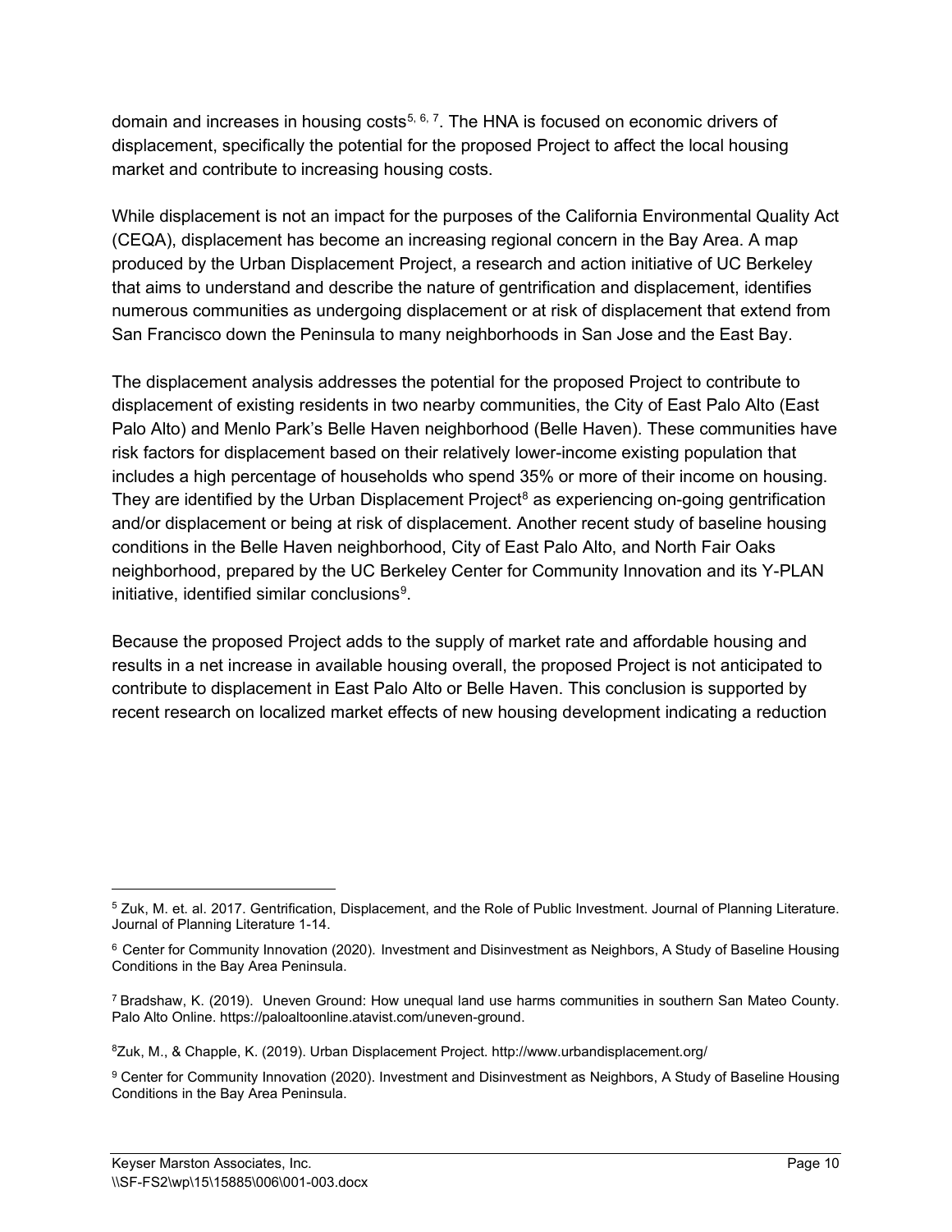domain and increases in housing costs[5, 6, 7]. The HNA is focused on economic drivers of displacement, specifically the potential for the proposed Project to affect the local housing market and contribute to increasing housing costs.

While displacement is not an impact for the purposes of the California Environmental Quality Act (CEQA), displacement has become an increasing regional concern in the Bay Area. A map produced by the Urban Displacement Project, a research and action initiative of UC Berkeley that aims to understand and describe the nature of gentrification and displacement, identifies numerous communities as undergoing displacement or at risk of displacement that extend from San Francisco down the Peninsula to many neighborhoods in San Jose and the East Bay.

The displacement analysis addresses the potential for the proposed Project to contribute to displacement of existing residents in two nearby communities, the City of East Palo Alto (East Palo Alto) and Menlo Park's Belle Haven neighborhood (Belle Haven). These communities have risk factors for displacement based on their relatively lower-income existing population that includes a high percentage of households who spend 35% or more of their income on housing. They are identified by the Urban Displacement Project[8] as experiencing on-going gentrification and/or displacement or being at risk of displacement. Another recent study of baseline housing conditions in the Belle Haven neighborhood, City of East Palo Alto, and North Fair Oaks neighborhood, prepared by the UC Berkeley Center for Community Innovation and its Y-PLAN initiative, identified similar conclusions[9].

Because the proposed Project adds to the supply of market rate and affordable housing and results in a net increase in available housing overall, the proposed Project is not anticipated to contribute to displacement in East Palo Alto or Belle Haven. This conclusion is supported by recent research on localized market effects of new housing development indicating a reduction

---

[5] Zuk, M. et. al. 2017. Gentrification, Displacement, and the Role of Public Investment. Journal of Planning Literature. Journal of Planning Literature 1-14.

[6] Center for Community Innovation (2020). Investment and Disinvestment as Neighbors, A Study of Baseline Housing Conditions in the Bay Area Peninsula.

[7] Bradshaw, K. (2019). Uneven Ground: How unequal land use harms communities in southern San Mateo County. Palo Alto Online. https://paloaltoonline.atavist.com/uneven-ground.

[8] Zuk, M., & Chapple, K. (2019). Urban Displacement Project. http://www.urbandisplacement.org/

[9] Center for Community Innovation (2020). Investment and Disinvestment as Neighbors, A Study of Baseline Housing Conditions in the Bay Area Peninsula.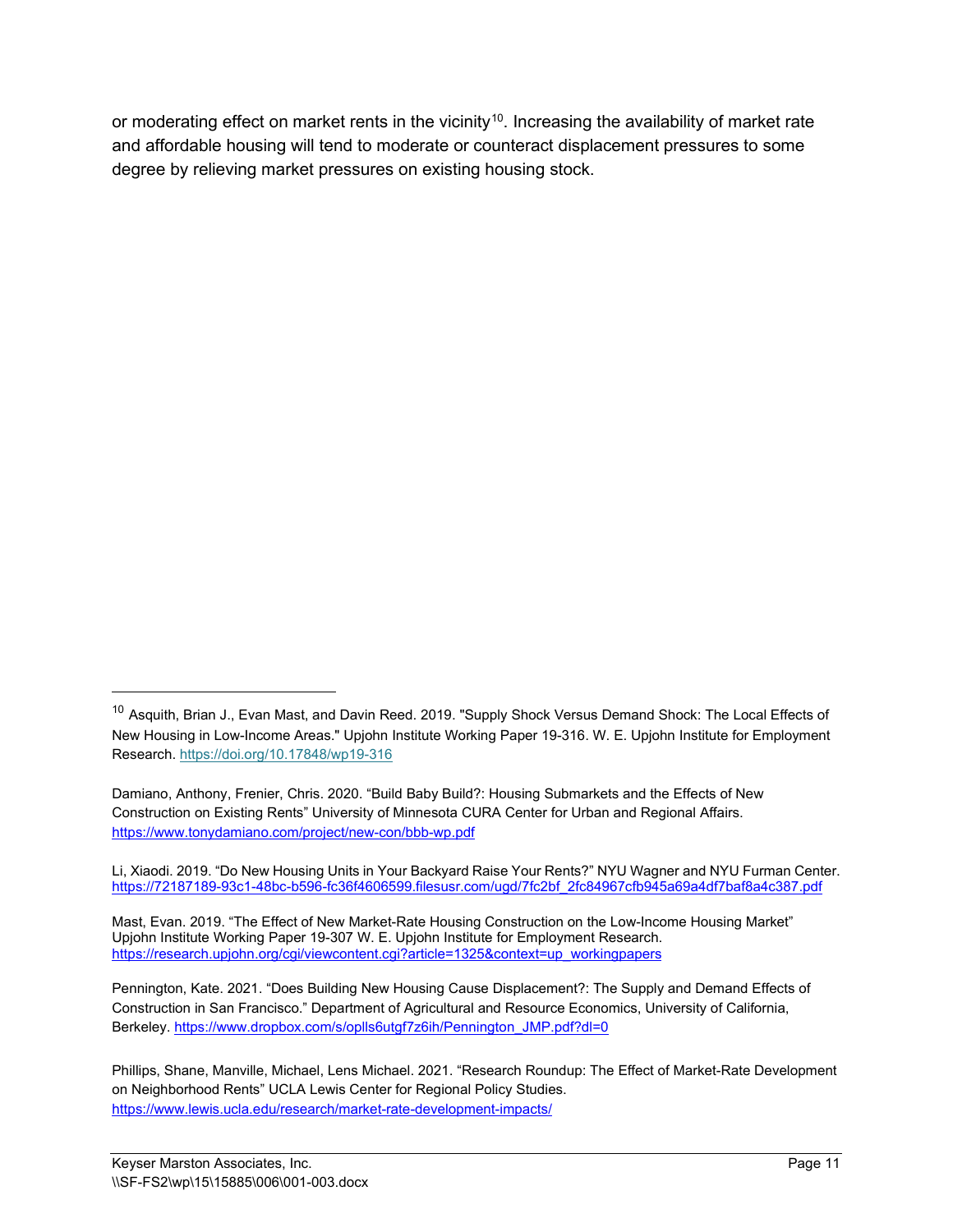or moderating effect on market rents in the vicinity[10]. Increasing the availability of market rate and affordable housing will tend to moderate or counteract displacement pressures to some degree by relieving market pressures on existing housing stock.

---

[10] Asquith, Brian J., Evan Mast, and Davin Reed. 2019. "Supply Shock Versus Demand Shock: The Local Effects of New Housing in Low-Income Areas." Upjohn Institute Working Paper 19-316. W. E. Upjohn Institute for Employment Research. https://doi.org/10.17848/wp19-316

Damiano, Anthony, Frenier, Chris. 2020. "Build Baby Build?: Housing Submarkets and the Effects of New Construction on Existing Rents" University of Minnesota CURA Center for Urban and Regional Affairs. https://www.tonydamiano.com/project/new-con/bbb-wp.pdf

Li, Xiaodi. 2019. "Do New Housing Units in Your Backyard Raise Your Rents?" NYU Wagner and NYU Furman Center. https://72187189-93c1-48bc-b596-fc36f4606599.filesusr.com/ugd/7fc2bf_2fc84967cfb945a69a4df7baf8a4c387.pdf

Mast, Evan. 2019. "The Effect of New Market-Rate Housing Construction on the Low-Income Housing Market" Upjohn Institute Working Paper 19-307 W. E. Upjohn Institute for Employment Research. https://research.upjohn.org/cgi/viewcontent.cgi?article=1325&context=up_workingpapers

Pennington, Kate. 2021. "Does Building New Housing Cause Displacement?: The Supply and Demand Effects of Construction in San Francisco." Department of Agricultural and Resource Economics, University of California, Berkeley. https://www.dropbox.com/s/oplls6utgf7z6ih/Pennington_JMP.pdf?dl=0

Phillips, Shane, Manville, Michael, Lens Michael. 2021. "Research Roundup: The Effect of Market-Rate Development on Neighborhood Rents" UCLA Lewis Center for Regional Policy Studies. https://www.lewis.ucla.edu/research/market-rate-development-impacts/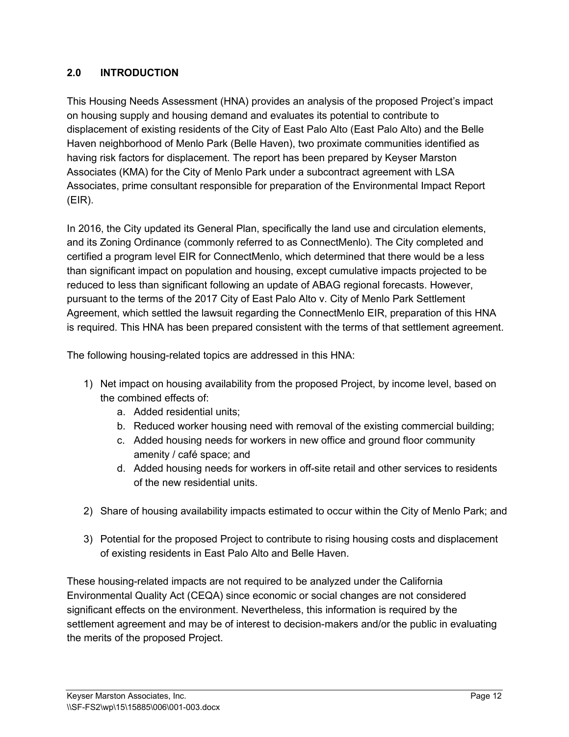## 2.0 INTRODUCTION

This Housing Needs Assessment (HNA) provides an analysis of the proposed Project's impact on housing supply and housing demand and evaluates its potential to contribute to displacement of existing residents of the City of East Palo Alto (East Palo Alto) and the Belle Haven neighborhood of Menlo Park (Belle Haven), two proximate communities identified as having risk factors for displacement. The report has been prepared by Keyser Marston Associates (KMA) for the City of Menlo Park under a subcontract agreement with LSA Associates, prime consultant responsible for preparation of the Environmental Impact Report (EIR).

In 2016, the City updated its General Plan, specifically the land use and circulation elements, and its Zoning Ordinance (commonly referred to as ConnectMenlo). The City completed and certified a program level EIR for ConnectMenlo, which determined that there would be a less than significant impact on population and housing, except cumulative impacts projected to be reduced to less than significant following an update of ABAG regional forecasts. However, pursuant to the terms of the 2017 City of East Palo Alto v. City of Menlo Park Settlement Agreement, which settled the lawsuit regarding the ConnectMenlo EIR, preparation of this HNA is required. This HNA has been prepared consistent with the terms of that settlement agreement.

The following housing-related topics are addressed in this HNA:

1) Net impact on housing availability from the proposed Project, by income level, based on the combined effects of:
   a. Added residential units;
   b. Reduced worker housing need with removal of the existing commercial building;
   c. Added housing needs for workers in new office and ground floor community amenity / café space; and
   d. Added housing needs for workers in off-site retail and other services to residents of the new residential units.

2) Share of housing availability impacts estimated to occur within the City of Menlo Park; and

3) Potential for the proposed Project to contribute to rising housing costs and displacement of existing residents in East Palo Alto and Belle Haven.

These housing-related impacts are not required to be analyzed under the California Environmental Quality Act (CEQA) since economic or social changes are not considered significant effects on the environment. Nevertheless, this information is required by the settlement agreement and may be of interest to decision-makers and/or the public in evaluating the merits of the proposed Project.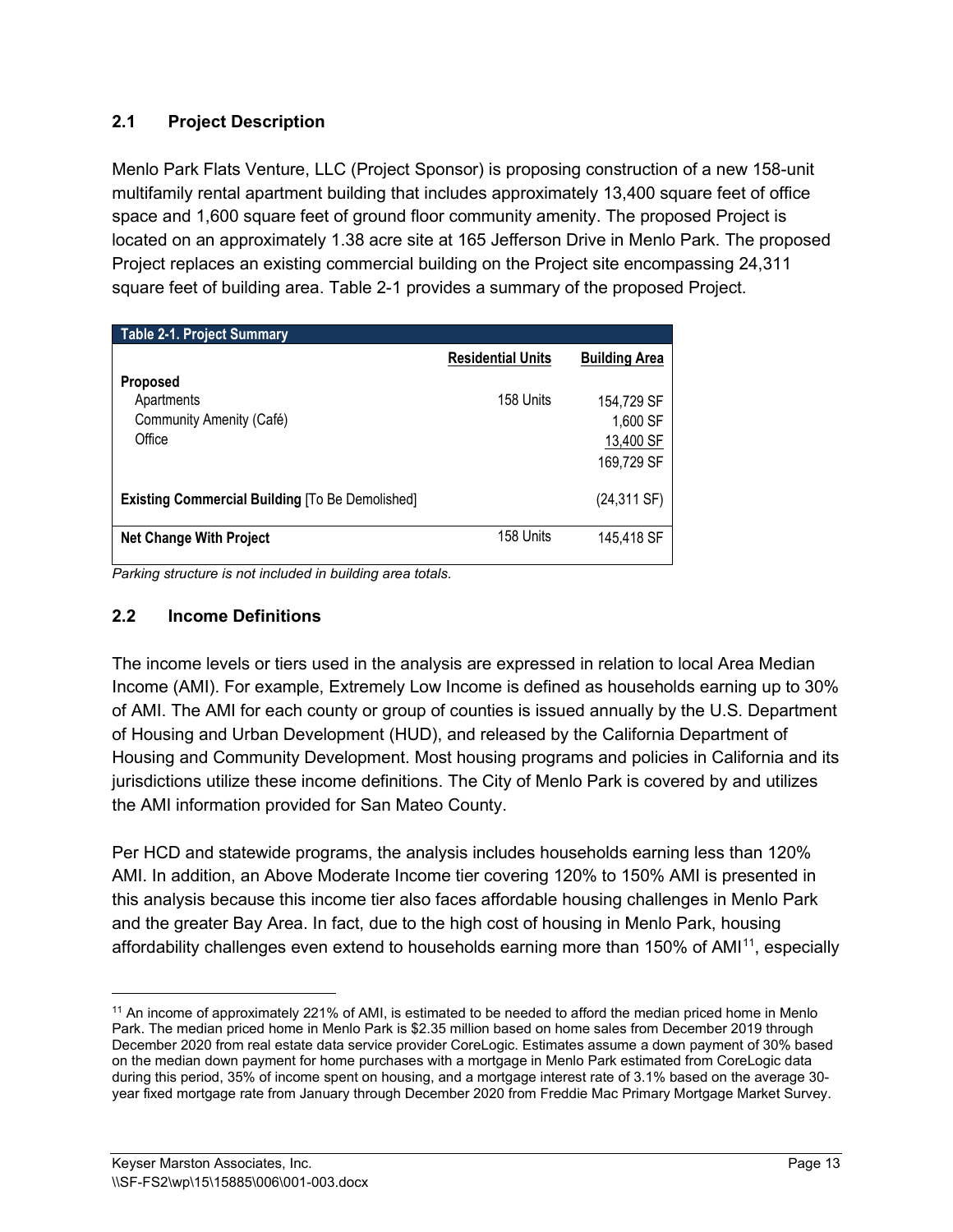## 2.1 Project Description

Menlo Park Flats Venture, LLC (Project Sponsor) is proposing construction of a new 158-unit multifamily rental apartment building that includes approximately 13,400 square feet of office space and 1,600 square feet of ground floor community amenity. The proposed Project is located on an approximately 1.38 acre site at 165 Jefferson Drive in Menlo Park. The proposed Project replaces an existing commercial building on the Project site encompassing 24,311 square feet of building area. Table 2-1 provides a summary of the proposed Project.

| Table 2-1. Project Summary | | |
|---|---|---|
| | Residential Units | Building Area |
| **Proposed** | | |
| Apartments | 158 Units | 154,729 SF |
| Community Amenity (Café) | | 1,600 SF |
| Office | | 13,400 SF |
| | | 169,729 SF |
| **Existing Commercial Building** [To Be Demolished] | | (24,311 SF) |
| **Net Change With Project** | 158 Units | 145,418 SF |

*Parking structure is not included in building area totals.*

## 2.2 Income Definitions

The income levels or tiers used in the analysis are expressed in relation to local Area Median Income (AMI). For example, Extremely Low Income is defined as households earning up to 30% of AMI. The AMI for each county or group of counties is issued annually by the U.S. Department of Housing and Urban Development (HUD), and released by the California Department of Housing and Community Development. Most housing programs and policies in California and its jurisdictions utilize these income definitions. The City of Menlo Park is covered by and utilizes the AMI information provided for San Mateo County.

Per HCD and statewide programs, the analysis includes households earning less than 120% AMI. In addition, an Above Moderate Income tier covering 120% to 150% AMI is presented in this analysis because this income tier also faces affordable housing challenges in Menlo Park and the greater Bay Area. In fact, due to the high cost of housing in Menlo Park, housing affordability challenges even extend to households earning more than 150% of AMI[11], especially

[11] An income of approximately 221% of AMI, is estimated to be needed to afford the median priced home in Menlo Park. The median priced home in Menlo Park is $2.35 million based on home sales from December 2019 through December 2020 from real estate data service provider CoreLogic. Estimates assume a down payment of 30% based on the median down payment for home purchases with a mortgage in Menlo Park estimated from CoreLogic data during this period, 35% of income spent on housing, and a mortgage interest rate of 3.1% based on the average 30-year fixed mortgage rate from January through December 2020 from Freddie Mac Primary Mortgage Market Survey.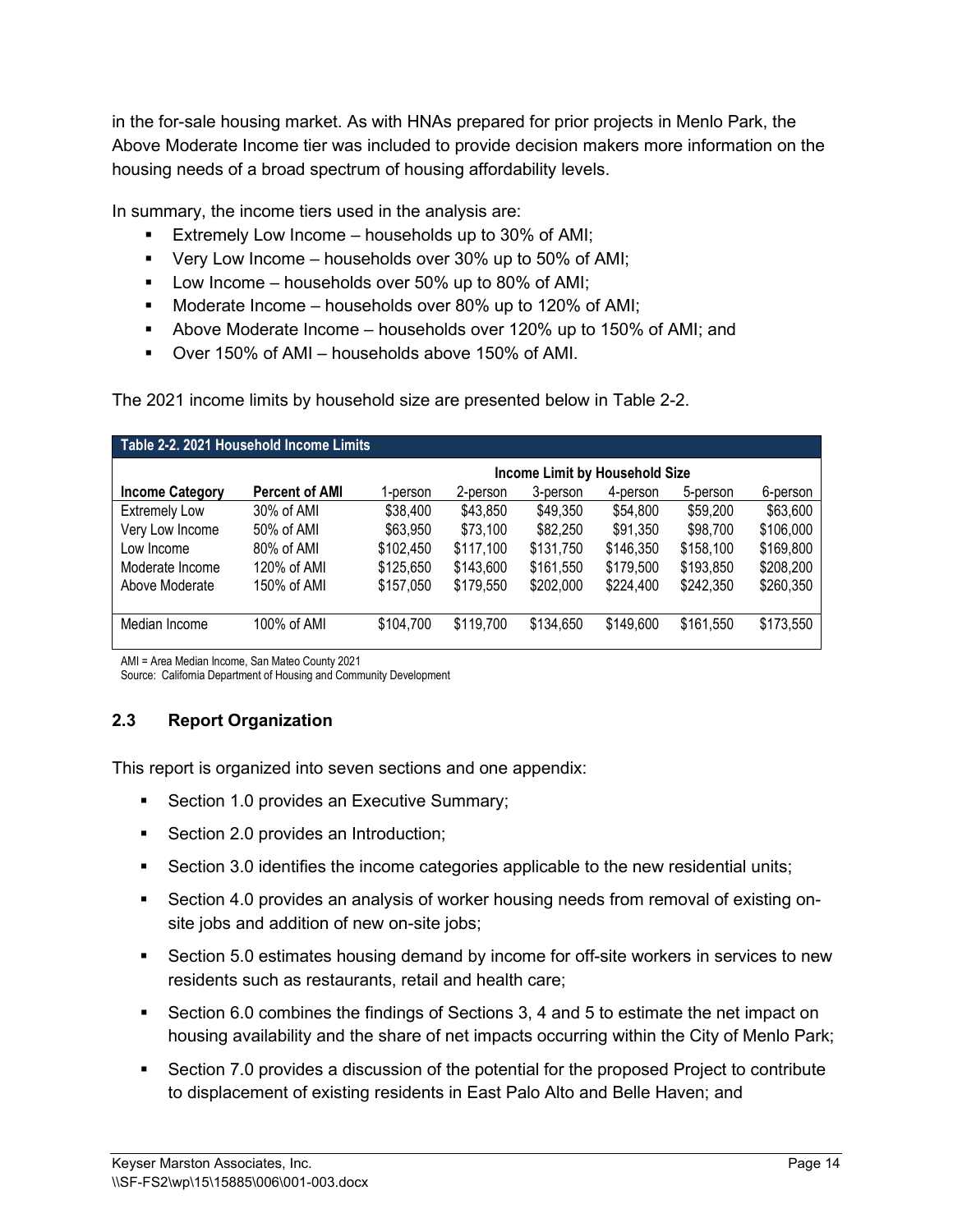in the for-sale housing market. As with HNAs prepared for prior projects in Menlo Park, the Above Moderate Income tier was included to provide decision makers more information on the housing needs of a broad spectrum of housing affordability levels.

In summary, the income tiers used in the analysis are:

- Extremely Low Income – households up to 30% of AMI;
- Very Low Income – households over 30% up to 50% of AMI;
- Low Income – households over 50% up to 80% of AMI;
- Moderate Income – households over 80% up to 120% of AMI;
- Above Moderate Income – households over 120% up to 150% of AMI; and
- Over 150% of AMI – households above 150% of AMI.

The 2021 income limits by household size are presented below in Table 2-2.

**Table 2-2. 2021 Household Income Limits**

| | | Income Limit by Household Size | | | | | |
|---|---|---|---|---|---|---|---|
| **Income Category** | **Percent of AMI** | 1-person | 2-person | 3-person | 4-person | 5-person | 6-person |
| Extremely Low | 30% of AMI | $38,400 | $43,850 | $49,350 | $54,800 | $59,200 | $63,600 |
| Very Low Income | 50% of AMI | $63,950 | $73,100 | $82,250 | $91,350 | $98,700 | $106,000 |
| Low Income | 80% of AMI | $102,450 | $117,100 | $131,750 | $146,350 | $158,100 | $169,800 |
| Moderate Income | 120% of AMI | $125,650 | $143,600 | $161,550 | $179,500 | $193,850 | $208,200 |
| Above Moderate | 150% of AMI | $157,050 | $179,550 | $202,000 | $224,400 | $242,350 | $260,350 |
| Median Income | 100% of AMI | $104,700 | $119,700 | $134,650 | $149,600 | $161,550 | $173,550 |

AMI = Area Median Income, San Mateo County 2021
Source: California Department of Housing and Community Development

## 2.3 Report Organization

This report is organized into seven sections and one appendix:

- Section 1.0 provides an Executive Summary;
- Section 2.0 provides an Introduction;
- Section 3.0 identifies the income categories applicable to the new residential units;
- Section 4.0 provides an analysis of worker housing needs from removal of existing on-site jobs and addition of new on-site jobs;
- Section 5.0 estimates housing demand by income for off-site workers in services to new residents such as restaurants, retail and health care;
- Section 6.0 combines the findings of Sections 3, 4 and 5 to estimate the net impact on housing availability and the share of net impacts occurring within the City of Menlo Park;
- Section 7.0 provides a discussion of the potential for the proposed Project to contribute to displacement of existing residents in East Palo Alto and Belle Haven; and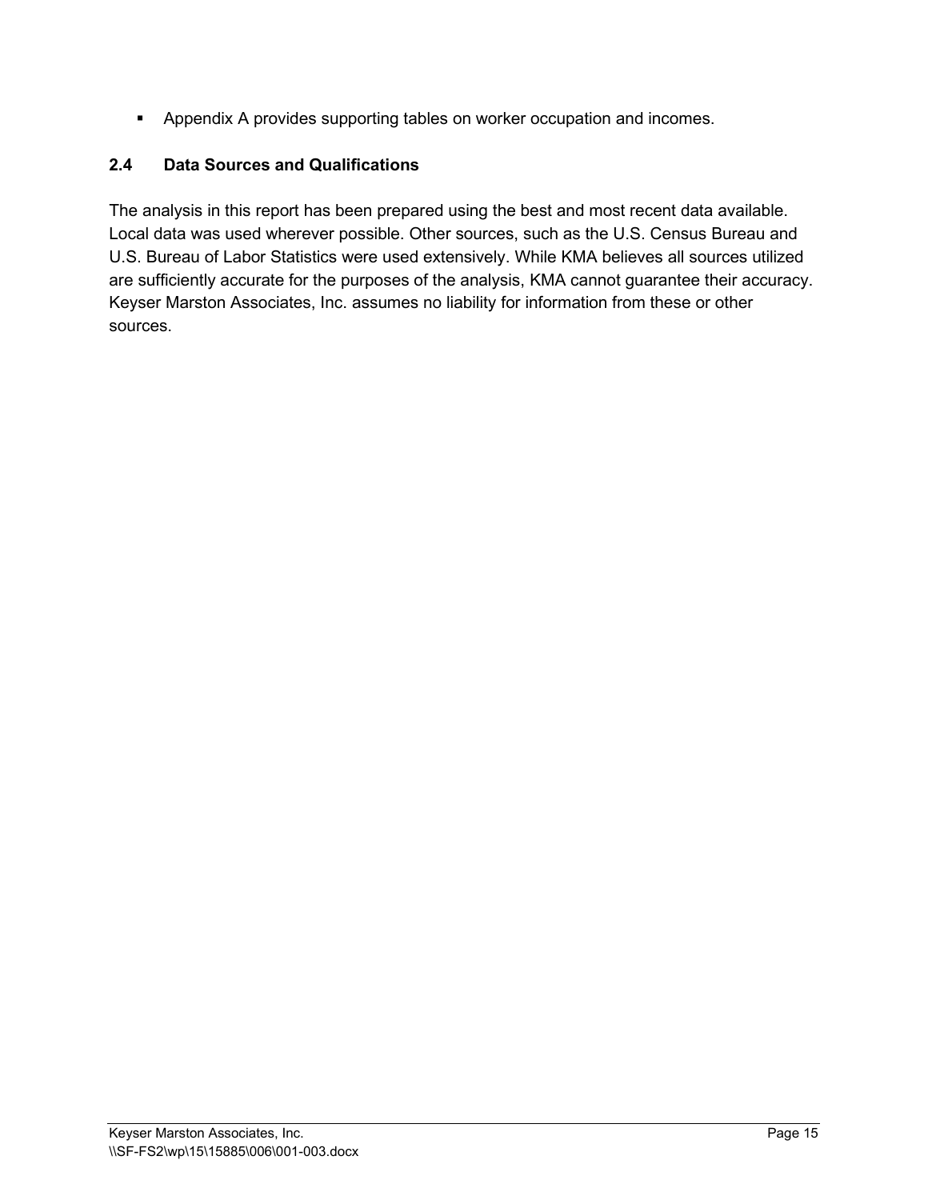- Appendix A provides supporting tables on worker occupation and incomes.

### 2.4 Data Sources and Qualifications

The analysis in this report has been prepared using the best and most recent data available. Local data was used wherever possible. Other sources, such as the U.S. Census Bureau and U.S. Bureau of Labor Statistics were used extensively. While KMA believes all sources utilized are sufficiently accurate for the purposes of the analysis, KMA cannot guarantee their accuracy. Keyser Marston Associates, Inc. assumes no liability for information from these or other sources.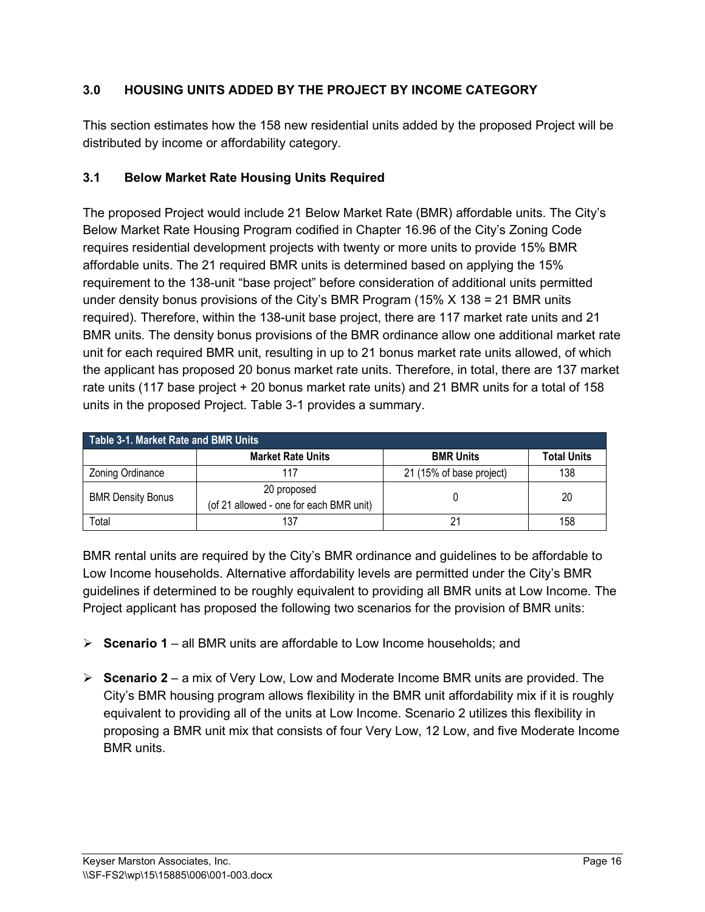## 3.0 HOUSING UNITS ADDED BY THE PROJECT BY INCOME CATEGORY

This section estimates how the 158 new residential units added by the proposed Project will be distributed by income or affordability category.

### 3.1 Below Market Rate Housing Units Required

The proposed Project would include 21 Below Market Rate (BMR) affordable units. The City's Below Market Rate Housing Program codified in Chapter 16.96 of the City's Zoning Code requires residential development projects with twenty or more units to provide 15% BMR affordable units. The 21 required BMR units is determined based on applying the 15% requirement to the 138-unit "base project" before consideration of additional units permitted under density bonus provisions of the City's BMR Program (15% X 138 = 21 BMR units required). Therefore, within the 138-unit base project, there are 117 market rate units and 21 BMR units. The density bonus provisions of the BMR ordinance allow one additional market rate unit for each required BMR unit, resulting in up to 21 bonus market rate units allowed, of which the applicant has proposed 20 bonus market rate units. Therefore, in total, there are 137 market rate units (117 base project + 20 bonus market rate units) and 21 BMR units for a total of 158 units in the proposed Project. Table 3-1 provides a summary.

**Table 3-1. Market Rate and BMR Units**

| | Market Rate Units | BMR Units | Total Units |
|---|---|---|---|
| Zoning Ordinance | 117 | 21 (15% of base project) | 138 |
| BMR Density Bonus | 20 proposed (of 21 allowed - one for each BMR unit) | 0 | 20 |
| Total | 137 | 21 | 158 |

BMR rental units are required by the City's BMR ordinance and guidelines to be affordable to Low Income households. Alternative affordability levels are permitted under the City's BMR guidelines if determined to be roughly equivalent to providing all BMR units at Low Income. The Project applicant has proposed the following two scenarios for the provision of BMR units:

- **Scenario 1** – all BMR units are affordable to Low Income households; and
- **Scenario 2** – a mix of Very Low, Low and Moderate Income BMR units are provided. The City's BMR housing program allows flexibility in the BMR unit affordability mix if it is roughly equivalent to providing all of the units at Low Income. Scenario 2 utilizes this flexibility in proposing a BMR unit mix that consists of four Very Low, 12 Low, and five Moderate Income BMR units.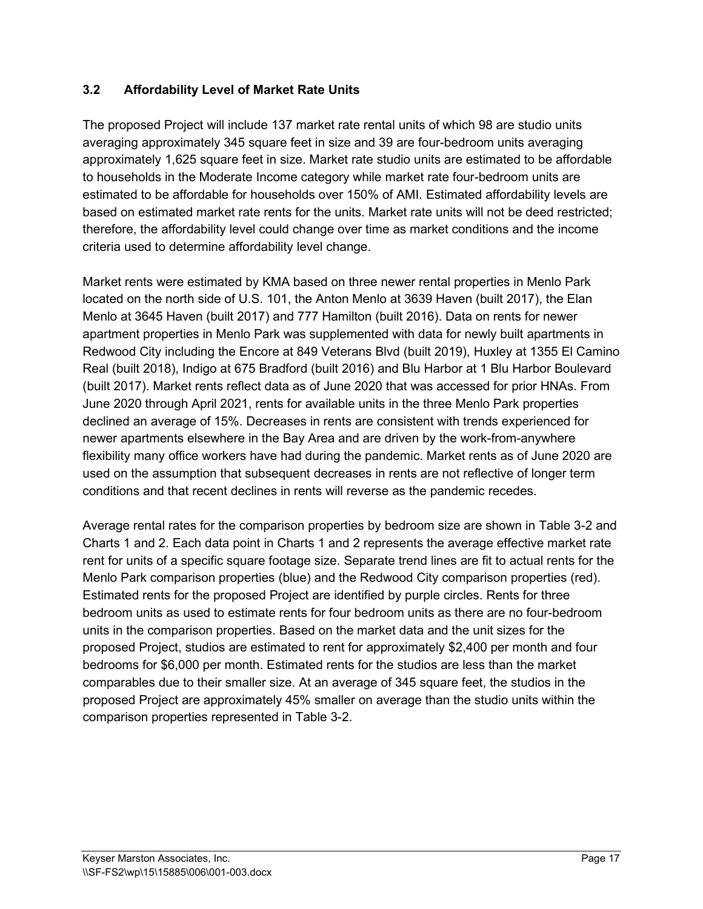### 3.2 Affordability Level of Market Rate Units

The proposed Project will include 137 market rate rental units of which 98 are studio units averaging approximately 345 square feet in size and 39 are four-bedroom units averaging approximately 1,625 square feet in size. Market rate studio units are estimated to be affordable to households in the Moderate Income category while market rate four-bedroom units are estimated to be affordable for households over 150% of AMI. Estimated affordability levels are based on estimated market rate rents for the units. Market rate units will not be deed restricted; therefore, the affordability level could change over time as market conditions and the income criteria used to determine affordability level change.

Market rents were estimated by KMA based on three newer rental properties in Menlo Park located on the north side of U.S. 101, the Anton Menlo at 3639 Haven (built 2017), the Elan Menlo at 3645 Haven (built 2017) and 777 Hamilton (built 2016). Data on rents for newer apartment properties in Menlo Park was supplemented with data for newly built apartments in Redwood City including the Encore at 849 Veterans Blvd (built 2019), Huxley at 1355 El Camino Real (built 2018), Indigo at 675 Bradford (built 2016) and Blu Harbor at 1 Blu Harbor Boulevard (built 2017). Market rents reflect data as of June 2020 that was accessed for prior HNAs. From June 2020 through April 2021, rents for available units in the three Menlo Park properties declined an average of 15%. Decreases in rents are consistent with trends experienced for newer apartments elsewhere in the Bay Area and are driven by the work-from-anywhere flexibility many office workers have had during the pandemic. Market rents as of June 2020 are used on the assumption that subsequent decreases in rents are not reflective of longer term conditions and that recent declines in rents will reverse as the pandemic recedes.

Average rental rates for the comparison properties by bedroom size are shown in Table 3-2 and Charts 1 and 2. Each data point in Charts 1 and 2 represents the average effective market rate rent for units of a specific square footage size. Separate trend lines are fit to actual rents for the Menlo Park comparison properties (blue) and the Redwood City comparison properties (red). Estimated rents for the proposed Project are identified by purple circles. Rents for three bedroom units as used to estimate rents for four bedroom units as there are no four-bedroom units in the comparison properties. Based on the market data and the unit sizes for the proposed Project, studios are estimated to rent for approximately $2,400 per month and four bedrooms for $6,000 per month. Estimated rents for the studios are less than the market comparables due to their smaller size. At an average of 345 square feet, the studios in the proposed Project are approximately 45% smaller on average than the studio units within the comparison properties represented in Table 3-2.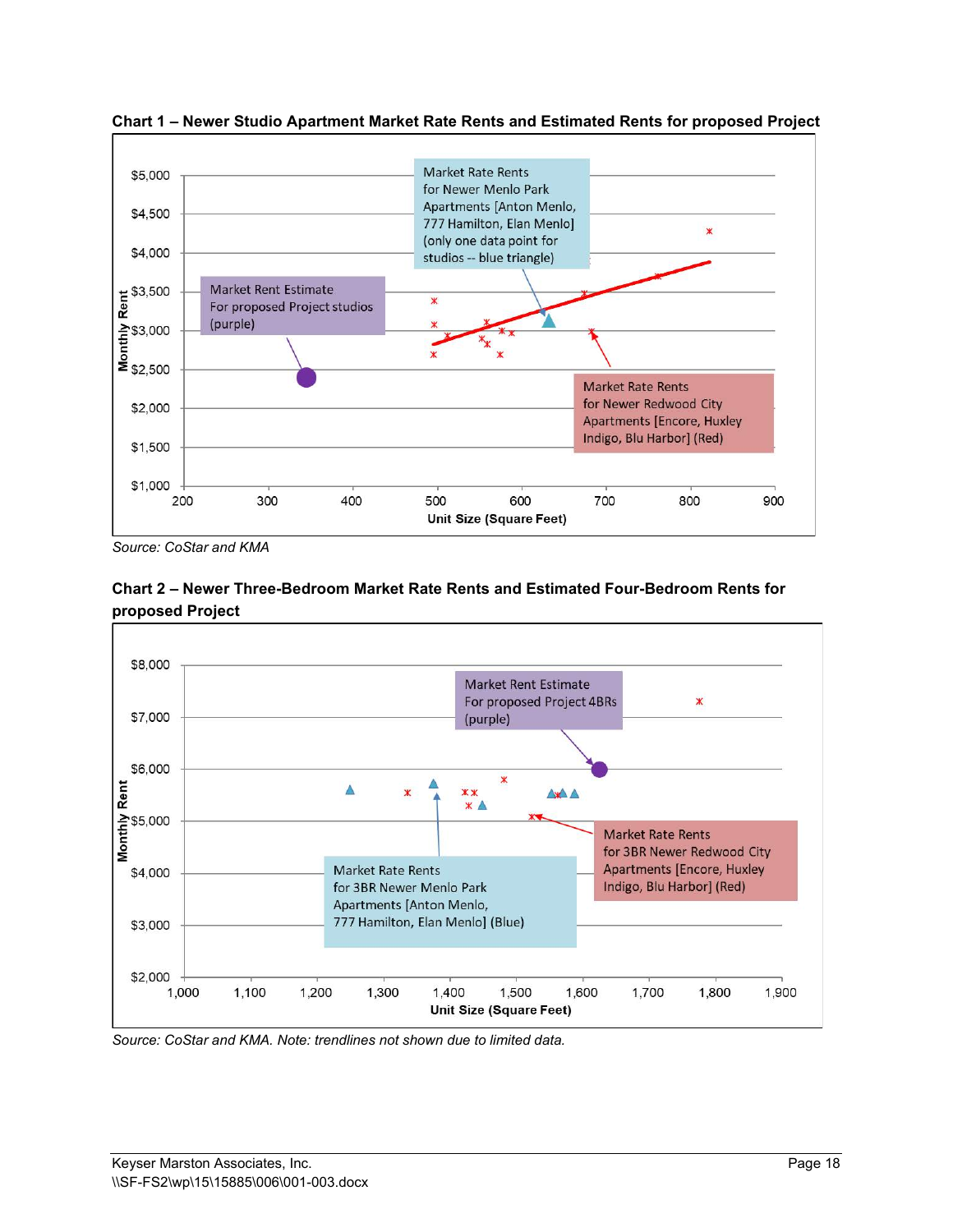**Chart 1 – Newer Studio Apartment Market Rate Rents and Estimated Rents for proposed Project**

Market Rate Rents for Newer Menlo Park Apartments [Anton Menlo, 777 Hamilton, Elan Menlo] (only one data point for studios -- blue triangle)

Market Rent Estimate For proposed Project studios (purple)

Market Rate Rents for Newer Redwood City Apartments [Encore, Huxley Indigo, Blu Harbor] (Red)

Monthly Rent: $1,000 – $5,000

Unit Size (Square Feet): 200 – 900

*Source: CoStar and KMA*

**Chart 2 – Newer Three-Bedroom Market Rate Rents and Estimated Four-Bedroom Rents for proposed Project**

Market Rent Estimate For proposed Project 4BRs (purple)

Market Rate Rents for 3BR Newer Redwood City Apartments [Encore, Huxley Indigo, Blu Harbor] (Red)

Market Rate Rents for 3BR Newer Menlo Park Apartments [Anton Menlo, 777 Hamilton, Elan Menlo] (Blue)

Monthly Rent: $2,000 – $8,000

Unit Size (Square Feet): 1,000 – 1,900

*Source: CoStar and KMA. Note: trendlines not shown due to limited data.*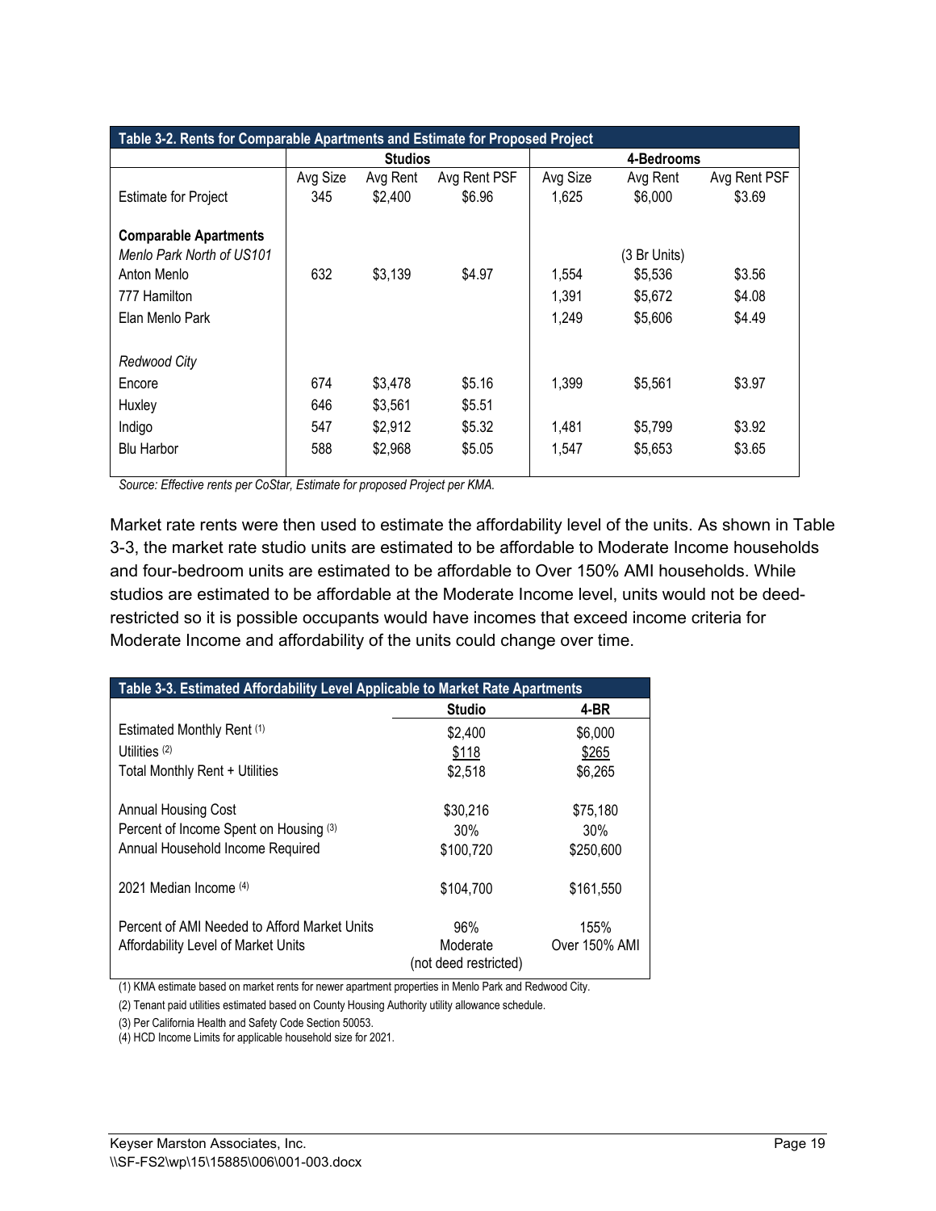| Table 3-2. Rents for Comparable Apartments and Estimate for Proposed Project | | | | | | |
|---|---|---|---|---|---|---|
| | Studios | | | 4-Bedrooms | | |
| | Avg Size | Avg Rent | Avg Rent PSF | Avg Size | Avg Rent | Avg Rent PSF |
| Estimate for Project | 345 | $2,400 | $6.96 | 1,625 | $6,000 | $3.69 |
| **Comparable Apartments** | | | | | | |
| *Menlo Park North of US101* | | | | | (3 Br Units) | |
| Anton Menlo | 632 | $3,139 | $4.97 | 1,554 | $5,536 | $3.56 |
| 777 Hamilton | | | | 1,391 | $5,672 | $4.08 |
| Elan Menlo Park | | | | 1,249 | $5,606 | $4.49 |
| *Redwood City* | | | | | | |
| Encore | 674 | $3,478 | $5.16 | 1,399 | $5,561 | $3.97 |
| Huxley | 646 | $3,561 | $5.51 | | | |
| Indigo | 547 | $2,912 | $5.32 | 1,481 | $5,799 | $3.92 |
| Blu Harbor | 588 | $2,968 | $5.05 | 1,547 | $5,653 | $3.65 |

*Source: Effective rents per CoStar, Estimate for proposed Project per KMA.*

Market rate rents were then used to estimate the affordability level of the units. As shown in Table 3-3, the market rate studio units are estimated to be affordable to Moderate Income households and four-bedroom units are estimated to be affordable to Over 150% AMI households. While studios are estimated to be affordable at the Moderate Income level, units would not be deed-restricted so it is possible occupants would have incomes that exceed income criteria for Moderate Income and affordability of the units could change over time.

| Table 3-3. Estimated Affordability Level Applicable to Market Rate Apartments | | |
|---|---|---|
| | Studio | 4-BR |
| Estimated Monthly Rent (1) | $2,400 | $6,000 |
| Utilities (2) | $118 | $265 |
| Total Monthly Rent + Utilities | $2,518 | $6,265 |
| Annual Housing Cost | $30,216 | $75,180 |
| Percent of Income Spent on Housing (3) | 30% | 30% |
| Annual Household Income Required | $100,720 | $250,600 |
| 2021 Median Income (4) | $104,700 | $161,550 |
| Percent of AMI Needed to Afford Market Units | 96% | 155% |
| Affordability Level of Market Units | Moderate (not deed restricted) | Over 150% AMI |

(1) KMA estimate based on market rents for newer apartment properties in Menlo Park and Redwood City.

(2) Tenant paid utilities estimated based on County Housing Authority utility allowance schedule.

(3) Per California Health and Safety Code Section 50053.

(4) HCD Income Limits for applicable household size for 2021.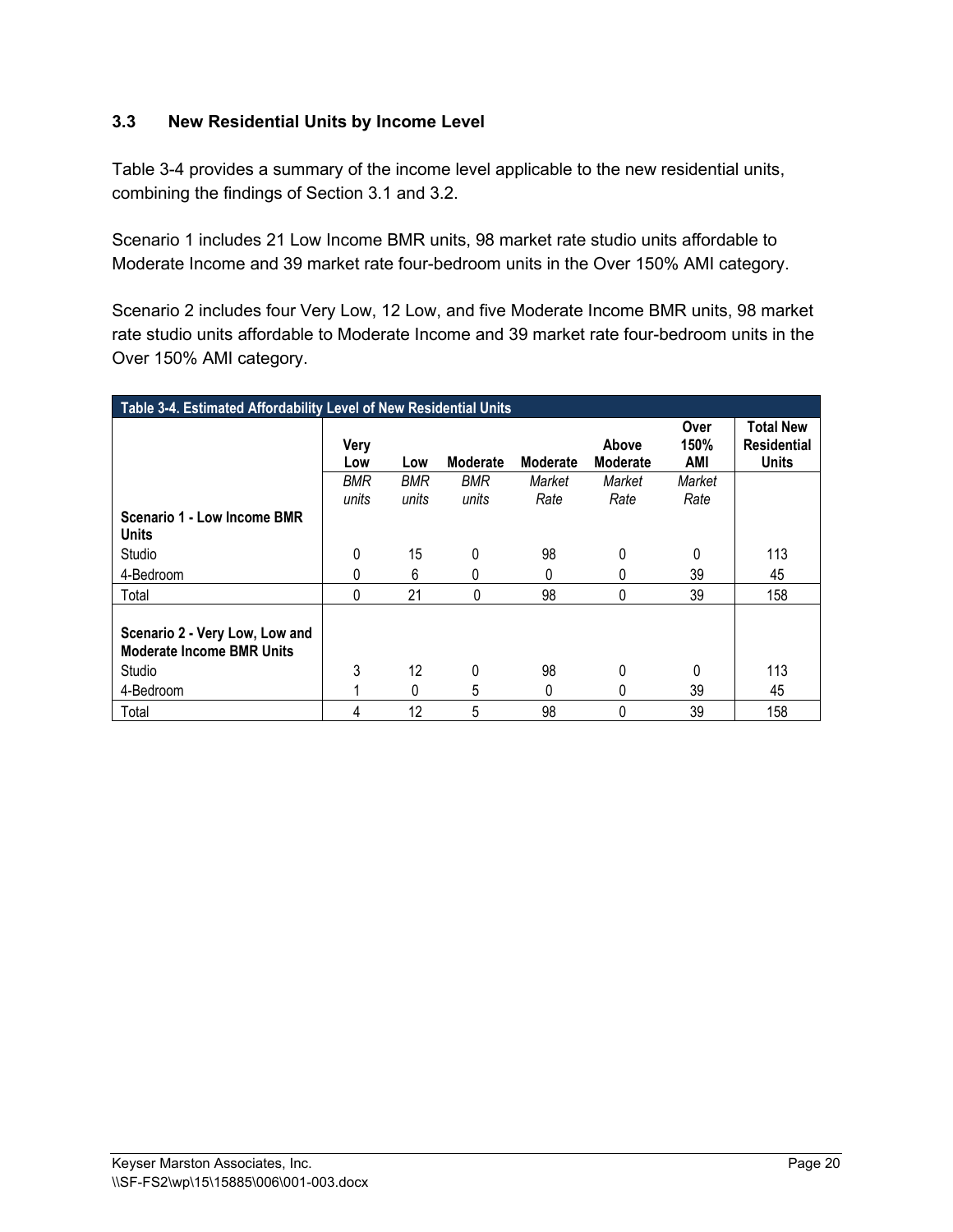### 3.3 New Residential Units by Income Level

Table 3-4 provides a summary of the income level applicable to the new residential units, combining the findings of Section 3.1 and 3.2.

Scenario 1 includes 21 Low Income BMR units, 98 market rate studio units affordable to Moderate Income and 39 market rate four-bedroom units in the Over 150% AMI category.

Scenario 2 includes four Very Low, 12 Low, and five Moderate Income BMR units, 98 market rate studio units affordable to Moderate Income and 39 market rate four-bedroom units in the Over 150% AMI category.

**Table 3-4. Estimated Affordability Level of New Residential Units**

| | Very Low | Low | Moderate | Moderate | Above Moderate | Over 150% AMI | Total New Residential Units |
|---|---|---|---|---|---|---|---|
| | *BMR units* | *BMR units* | *BMR units* | *Market Rate* | *Market Rate* | *Market Rate* | |
| **Scenario 1 - Low Income BMR Units** | | | | | | | |
| Studio | 0 | 15 | 0 | 98 | 0 | 0 | 113 |
| 4-Bedroom | 0 | 6 | 0 | 0 | 0 | 39 | 45 |
| Total | 0 | 21 | 0 | 98 | 0 | 39 | 158 |
| **Scenario 2 - Very Low, Low and Moderate Income BMR Units** | | | | | | | |
| Studio | 3 | 12 | 0 | 98 | 0 | 0 | 113 |
| 4-Bedroom | 1 | 0 | 5 | 0 | 0 | 39 | 45 |
| Total | 4 | 12 | 5 | 98 | 0 | 39 | 158 |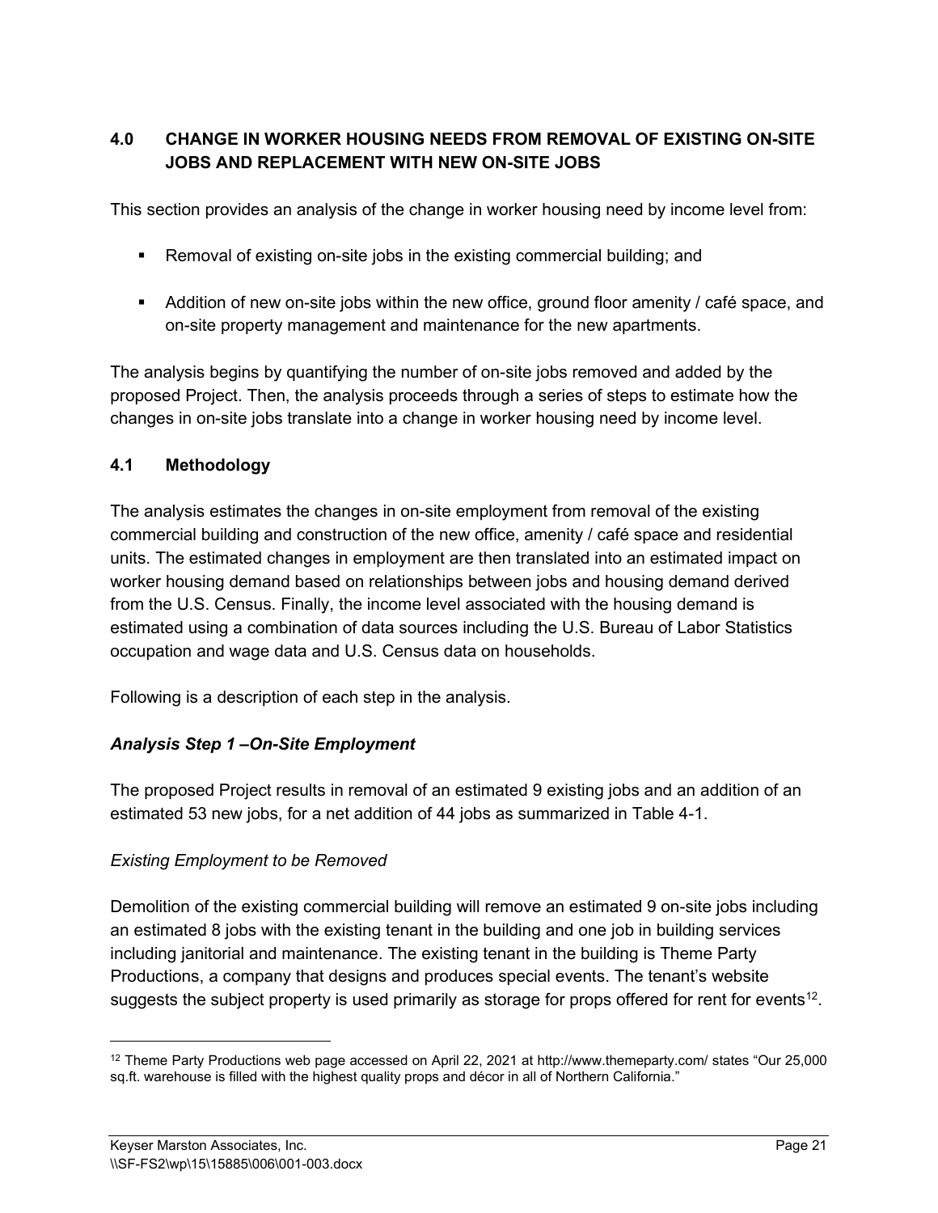## 4.0 CHANGE IN WORKER HOUSING NEEDS FROM REMOVAL OF EXISTING ON-SITE JOBS AND REPLACEMENT WITH NEW ON-SITE JOBS

This section provides an analysis of the change in worker housing need by income level from:

- Removal of existing on-site jobs in the existing commercial building; and
- Addition of new on-site jobs within the new office, ground floor amenity / café space, and on-site property management and maintenance for the new apartments.

The analysis begins by quantifying the number of on-site jobs removed and added by the proposed Project. Then, the analysis proceeds through a series of steps to estimate how the changes in on-site jobs translate into a change in worker housing need by income level.

### 4.1 Methodology

The analysis estimates the changes in on-site employment from removal of the existing commercial building and construction of the new office, amenity / café space and residential units. The estimated changes in employment are then translated into an estimated impact on worker housing demand based on relationships between jobs and housing demand derived from the U.S. Census. Finally, the income level associated with the housing demand is estimated using a combination of data sources including the U.S. Bureau of Labor Statistics occupation and wage data and U.S. Census data on households.

Following is a description of each step in the analysis.

***Analysis Step 1 –On-Site Employment***

The proposed Project results in removal of an estimated 9 existing jobs and an addition of an estimated 53 new jobs, for a net addition of 44 jobs as summarized in Table 4-1.

*Existing Employment to be Removed*

Demolition of the existing commercial building will remove an estimated 9 on-site jobs including an estimated 8 jobs with the existing tenant in the building and one job in building services including janitorial and maintenance. The existing tenant in the building is Theme Party Productions, a company that designs and produces special events. The tenant's website suggests the subject property is used primarily as storage for props offered for rent for events[12].

---

[12] Theme Party Productions web page accessed on April 22, 2021 at http://www.themeparty.com/ states "Our 25,000 sq.ft. warehouse is filled with the highest quality props and décor in all of Northern California."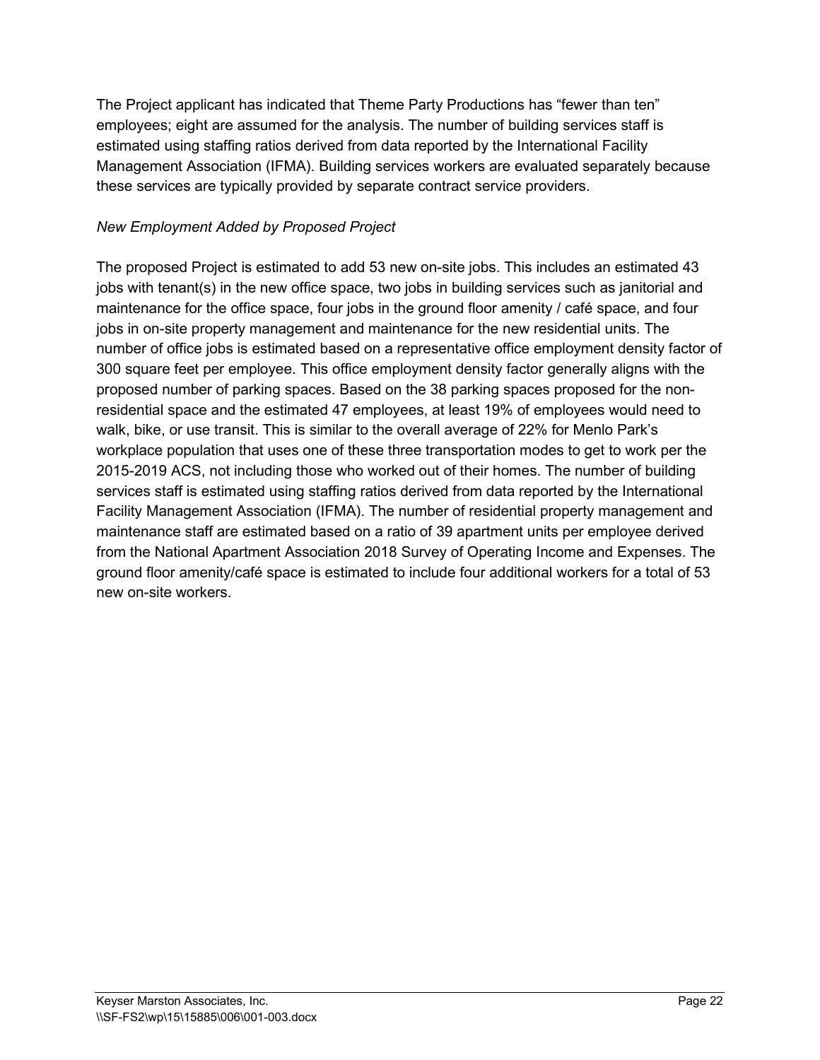The Project applicant has indicated that Theme Party Productions has "fewer than ten" employees; eight are assumed for the analysis. The number of building services staff is estimated using staffing ratios derived from data reported by the International Facility Management Association (IFMA). Building services workers are evaluated separately because these services are typically provided by separate contract service providers.

*New Employment Added by Proposed Project*

The proposed Project is estimated to add 53 new on-site jobs. This includes an estimated 43 jobs with tenant(s) in the new office space, two jobs in building services such as janitorial and maintenance for the office space, four jobs in the ground floor amenity / café space, and four jobs in on-site property management and maintenance for the new residential units. The number of office jobs is estimated based on a representative office employment density factor of 300 square feet per employee. This office employment density factor generally aligns with the proposed number of parking spaces. Based on the 38 parking spaces proposed for the non-residential space and the estimated 47 employees, at least 19% of employees would need to walk, bike, or use transit. This is similar to the overall average of 22% for Menlo Park's workplace population that uses one of these three transportation modes to get to work per the 2015-2019 ACS, not including those who worked out of their homes. The number of building services staff is estimated using staffing ratios derived from data reported by the International Facility Management Association (IFMA). The number of residential property management and maintenance staff are estimated based on a ratio of 39 apartment units per employee derived from the National Apartment Association 2018 Survey of Operating Income and Expenses. The ground floor amenity/café space is estimated to include four additional workers for a total of 53 new on-site workers.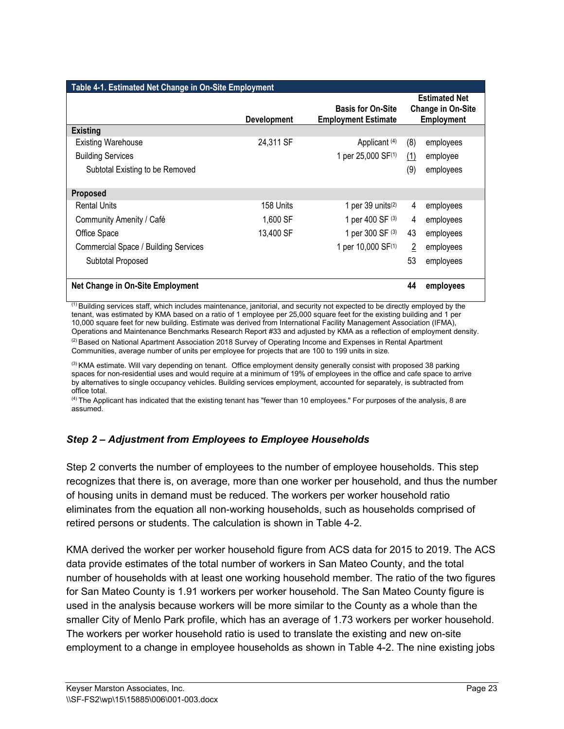| Table 4-1. Estimated Net Change in On-Site Employment | | | |
|---|---|---|---|
| | Development | Basis for On-Site Employment Estimate | Estimated Net Change in On-Site Employment |
| **Existing** | | | |
| Existing Warehouse | 24,311 SF | Applicant [4] | (8) employees |
| Building Services | | 1 per 25,000 SF[1] | (1) employee |
| Subtotal Existing to be Removed | | | (9) employees |
| **Proposed** | | | |
| Rental Units | 158 Units | 1 per 39 units[2] | 4 employees |
| Community Amenity / Café | 1,600 SF | 1 per 400 SF [3] | 4 employees |
| Office Space | 13,400 SF | 1 per 300 SF [3] | 43 employees |
| Commercial Space / Building Services | | 1 per 10,000 SF[1] | 2 employees |
| Subtotal Proposed | | | 53 employees |
| **Net Change in On-Site Employment** | | | **44 employees** |

[1] Building services staff, which includes maintenance, janitorial, and security not expected to be directly employed by the tenant, was estimated by KMA based on a ratio of 1 employee per 25,000 square feet for the existing building and 1 per 10,000 square feet for new building. Estimate was derived from International Facility Management Association (IFMA), Operations and Maintenance Benchmarks Research Report #33 and adjusted by KMA as a reflection of employment density.

[2] Based on National Apartment Association 2018 Survey of Operating Income and Expenses in Rental Apartment Communities, average number of units per employee for projects that are 100 to 199 units in size.

[3] KMA estimate. Will vary depending on tenant. Office employment density generally consist with proposed 38 parking spaces for non-residential uses and would require at a minimum of 19% of employees in the office and cafe space to arrive by alternatives to single occupancy vehicles. Building services employment, accounted for separately, is subtracted from office total.

[4] The Applicant has indicated that the existing tenant has "fewer than 10 employees." For purposes of the analysis, 8 are assumed.

### *Step 2 – Adjustment from Employees to Employee Households*

Step 2 converts the number of employees to the number of employee households. This step recognizes that there is, on average, more than one worker per household, and thus the number of housing units in demand must be reduced. The workers per worker household ratio eliminates from the equation all non-working households, such as households comprised of retired persons or students. The calculation is shown in Table 4-2.

KMA derived the worker per worker household figure from ACS data for 2015 to 2019. The ACS data provide estimates of the total number of workers in San Mateo County, and the total number of households with at least one working household member. The ratio of the two figures for San Mateo County is 1.91 workers per worker household. The San Mateo County figure is used in the analysis because workers will be more similar to the County as a whole than the smaller City of Menlo Park profile, which has an average of 1.73 workers per worker household. The workers per worker household ratio is used to translate the existing and new on-site employment to a change in employee households as shown in Table 4-2. The nine existing jobs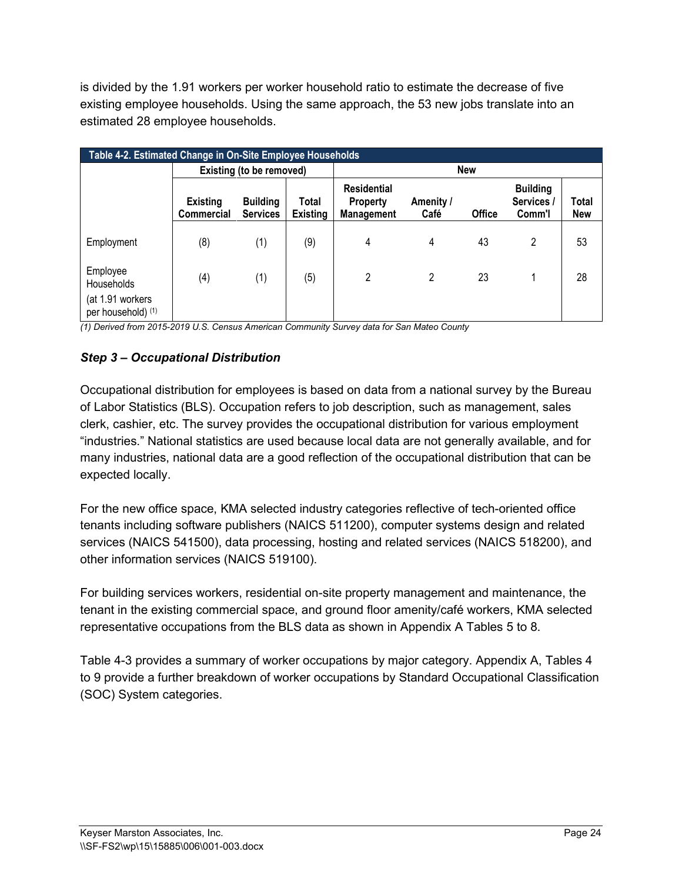is divided by the 1.91 workers per worker household ratio to estimate the decrease of five existing employee households. Using the same approach, the 53 new jobs translate into an estimated 28 employee households.

**Table 4-2. Estimated Change in On-Site Employee Households**

| | Existing (to be removed) | | | New | | | | |
|---|---|---|---|---|---|---|---|---|
| | Existing Commercial | Building Services | Total Existing | Residential Property Management | Amenity / Café | Office | Building Services / Comm'l | Total New |
| Employment | (8) | (1) | (9) | 4 | 4 | 43 | 2 | 53 |
| Employee Households (at 1.91 workers per household) (1) | (4) | (1) | (5) | 2 | 2 | 23 | 1 | 28 |

*(1) Derived from 2015-2019 U.S. Census American Community Survey data for San Mateo County*

### *Step 3 – Occupational Distribution*

Occupational distribution for employees is based on data from a national survey by the Bureau of Labor Statistics (BLS). Occupation refers to job description, such as management, sales clerk, cashier, etc. The survey provides the occupational distribution for various employment "industries." National statistics are used because local data are not generally available, and for many industries, national data are a good reflection of the occupational distribution that can be expected locally.

For the new office space, KMA selected industry categories reflective of tech-oriented office tenants including software publishers (NAICS 511200), computer systems design and related services (NAICS 541500), data processing, hosting and related services (NAICS 518200), and other information services (NAICS 519100).

For building services workers, residential on-site property management and maintenance, the tenant in the existing commercial space, and ground floor amenity/café workers, KMA selected representative occupations from the BLS data as shown in Appendix A Tables 5 to 8.

Table 4-3 provides a summary of worker occupations by major category. Appendix A, Tables 4 to 9 provide a further breakdown of worker occupations by Standard Occupational Classification (SOC) System categories.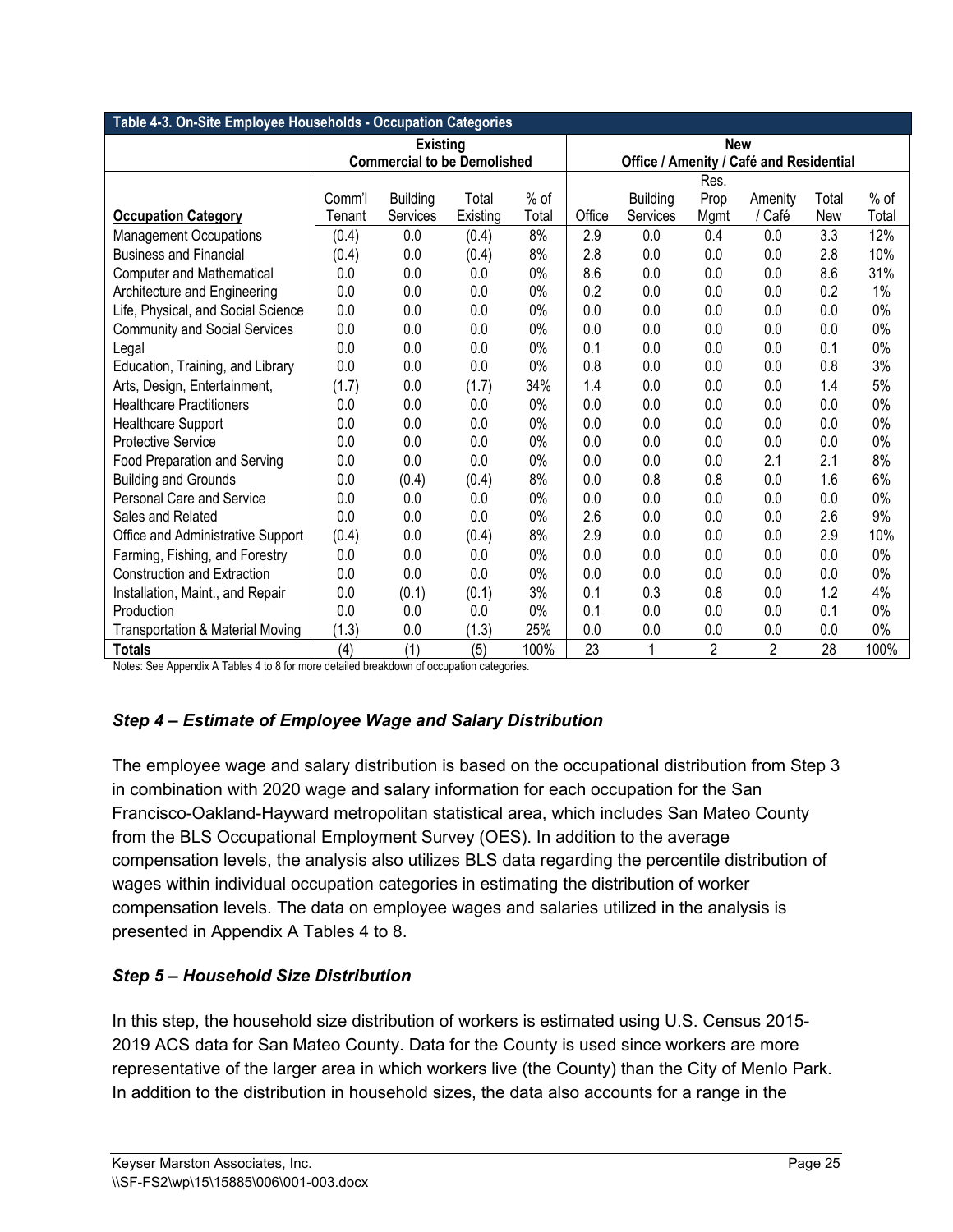| Table 4-3. On-Site Employee Households - Occupation Categories | | | | | | | | | | |
|---|---|---|---|---|---|---|---|---|---|---|
| | Existing Commercial to be Demolished | | | | New Office / Amenity / Café and Residential | | | | | |
| **Occupation Category** | Comm'l Tenant | Building Services | Total Existing | % of Total | Office | Building Services | Res. Prop Mgmt | Amenity / Café | Total New | % of Total |
| Management Occupations | (0.4) | 0.0 | (0.4) | 8% | 2.9 | 0.0 | 0.4 | 0.0 | 3.3 | 12% |
| Business and Financial | (0.4) | 0.0 | (0.4) | 8% | 2.8 | 0.0 | 0.0 | 0.0 | 2.8 | 10% |
| Computer and Mathematical | 0.0 | 0.0 | 0.0 | 0% | 8.6 | 0.0 | 0.0 | 0.0 | 8.6 | 31% |
| Architecture and Engineering | 0.0 | 0.0 | 0.0 | 0% | 0.2 | 0.0 | 0.0 | 0.0 | 0.2 | 1% |
| Life, Physical, and Social Science | 0.0 | 0.0 | 0.0 | 0% | 0.0 | 0.0 | 0.0 | 0.0 | 0.0 | 0% |
| Community and Social Services | 0.0 | 0.0 | 0.0 | 0% | 0.0 | 0.0 | 0.0 | 0.0 | 0.0 | 0% |
| Legal | 0.0 | 0.0 | 0.0 | 0% | 0.1 | 0.0 | 0.0 | 0.0 | 0.1 | 0% |
| Education, Training, and Library | 0.0 | 0.0 | 0.0 | 0% | 0.8 | 0.0 | 0.0 | 0.0 | 0.8 | 3% |
| Arts, Design, Entertainment, | (1.7) | 0.0 | (1.7) | 34% | 1.4 | 0.0 | 0.0 | 0.0 | 1.4 | 5% |
| Healthcare Practitioners | 0.0 | 0.0 | 0.0 | 0% | 0.0 | 0.0 | 0.0 | 0.0 | 0.0 | 0% |
| Healthcare Support | 0.0 | 0.0 | 0.0 | 0% | 0.0 | 0.0 | 0.0 | 0.0 | 0.0 | 0% |
| Protective Service | 0.0 | 0.0 | 0.0 | 0% | 0.0 | 0.0 | 0.0 | 0.0 | 0.0 | 0% |
| Food Preparation and Serving | 0.0 | 0.0 | 0.0 | 0% | 0.0 | 0.0 | 0.0 | 2.1 | 2.1 | 8% |
| Building and Grounds | 0.0 | (0.4) | (0.4) | 8% | 0.0 | 0.8 | 0.8 | 0.0 | 1.6 | 6% |
| Personal Care and Service | 0.0 | 0.0 | 0.0 | 0% | 0.0 | 0.0 | 0.0 | 0.0 | 0.0 | 0% |
| Sales and Related | 0.0 | 0.0 | 0.0 | 0% | 2.6 | 0.0 | 0.0 | 0.0 | 2.6 | 9% |
| Office and Administrative Support | (0.4) | 0.0 | (0.4) | 8% | 2.9 | 0.0 | 0.0 | 0.0 | 2.9 | 10% |
| Farming, Fishing, and Forestry | 0.0 | 0.0 | 0.0 | 0% | 0.0 | 0.0 | 0.0 | 0.0 | 0.0 | 0% |
| Construction and Extraction | 0.0 | 0.0 | 0.0 | 0% | 0.0 | 0.0 | 0.0 | 0.0 | 0.0 | 0% |
| Installation, Maint., and Repair | 0.0 | (0.1) | (0.1) | 3% | 0.1 | 0.3 | 0.8 | 0.0 | 1.2 | 4% |
| Production | 0.0 | 0.0 | 0.0 | 0% | 0.1 | 0.0 | 0.0 | 0.0 | 0.1 | 0% |
| Transportation & Material Moving | (1.3) | 0.0 | (1.3) | 25% | 0.0 | 0.0 | 0.0 | 0.0 | 0.0 | 0% |
| **Totals** | (4) | (1) | (5) | 100% | 23 | 1 | 2 | 2 | 28 | 100% |

Notes: See Appendix A Tables 4 to 8 for more detailed breakdown of occupation categories.

### *Step 4 – Estimate of Employee Wage and Salary Distribution*

The employee wage and salary distribution is based on the occupational distribution from Step 3 in combination with 2020 wage and salary information for each occupation for the San Francisco-Oakland-Hayward metropolitan statistical area, which includes San Mateo County from the BLS Occupational Employment Survey (OES). In addition to the average compensation levels, the analysis also utilizes BLS data regarding the percentile distribution of wages within individual occupation categories in estimating the distribution of worker compensation levels. The data on employee wages and salaries utilized in the analysis is presented in Appendix A Tables 4 to 8.

### *Step 5 – Household Size Distribution*

In this step, the household size distribution of workers is estimated using U.S. Census 2015-2019 ACS data for San Mateo County. Data for the County is used since workers are more representative of the larger area in which workers live (the County) than the City of Menlo Park. In addition to the distribution in household sizes, the data also accounts for a range in the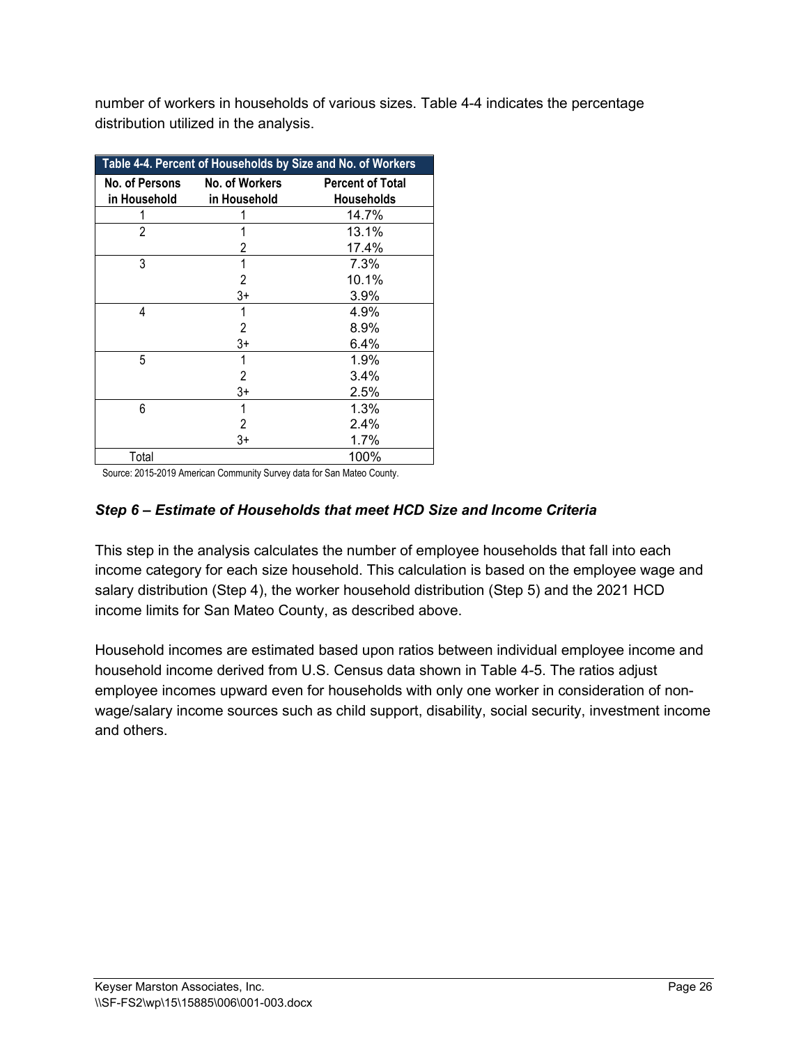number of workers in households of various sizes. Table 4-4 indicates the percentage distribution utilized in the analysis.

| Table 4-4. Percent of Households by Size and No. of Workers | | |
|---|---|---|
| No. of Persons in Household | No. of Workers in Household | Percent of Total Households |
| 1 | 1 | 14.7% |
| 2 | 1 | 13.1% |
| | 2 | 17.4% |
| 3 | 1 | 7.3% |
| | 2 | 10.1% |
| | 3+ | 3.9% |
| 4 | 1 | 4.9% |
| | 2 | 8.9% |
| | 3+ | 6.4% |
| 5 | 1 | 1.9% |
| | 2 | 3.4% |
| | 3+ | 2.5% |
| 6 | 1 | 1.3% |
| | 2 | 2.4% |
| | 3+ | 1.7% |
| Total | | 100% |

Source: 2015-2019 American Community Survey data for San Mateo County.

***Step 6 – Estimate of Households that meet HCD Size and Income Criteria***

This step in the analysis calculates the number of employee households that fall into each income category for each size household. This calculation is based on the employee wage and salary distribution (Step 4), the worker household distribution (Step 5) and the 2021 HCD income limits for San Mateo County, as described above.

Household incomes are estimated based upon ratios between individual employee income and household income derived from U.S. Census data shown in Table 4-5. The ratios adjust employee incomes upward even for households with only one worker in consideration of non-wage/salary income sources such as child support, disability, social security, investment income and others.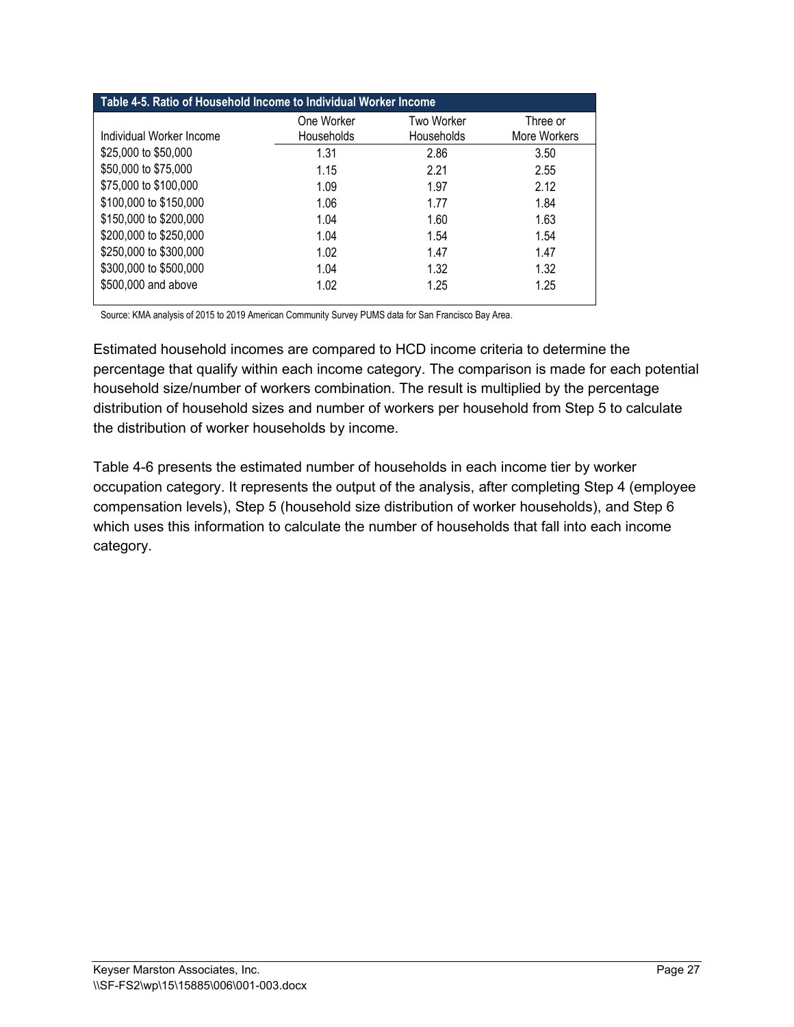**Table 4-5. Ratio of Household Income to Individual Worker Income**

| Individual Worker Income | One Worker Households | Two Worker Households | Three or More Workers |
|---|---|---|---|
| $25,000 to $50,000 | 1.31 | 2.86 | 3.50 |
| $50,000 to $75,000 | 1.15 | 2.21 | 2.55 |
| $75,000 to $100,000 | 1.09 | 1.97 | 2.12 |
| $100,000 to $150,000 | 1.06 | 1.77 | 1.84 |
| $150,000 to $200,000 | 1.04 | 1.60 | 1.63 |
| $200,000 to $250,000 | 1.04 | 1.54 | 1.54 |
| $250,000 to $300,000 | 1.02 | 1.47 | 1.47 |
| $300,000 to $500,000 | 1.04 | 1.32 | 1.32 |
| $500,000 and above | 1.02 | 1.25 | 1.25 |

Source: KMA analysis of 2015 to 2019 American Community Survey PUMS data for San Francisco Bay Area.

Estimated household incomes are compared to HCD income criteria to determine the percentage that qualify within each income category. The comparison is made for each potential household size/number of workers combination. The result is multiplied by the percentage distribution of household sizes and number of workers per household from Step 5 to calculate the distribution of worker households by income.

Table 4-6 presents the estimated number of households in each income tier by worker occupation category. It represents the output of the analysis, after completing Step 4 (employee compensation levels), Step 5 (household size distribution of worker households), and Step 6 which uses this information to calculate the number of households that fall into each income category.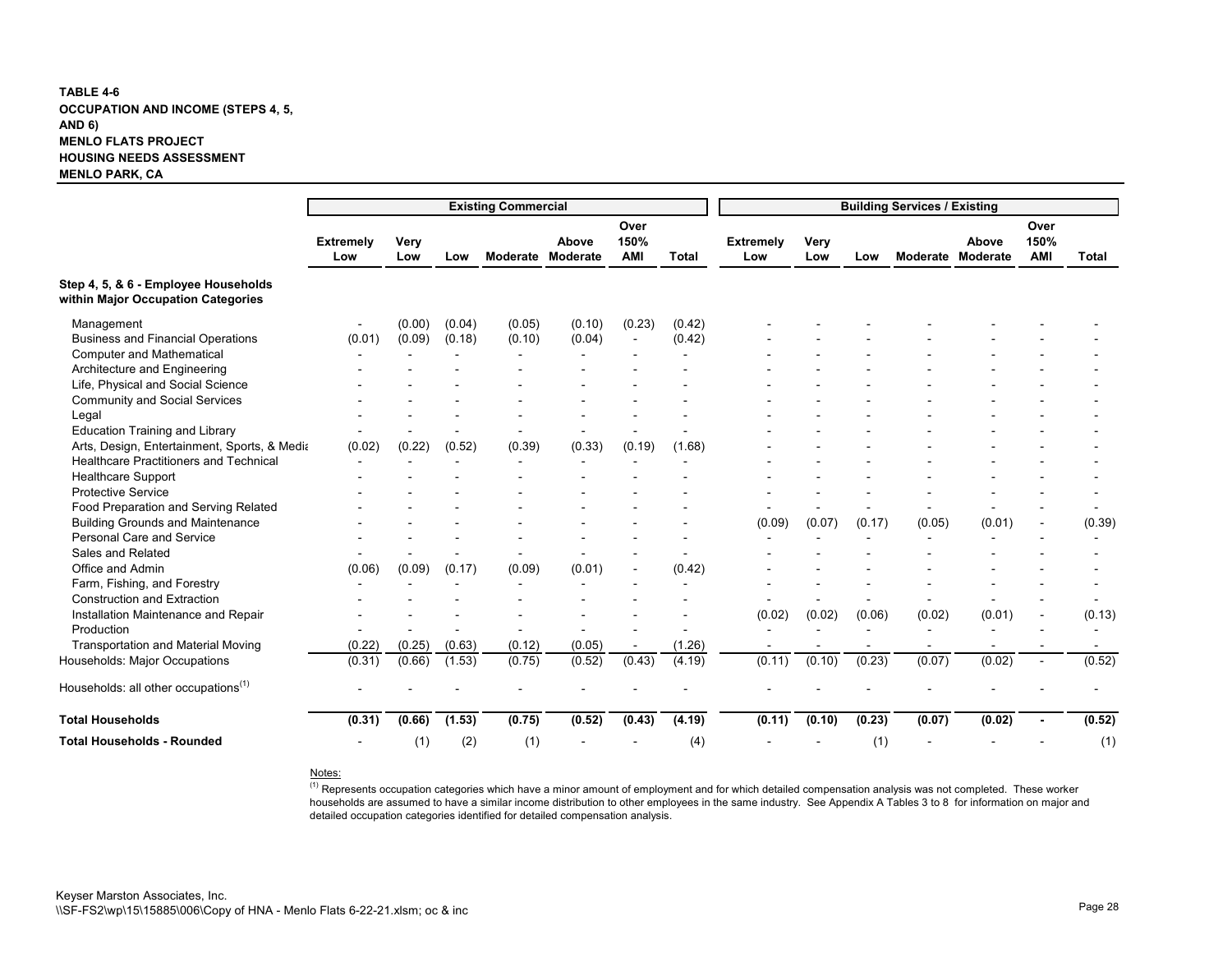**TABLE 4-6**
**OCCUPATION AND INCOME (STEPS 4, 5, AND 6)**
**MENLO FLATS PROJECT**
**HOUSING NEEDS ASSESSMENT**
**MENLO PARK, CA**

| | Existing Commercial | | | | | | | Building Services / Existing | | | | | | |
|---|---|---|---|---|---|---|---|---|---|---|---|---|---|---|
| | Extremely Low | Very Low | Low | Moderate | Above Moderate | Over 150% AMI | Total | Extremely Low | Very Low | Low | Moderate | Above Moderate | Over 150% AMI | Total |
| **Step 4, 5, & 6 - Employee Households within Major Occupation Categories** | | | | | | | | | | | | | | |
| Management | - | (0.00) | (0.04) | (0.05) | (0.10) | (0.23) | (0.42) | - | - | - | - | - | - | - |
| Business and Financial Operations | (0.01) | (0.09) | (0.18) | (0.10) | (0.04) | - | (0.42) | - | - | - | - | - | - | - |
| Computer and Mathematical | - | - | - | - | - | - | - | - | - | - | - | - | - | - |
| Architecture and Engineering | - | - | - | - | - | - | - | - | - | - | - | - | - | - |
| Life, Physical and Social Science | - | - | - | - | - | - | - | - | - | - | - | - | - | - |
| Community and Social Services | - | - | - | - | - | - | - | - | - | - | - | - | - | - |
| Legal | - | - | - | - | - | - | - | - | - | - | - | - | - | - |
| Education Training and Library | - | - | - | - | - | - | - | - | - | - | - | - | - | - |
| Arts, Design, Entertainment, Sports, & Media | (0.02) | (0.22) | (0.52) | (0.39) | (0.33) | (0.19) | (1.68) | - | - | - | - | - | - | - |
| Healthcare Practitioners and Technical | - | - | - | - | - | - | - | - | - | - | - | - | - | - |
| Healthcare Support | - | - | - | - | - | - | - | - | - | - | - | - | - | - |
| Protective Service | - | - | - | - | - | - | - | - | - | - | - | - | - | - |
| Food Preparation and Serving Related | - | - | - | - | - | - | - | - | - | - | - | - | - | - |
| Building Grounds and Maintenance | - | - | - | - | - | - | - | (0.09) | (0.07) | (0.17) | (0.05) | (0.01) | - | (0.39) |
| Personal Care and Service | - | - | - | - | - | - | - | - | - | - | - | - | - | - |
| Sales and Related | - | - | - | - | - | - | - | - | - | - | - | - | - | - |
| Office and Admin | (0.06) | (0.09) | (0.17) | (0.09) | (0.01) | - | (0.42) | - | - | - | - | - | - | - |
| Farm, Fishing, and Forestry | - | - | - | - | - | - | - | - | - | - | - | - | - | - |
| Construction and Extraction | - | - | - | - | - | - | - | - | - | - | - | - | - | - |
| Installation Maintenance and Repair | - | - | - | - | - | - | - | (0.02) | (0.02) | (0.06) | (0.02) | (0.01) | - | (0.13) |
| Production | - | - | - | - | - | - | - | - | - | - | - | - | - | - |
| Transportation and Material Moving | (0.22) | (0.25) | (0.63) | (0.12) | (0.05) | - | (1.26) | - | - | - | - | - | - | - |
| Households: Major Occupations | (0.31) | (0.66) | (1.53) | (0.75) | (0.52) | (0.43) | (4.19) | (0.11) | (0.10) | (0.23) | (0.07) | (0.02) | - | (0.52) |
| Households: all other occupations[(1)] | - | - | - | - | - | - | - | - | - | - | - | - | - | - |
| **Total Households** | **(0.31)** | **(0.66)** | **(1.53)** | **(0.75)** | **(0.52)** | **(0.43)** | **(4.19)** | **(0.11)** | **(0.10)** | **(0.23)** | **(0.07)** | **(0.02)** | **-** | **(0.52)** |
| **Total Households - Rounded** | - | (1) | (2) | (1) | - | - | (4) | - | - | (1) | - | - | - | (1) |

Notes:
[(1)] Represents occupation categories which have a minor amount of employment and for which detailed compensation analysis was not completed. These worker households are assumed to have a similar income distribution to other employees in the same industry. See Appendix A Tables 3 to 8 for information on major and detailed occupation categories identified for detailed compensation analysis.

Keyser Marston Associates, Inc.
\\SF-FS2\wp\15\15885\006\Copy of HNA - Menlo Flats 6-22-21.xlsm; oc & inc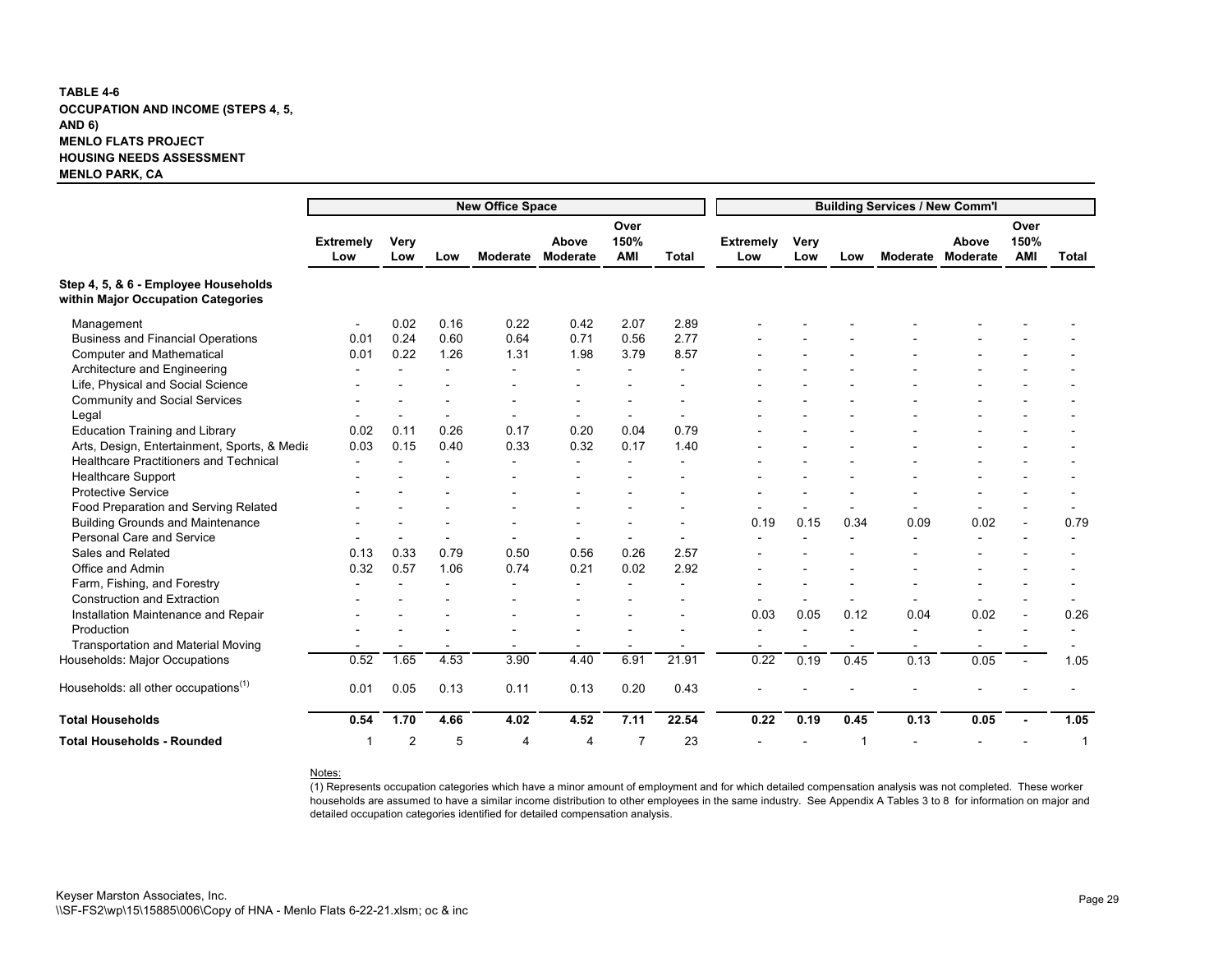**TABLE 4-6**
**OCCUPATION AND INCOME (STEPS 4, 5, AND 6)**
**MENLO FLATS PROJECT**
**HOUSING NEEDS ASSESSMENT**
**MENLO PARK, CA**

| | New Office Space | | | | | | | Building Services / New Comm'l | | | | | | |
|---|---|---|---|---|---|---|---|---|---|---|---|---|---|---|
| | Extremely Low | Very Low | Low | Moderate | Above Moderate | Over 150% AMI | Total | Extremely Low | Very Low | Low | Moderate | Above Moderate | Over 150% AMI | Total |
| **Step 4, 5, & 6 - Employee Households within Major Occupation Categories** | | | | | | | | | | | | | | |
| Management | - | 0.02 | 0.16 | 0.22 | 0.42 | 2.07 | 2.89 | - | - | - | - | - | - | - |
| Business and Financial Operations | 0.01 | 0.24 | 0.60 | 0.64 | 0.71 | 0.56 | 2.77 | - | - | - | - | - | - | - |
| Computer and Mathematical | 0.01 | 0.22 | 1.26 | 1.31 | 1.98 | 3.79 | 8.57 | - | - | - | - | - | - | - |
| Architecture and Engineering | - | - | - | - | - | - | - | - | - | - | - | - | - | - |
| Life, Physical and Social Science | - | - | - | - | - | - | - | - | - | - | - | - | - | - |
| Community and Social Services | - | - | - | - | - | - | - | - | - | - | - | - | - | - |
| Legal | - | - | - | - | - | - | - | - | - | - | - | - | - | - |
| Education Training and Library | 0.02 | 0.11 | 0.26 | 0.17 | 0.20 | 0.04 | 0.79 | - | - | - | - | - | - | - |
| Arts, Design, Entertainment, Sports, & Media | 0.03 | 0.15 | 0.40 | 0.33 | 0.32 | 0.17 | 1.40 | - | - | - | - | - | - | - |
| Healthcare Practitioners and Technical | - | - | - | - | - | - | - | - | - | - | - | - | - | - |
| Healthcare Support | - | - | - | - | - | - | - | - | - | - | - | - | - | - |
| Protective Service | - | - | - | - | - | - | - | - | - | - | - | - | - | - |
| Food Preparation and Serving Related | - | - | - | - | - | - | - | - | - | - | - | - | - | - |
| Building Grounds and Maintenance | - | - | - | - | - | - | - | 0.19 | 0.15 | 0.34 | 0.09 | 0.02 | - | 0.79 |
| Personal Care and Service | - | - | - | - | - | - | - | - | - | - | - | - | - | - |
| Sales and Related | 0.13 | 0.33 | 0.79 | 0.50 | 0.56 | 0.26 | 2.57 | - | - | - | - | - | - | - |
| Office and Admin | 0.32 | 0.57 | 1.06 | 0.74 | 0.21 | 0.02 | 2.92 | - | - | - | - | - | - | - |
| Farm, Fishing, and Forestry | - | - | - | - | - | - | - | - | - | - | - | - | - | - |
| Construction and Extraction | - | - | - | - | - | - | - | - | - | - | - | - | - | - |
| Installation Maintenance and Repair | - | - | - | - | - | - | - | 0.03 | 0.05 | 0.12 | 0.04 | 0.02 | - | 0.26 |
| Production | - | - | - | - | - | - | - | - | - | - | - | - | - | - |
| Transportation and Material Moving | - | - | - | - | - | - | - | - | - | - | - | - | - | - |
| Households: Major Occupations | 0.52 | 1.65 | 4.53 | 3.90 | 4.40 | 6.91 | 21.91 | 0.22 | 0.19 | 0.45 | 0.13 | 0.05 | - | 1.05 |
| Households: all other occupations(1) | 0.01 | 0.05 | 0.13 | 0.11 | 0.13 | 0.20 | 0.43 | - | - | - | - | - | - | - |
| **Total Households** | **0.54** | **1.70** | **4.66** | **4.02** | **4.52** | **7.11** | **22.54** | **0.22** | **0.19** | **0.45** | **0.13** | **0.05** | **-** | **1.05** |
| **Total Households - Rounded** | 1 | 2 | 5 | 4 | 4 | 7 | 23 | - | - | 1 | - | - | - | 1 |

Notes:
(1) Represents occupation categories which have a minor amount of employment and for which detailed compensation analysis was not completed. These worker households are assumed to have a similar income distribution to other employees in the same industry. See Appendix A Tables 3 to 8 for information on major and detailed occupation categories identified for detailed compensation analysis.

Keyser Marston Associates, Inc.
\\SF-FS2\wp\15\15885\006\Copy of HNA - Menlo Flats 6-22-21.xlsm; oc & inc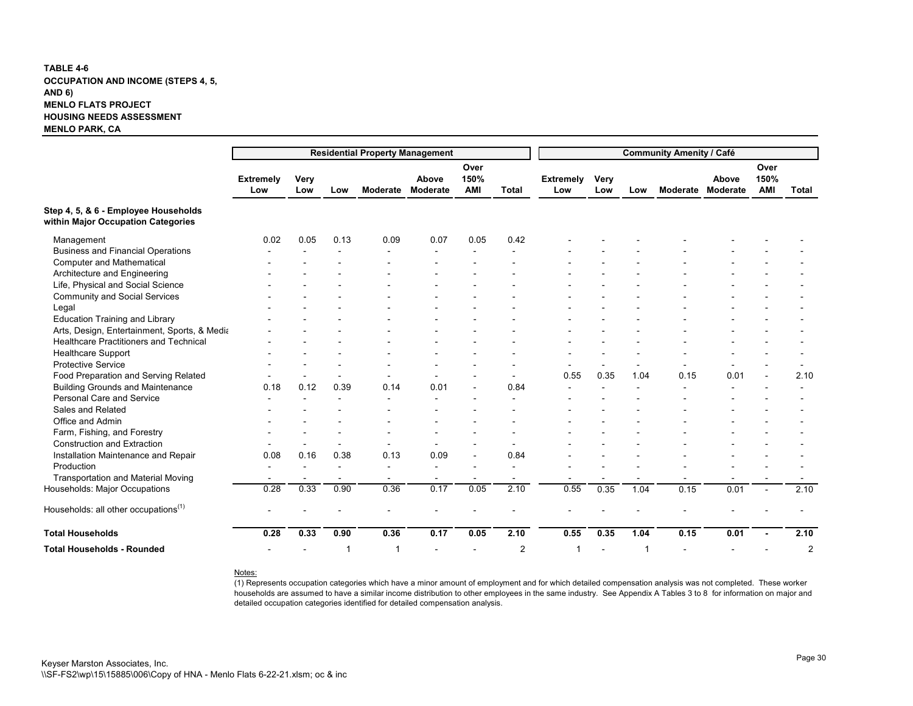**TABLE 4-6**
**OCCUPATION AND INCOME (STEPS 4, 5, AND 6)**
**MENLO FLATS PROJECT**
**HOUSING NEEDS ASSESSMENT**
**MENLO PARK, CA**

| | Residential Property Management | | | | | | | Community Amenity / Café | | | | | | |
|---|---|---|---|---|---|---|---|---|---|---|---|---|---|---|
| | Extremely Low | Very Low | Low | Moderate | Above Moderate | Over 150% AMI | Total | Extremely Low | Very Low | Low | Moderate | Above Moderate | Over 150% AMI | Total |
| **Step 4, 5, & 6 - Employee Households within Major Occupation Categories** | | | | | | | | | | | | | | |
| Management | 0.02 | 0.05 | 0.13 | 0.09 | 0.07 | 0.05 | 0.42 | - | - | - | - | - | - | - |
| Business and Financial Operations | - | - | - | - | - | - | - | - | - | - | - | - | - | - |
| Computer and Mathematical | - | - | - | - | - | - | - | - | - | - | - | - | - | - |
| Architecture and Engineering | - | - | - | - | - | - | - | - | - | - | - | - | - | - |
| Life, Physical and Social Science | - | - | - | - | - | - | - | - | - | - | - | - | - | - |
| Community and Social Services | - | - | - | - | - | - | - | - | - | - | - | - | - | - |
| Legal | - | - | - | - | - | - | - | - | - | - | - | - | - | - |
| Education Training and Library | - | - | - | - | - | - | - | - | - | - | - | - | - | - |
| Arts, Design, Entertainment, Sports, & Media | - | - | - | - | - | - | - | - | - | - | - | - | - | - |
| Healthcare Practitioners and Technical | - | - | - | - | - | - | - | - | - | - | - | - | - | - |
| Healthcare Support | - | - | - | - | - | - | - | - | - | - | - | - | - | - |
| Protective Service | - | - | - | - | - | - | - | - | - | - | - | - | - | - |
| Food Preparation and Serving Related | - | - | - | - | - | - | - | 0.55 | 0.35 | 1.04 | 0.15 | 0.01 | - | 2.10 |
| Building Grounds and Maintenance | 0.18 | 0.12 | 0.39 | 0.14 | 0.01 | - | 0.84 | - | - | - | - | - | - | - |
| Personal Care and Service | - | - | - | - | - | - | - | - | - | - | - | - | - | - |
| Sales and Related | - | - | - | - | - | - | - | - | - | - | - | - | - | - |
| Office and Admin | - | - | - | - | - | - | - | - | - | - | - | - | - | - |
| Farm, Fishing, and Forestry | - | - | - | - | - | - | - | - | - | - | - | - | - | - |
| Construction and Extraction | - | - | - | - | - | - | - | - | - | - | - | - | - | - |
| Installation Maintenance and Repair | 0.08 | 0.16 | 0.38 | 0.13 | 0.09 | - | 0.84 | - | - | - | - | - | - | - |
| Production | - | - | - | - | - | - | - | - | - | - | - | - | - | - |
| Transportation and Material Moving | - | - | - | - | - | - | - | - | - | - | - | - | - | - |
| Households: Major Occupations | 0.28 | 0.33 | 0.90 | 0.36 | 0.17 | 0.05 | 2.10 | 0.55 | 0.35 | 1.04 | 0.15 | 0.01 | - | 2.10 |
| Households: all other occupations[(1)] | - | - | - | - | - | - | - | - | - | - | - | - | - | - |
| **Total Households** | **0.28** | **0.33** | **0.90** | **0.36** | **0.17** | **0.05** | **2.10** | **0.55** | **0.35** | **1.04** | **0.15** | **0.01** | **-** | **2.10** |
| **Total Households - Rounded** | - | - | 1 | 1 | - | - | 2 | 1 | - | 1 | - | - | - | 2 |

Notes:
(1) Represents occupation categories which have a minor amount of employment and for which detailed compensation analysis was not completed. These worker households are assumed to have a similar income distribution to other employees in the same industry. See Appendix A Tables 3 to 8 for information on major and detailed occupation categories identified for detailed compensation analysis.

Keyser Marston Associates, Inc.
\\SF-FS2\wp\15\15885\006\Copy of HNA - Menlo Flats 6-22-21.xlsm; oc & inc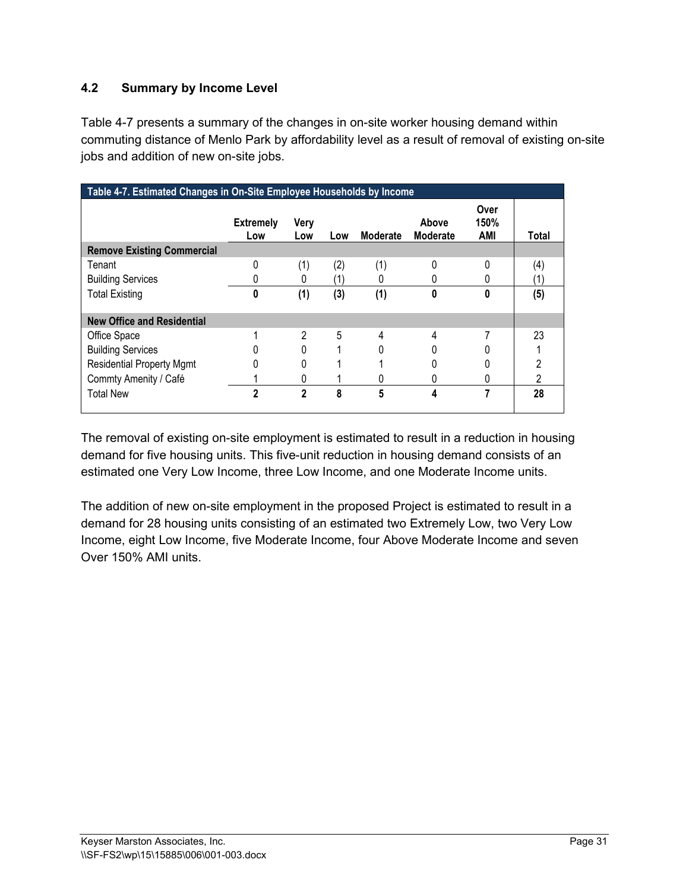## 4.2 Summary by Income Level

Table 4-7 presents a summary of the changes in on-site worker housing demand within commuting distance of Menlo Park by affordability level as a result of removal of existing on-site jobs and addition of new on-site jobs.

| Table 4-7. Estimated Changes in On-Site Employee Households by Income | | | | | | | |
|---|---|---|---|---|---|---|---|
| | **Extremely Low** | **Very Low** | **Low** | **Moderate** | **Above Moderate** | **Over 150% AMI** | **Total** |
| **Remove Existing Commercial** | | | | | | | |
| Tenant | 0 | (1) | (2) | (1) | 0 | 0 | (4) |
| Building Services | 0 | 0 | (1) | 0 | 0 | 0 | (1) |
| Total Existing | **0** | **(1)** | **(3)** | **(1)** | **0** | **0** | **(5)** |
| **New Office and Residential** | | | | | | | |
| Office Space | 1 | 2 | 5 | 4 | 4 | 7 | 23 |
| Building Services | 0 | 0 | 1 | 0 | 0 | 0 | 1 |
| Residential Property Mgmt | 0 | 0 | 1 | 1 | 0 | 0 | 2 |
| Commty Amenity / Café | 1 | 0 | 1 | 0 | 0 | 0 | 2 |
| Total New | **2** | **2** | **8** | **5** | **4** | **7** | **28** |

The removal of existing on-site employment is estimated to result in a reduction in housing demand for five housing units. This five-unit reduction in housing demand consists of an estimated one Very Low Income, three Low Income, and one Moderate Income units.

The addition of new on-site employment in the proposed Project is estimated to result in a demand for 28 housing units consisting of an estimated two Extremely Low, two Very Low Income, eight Low Income, five Moderate Income, four Above Moderate Income and seven Over 150% AMI units.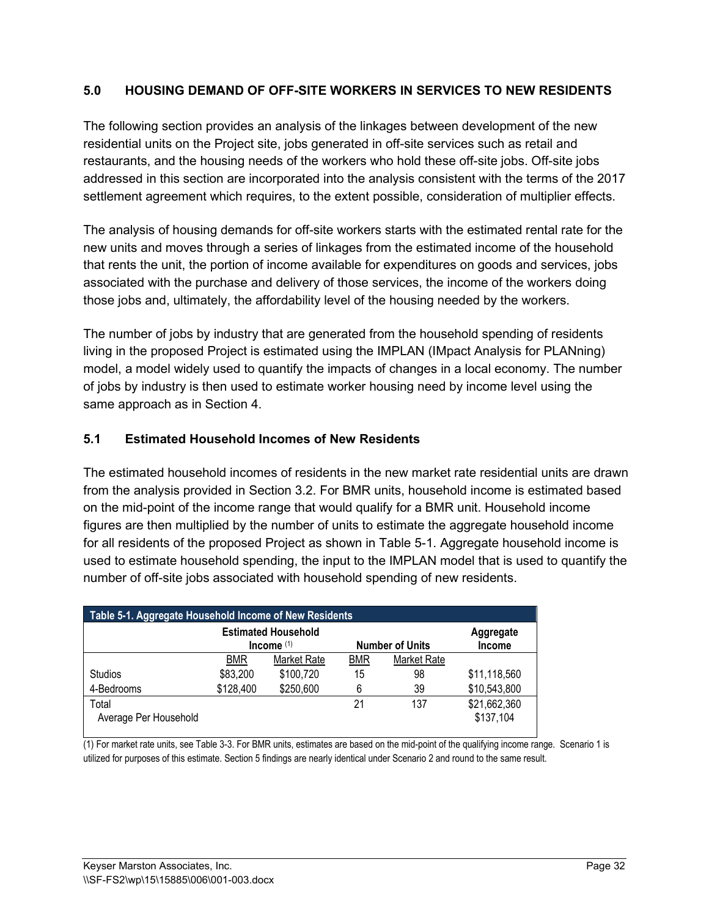## 5.0 HOUSING DEMAND OF OFF-SITE WORKERS IN SERVICES TO NEW RESIDENTS

The following section provides an analysis of the linkages between development of the new residential units on the Project site, jobs generated in off-site services such as retail and restaurants, and the housing needs of the workers who hold these off-site jobs. Off-site jobs addressed in this section are incorporated into the analysis consistent with the terms of the 2017 settlement agreement which requires, to the extent possible, consideration of multiplier effects.

The analysis of housing demands for off-site workers starts with the estimated rental rate for the new units and moves through a series of linkages from the estimated income of the household that rents the unit, the portion of income available for expenditures on goods and services, jobs associated with the purchase and delivery of those services, the income of the workers doing those jobs and, ultimately, the affordability level of the housing needed by the workers.

The number of jobs by industry that are generated from the household spending of residents living in the proposed Project is estimated using the IMPLAN (IMpact Analysis for PLANning) model, a model widely used to quantify the impacts of changes in a local economy. The number of jobs by industry is then used to estimate worker housing need by income level using the same approach as in Section 4.

### 5.1 Estimated Household Incomes of New Residents

The estimated household incomes of residents in the new market rate residential units are drawn from the analysis provided in Section 3.2. For BMR units, household income is estimated based on the mid-point of the income range that would qualify for a BMR unit. Household income figures are then multiplied by the number of units to estimate the aggregate household income for all residents of the proposed Project as shown in Table 5-1. Aggregate household income is used to estimate household spending, the input to the IMPLAN model that is used to quantify the number of off-site jobs associated with household spending of new residents.

**Table 5-1. Aggregate Household Income of New Residents**

| | Estimated Household Income (1) | | Number of Units | | Aggregate Income |
|---|---|---|---|---|---|
| | BMR | Market Rate | BMR | Market Rate | |
| Studios | $83,200 | $100,720 | 15 | 98 | $11,118,560 |
| 4-Bedrooms | $128,400 | $250,600 | 6 | 39 | $10,543,800 |
| Total | | | 21 | 137 | $21,662,360 |
| Average Per Household | | | | | $137,104 |

(1) For market rate units, see Table 3-3. For BMR units, estimates are based on the mid-point of the qualifying income range. Scenario 1 is utilized for purposes of this estimate. Section 5 findings are nearly identical under Scenario 2 and round to the same result.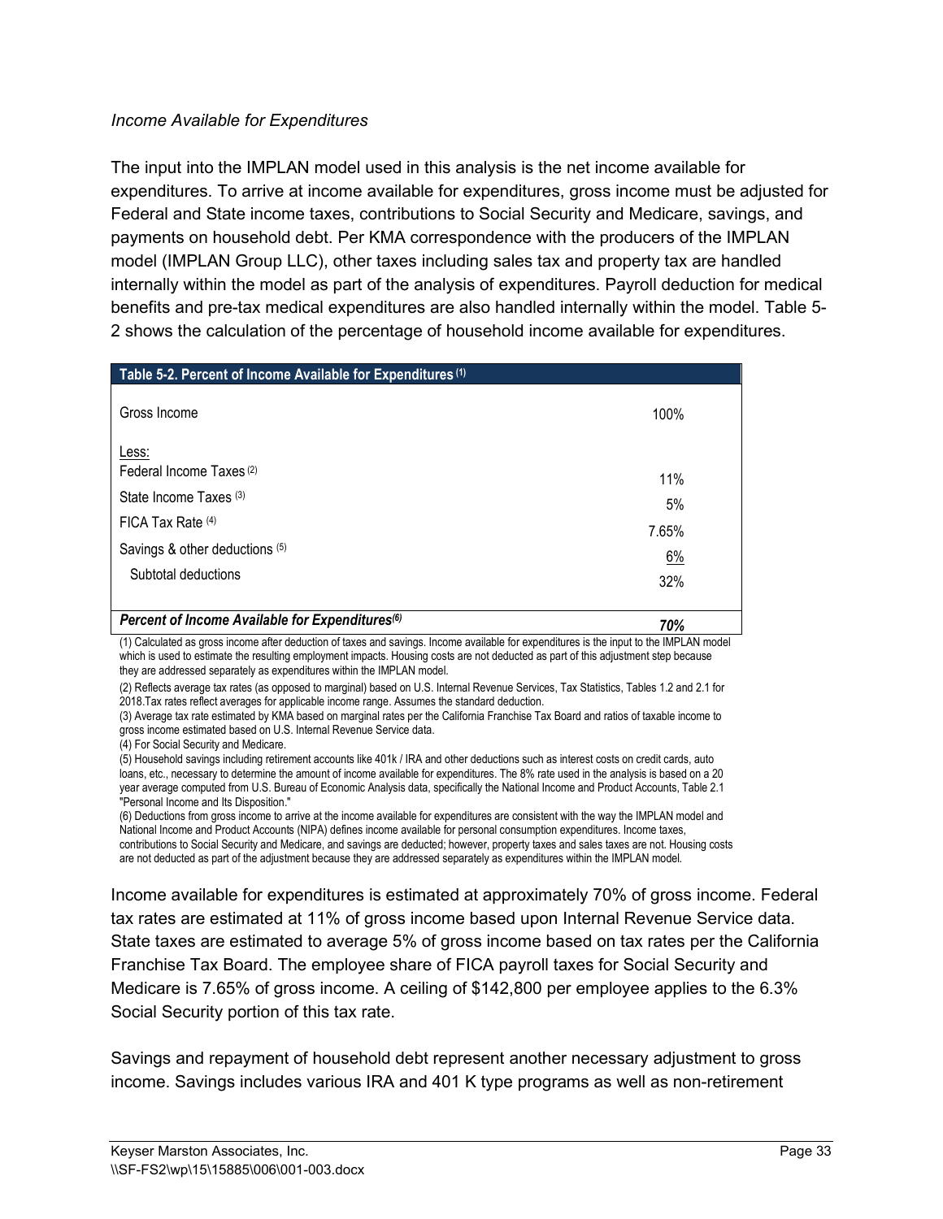*Income Available for Expenditures*

The input into the IMPLAN model used in this analysis is the net income available for expenditures. To arrive at income available for expenditures, gross income must be adjusted for Federal and State income taxes, contributions to Social Security and Medicare, savings, and payments on household debt. Per KMA correspondence with the producers of the IMPLAN model (IMPLAN Group LLC), other taxes including sales tax and property tax are handled internally within the model as part of the analysis of expenditures. Payroll deduction for medical benefits and pre-tax medical expenditures are also handled internally within the model. Table 5-2 shows the calculation of the percentage of household income available for expenditures.

| Table 5-2. Percent of Income Available for Expenditures (1) | |
|---|---|
| Gross Income | 100% |
| Less: | |
| Federal Income Taxes (2) | 11% |
| State Income Taxes (3) | 5% |
| FICA Tax Rate (4) | 7.65% |
| Savings & other deductions (5) | 6% |
| Subtotal deductions | 32% |
| ***Percent of Income Available for Expenditures(6)*** | ***70%*** |

(1) Calculated as gross income after deduction of taxes and savings. Income available for expenditures is the input to the IMPLAN model which is used to estimate the resulting employment impacts. Housing costs are not deducted as part of this adjustment step because they are addressed separately as expenditures within the IMPLAN model.

(2) Reflects average tax rates (as opposed to marginal) based on U.S. Internal Revenue Services, Tax Statistics, Tables 1.2 and 2.1 for 2018.Tax rates reflect averages for applicable income range. Assumes the standard deduction.

(3) Average tax rate estimated by KMA based on marginal rates per the California Franchise Tax Board and ratios of taxable income to gross income estimated based on U.S. Internal Revenue Service data.

(4) For Social Security and Medicare.

(5) Household savings including retirement accounts like 401k / IRA and other deductions such as interest costs on credit cards, auto loans, etc., necessary to determine the amount of income available for expenditures. The 8% rate used in the analysis is based on a 20 year average computed from U.S. Bureau of Economic Analysis data, specifically the National Income and Product Accounts, Table 2.1 "Personal Income and Its Disposition."

(6) Deductions from gross income to arrive at the income available for expenditures are consistent with the way the IMPLAN model and National Income and Product Accounts (NIPA) defines income available for personal consumption expenditures. Income taxes, contributions to Social Security and Medicare, and savings are deducted; however, property taxes and sales taxes are not. Housing costs are not deducted as part of the adjustment because they are addressed separately as expenditures within the IMPLAN model.

Income available for expenditures is estimated at approximately 70% of gross income. Federal tax rates are estimated at 11% of gross income based upon Internal Revenue Service data. State taxes are estimated to average 5% of gross income based on tax rates per the California Franchise Tax Board. The employee share of FICA payroll taxes for Social Security and Medicare is 7.65% of gross income. A ceiling of $142,800 per employee applies to the 6.3% Social Security portion of this tax rate.

Savings and repayment of household debt represent another necessary adjustment to gross income. Savings includes various IRA and 401 K type programs as well as non-retirement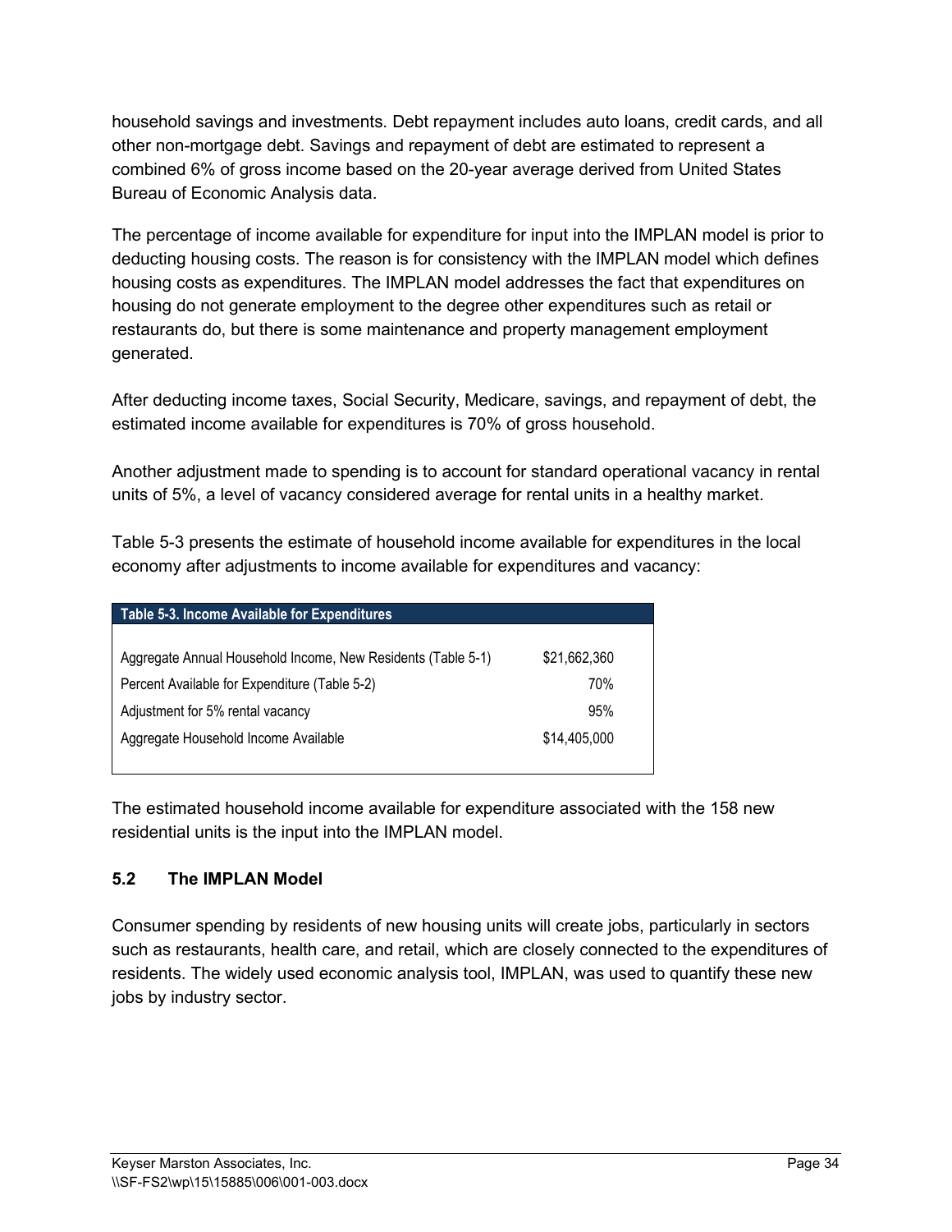household savings and investments. Debt repayment includes auto loans, credit cards, and all other non-mortgage debt. Savings and repayment of debt are estimated to represent a combined 6% of gross income based on the 20-year average derived from United States Bureau of Economic Analysis data.

The percentage of income available for expenditure for input into the IMPLAN model is prior to deducting housing costs. The reason is for consistency with the IMPLAN model which defines housing costs as expenditures. The IMPLAN model addresses the fact that expenditures on housing do not generate employment to the degree other expenditures such as retail or restaurants do, but there is some maintenance and property management employment generated.

After deducting income taxes, Social Security, Medicare, savings, and repayment of debt, the estimated income available for expenditures is 70% of gross household.

Another adjustment made to spending is to account for standard operational vacancy in rental units of 5%, a level of vacancy considered average for rental units in a healthy market.

Table 5-3 presents the estimate of household income available for expenditures in the local economy after adjustments to income available for expenditures and vacancy:

| Table 5-3. Income Available for Expenditures | |
|---|---|
| Aggregate Annual Household Income, New Residents (Table 5-1) | $21,662,360 |
| Percent Available for Expenditure (Table 5-2) | 70% |
| Adjustment for 5% rental vacancy | 95% |
| Aggregate Household Income Available | $14,405,000 |

The estimated household income available for expenditure associated with the 158 new residential units is the input into the IMPLAN model.

### 5.2 The IMPLAN Model

Consumer spending by residents of new housing units will create jobs, particularly in sectors such as restaurants, health care, and retail, which are closely connected to the expenditures of residents. The widely used economic analysis tool, IMPLAN, was used to quantify these new jobs by industry sector.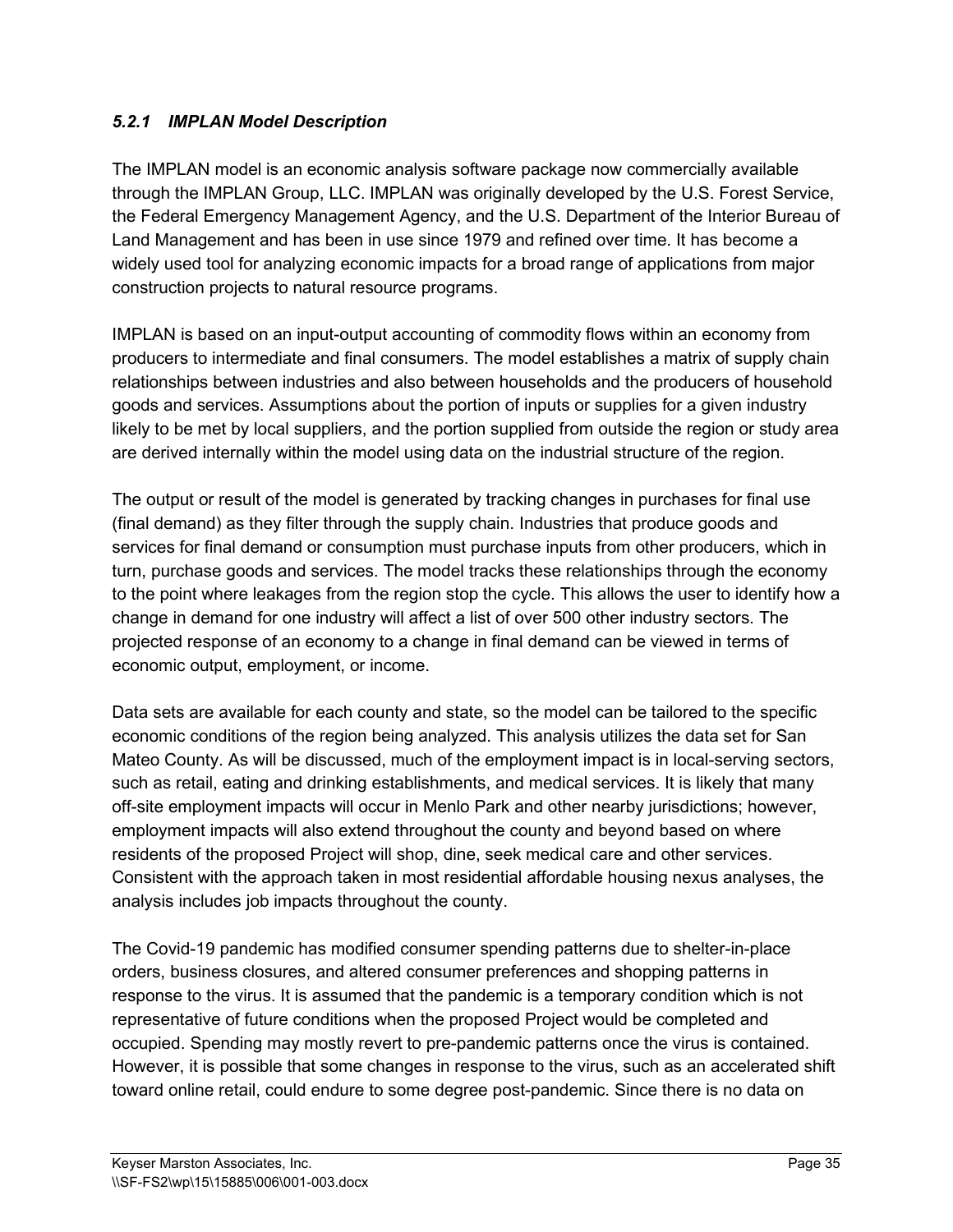### *5.2.1 IMPLAN Model Description*

The IMPLAN model is an economic analysis software package now commercially available through the IMPLAN Group, LLC. IMPLAN was originally developed by the U.S. Forest Service, the Federal Emergency Management Agency, and the U.S. Department of the Interior Bureau of Land Management and has been in use since 1979 and refined over time. It has become a widely used tool for analyzing economic impacts for a broad range of applications from major construction projects to natural resource programs.

IMPLAN is based on an input-output accounting of commodity flows within an economy from producers to intermediate and final consumers. The model establishes a matrix of supply chain relationships between industries and also between households and the producers of household goods and services. Assumptions about the portion of inputs or supplies for a given industry likely to be met by local suppliers, and the portion supplied from outside the region or study area are derived internally within the model using data on the industrial structure of the region.

The output or result of the model is generated by tracking changes in purchases for final use (final demand) as they filter through the supply chain. Industries that produce goods and services for final demand or consumption must purchase inputs from other producers, which in turn, purchase goods and services. The model tracks these relationships through the economy to the point where leakages from the region stop the cycle. This allows the user to identify how a change in demand for one industry will affect a list of over 500 other industry sectors. The projected response of an economy to a change in final demand can be viewed in terms of economic output, employment, or income.

Data sets are available for each county and state, so the model can be tailored to the specific economic conditions of the region being analyzed. This analysis utilizes the data set for San Mateo County. As will be discussed, much of the employment impact is in local-serving sectors, such as retail, eating and drinking establishments, and medical services. It is likely that many off-site employment impacts will occur in Menlo Park and other nearby jurisdictions; however, employment impacts will also extend throughout the county and beyond based on where residents of the proposed Project will shop, dine, seek medical care and other services. Consistent with the approach taken in most residential affordable housing nexus analyses, the analysis includes job impacts throughout the county.

The Covid-19 pandemic has modified consumer spending patterns due to shelter-in-place orders, business closures, and altered consumer preferences and shopping patterns in response to the virus. It is assumed that the pandemic is a temporary condition which is not representative of future conditions when the proposed Project would be completed and occupied. Spending may mostly revert to pre-pandemic patterns once the virus is contained. However, it is possible that some changes in response to the virus, such as an accelerated shift toward online retail, could endure to some degree post-pandemic. Since there is no data on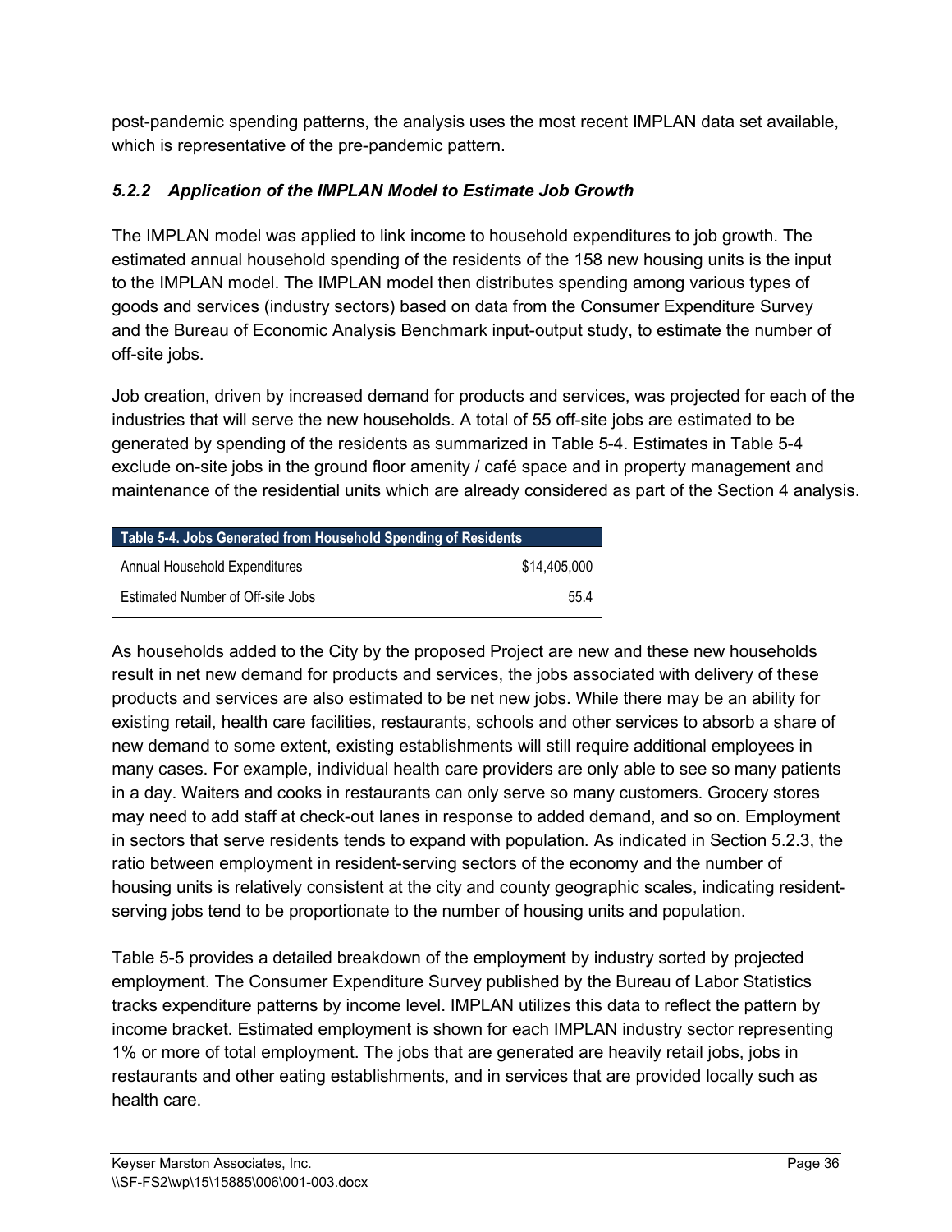post-pandemic spending patterns, the analysis uses the most recent IMPLAN data set available, which is representative of the pre-pandemic pattern.

### *5.2.2 Application of the IMPLAN Model to Estimate Job Growth*

The IMPLAN model was applied to link income to household expenditures to job growth. The estimated annual household spending of the residents of the 158 new housing units is the input to the IMPLAN model. The IMPLAN model then distributes spending among various types of goods and services (industry sectors) based on data from the Consumer Expenditure Survey and the Bureau of Economic Analysis Benchmark input-output study, to estimate the number of off-site jobs.

Job creation, driven by increased demand for products and services, was projected for each of the industries that will serve the new households. A total of 55 off-site jobs are estimated to be generated by spending of the residents as summarized in Table 5-4. Estimates in Table 5-4 exclude on-site jobs in the ground floor amenity / café space and in property management and maintenance of the residential units which are already considered as part of the Section 4 analysis.

| Table 5-4. Jobs Generated from Household Spending of Residents | |
|---|---|
| Annual Household Expenditures | $14,405,000 |
| Estimated Number of Off-site Jobs | 55.4 |

As households added to the City by the proposed Project are new and these new households result in net new demand for products and services, the jobs associated with delivery of these products and services are also estimated to be net new jobs. While there may be an ability for existing retail, health care facilities, restaurants, schools and other services to absorb a share of new demand to some extent, existing establishments will still require additional employees in many cases. For example, individual health care providers are only able to see so many patients in a day. Waiters and cooks in restaurants can only serve so many customers. Grocery stores may need to add staff at check-out lanes in response to added demand, and so on. Employment in sectors that serve residents tends to expand with population. As indicated in Section 5.2.3, the ratio between employment in resident-serving sectors of the economy and the number of housing units is relatively consistent at the city and county geographic scales, indicating resident-serving jobs tend to be proportionate to the number of housing units and population.

Table 5-5 provides a detailed breakdown of the employment by industry sorted by projected employment. The Consumer Expenditure Survey published by the Bureau of Labor Statistics tracks expenditure patterns by income level. IMPLAN utilizes this data to reflect the pattern by income bracket. Estimated employment is shown for each IMPLAN industry sector representing 1% or more of total employment. The jobs that are generated are heavily retail jobs, jobs in restaurants and other eating establishments, and in services that are provided locally such as health care.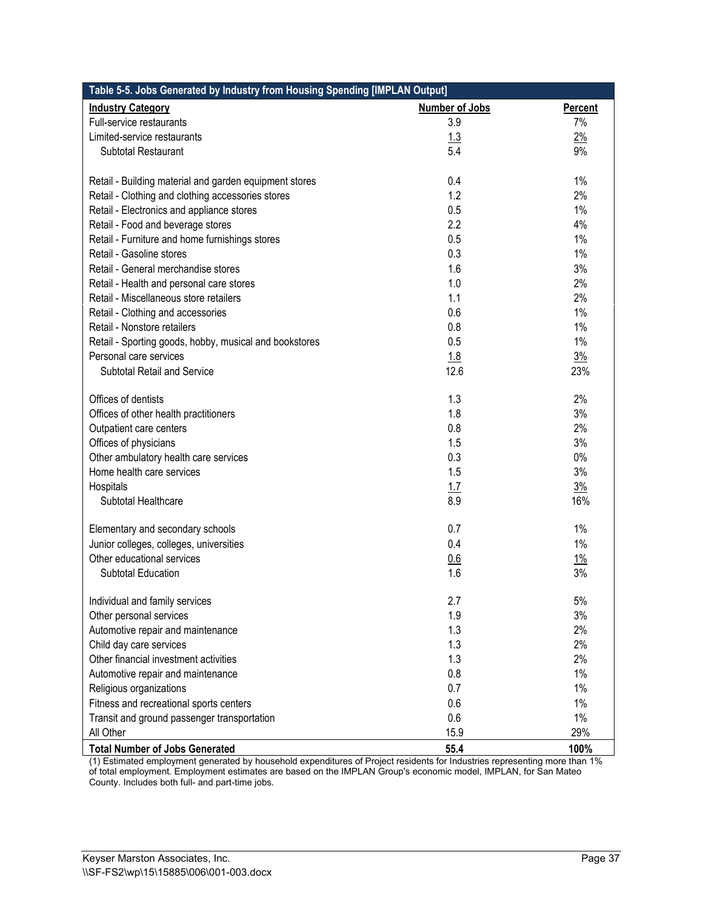| Table 5-5. Jobs Generated by Industry from Housing Spending [IMPLAN Output] | | |
|---|---|---|
| **Industry Category** | **Number of Jobs** | **Percent** |
| Full-service restaurants | 3.9 | 7% |
| Limited-service restaurants | 1.3 | 2% |
| Subtotal Restaurant | 5.4 | 9% |
| | | |
| Retail - Building material and garden equipment stores | 0.4 | 1% |
| Retail - Clothing and clothing accessories stores | 1.2 | 2% |
| Retail - Electronics and appliance stores | 0.5 | 1% |
| Retail - Food and beverage stores | 2.2 | 4% |
| Retail - Furniture and home furnishings stores | 0.5 | 1% |
| Retail - Gasoline stores | 0.3 | 1% |
| Retail - General merchandise stores | 1.6 | 3% |
| Retail - Health and personal care stores | 1.0 | 2% |
| Retail - Miscellaneous store retailers | 1.1 | 2% |
| Retail - Clothing and accessories | 0.6 | 1% |
| Retail - Nonstore retailers | 0.8 | 1% |
| Retail - Sporting goods, hobby, musical and bookstores | 0.5 | 1% |
| Personal care services | 1.8 | 3% |
| Subtotal Retail and Service | 12.6 | 23% |
| | | |
| Offices of dentists | 1.3 | 2% |
| Offices of other health practitioners | 1.8 | 3% |
| Outpatient care centers | 0.8 | 2% |
| Offices of physicians | 1.5 | 3% |
| Other ambulatory health care services | 0.3 | 0% |
| Home health care services | 1.5 | 3% |
| Hospitals | 1.7 | 3% |
| Subtotal Healthcare | 8.9 | 16% |
| | | |
| Elementary and secondary schools | 0.7 | 1% |
| Junior colleges, colleges, universities | 0.4 | 1% |
| Other educational services | 0.6 | 1% |
| Subtotal Education | 1.6 | 3% |
| | | |
| Individual and family services | 2.7 | 5% |
| Other personal services | 1.9 | 3% |
| Automotive repair and maintenance | 1.3 | 2% |
| Child day care services | 1.3 | 2% |
| Other financial investment activities | 1.3 | 2% |
| Automotive repair and maintenance | 0.8 | 1% |
| Religious organizations | 0.7 | 1% |
| Fitness and recreational sports centers | 0.6 | 1% |
| Transit and ground passenger transportation | 0.6 | 1% |
| All Other | 15.9 | 29% |
| **Total Number of Jobs Generated** | **55.4** | **100%** |

(1) Estimated employment generated by household expenditures of Project residents for Industries representing more than 1% of total employment. Employment estimates are based on the IMPLAN Group's economic model, IMPLAN, for San Mateo County. Includes both full- and part-time jobs.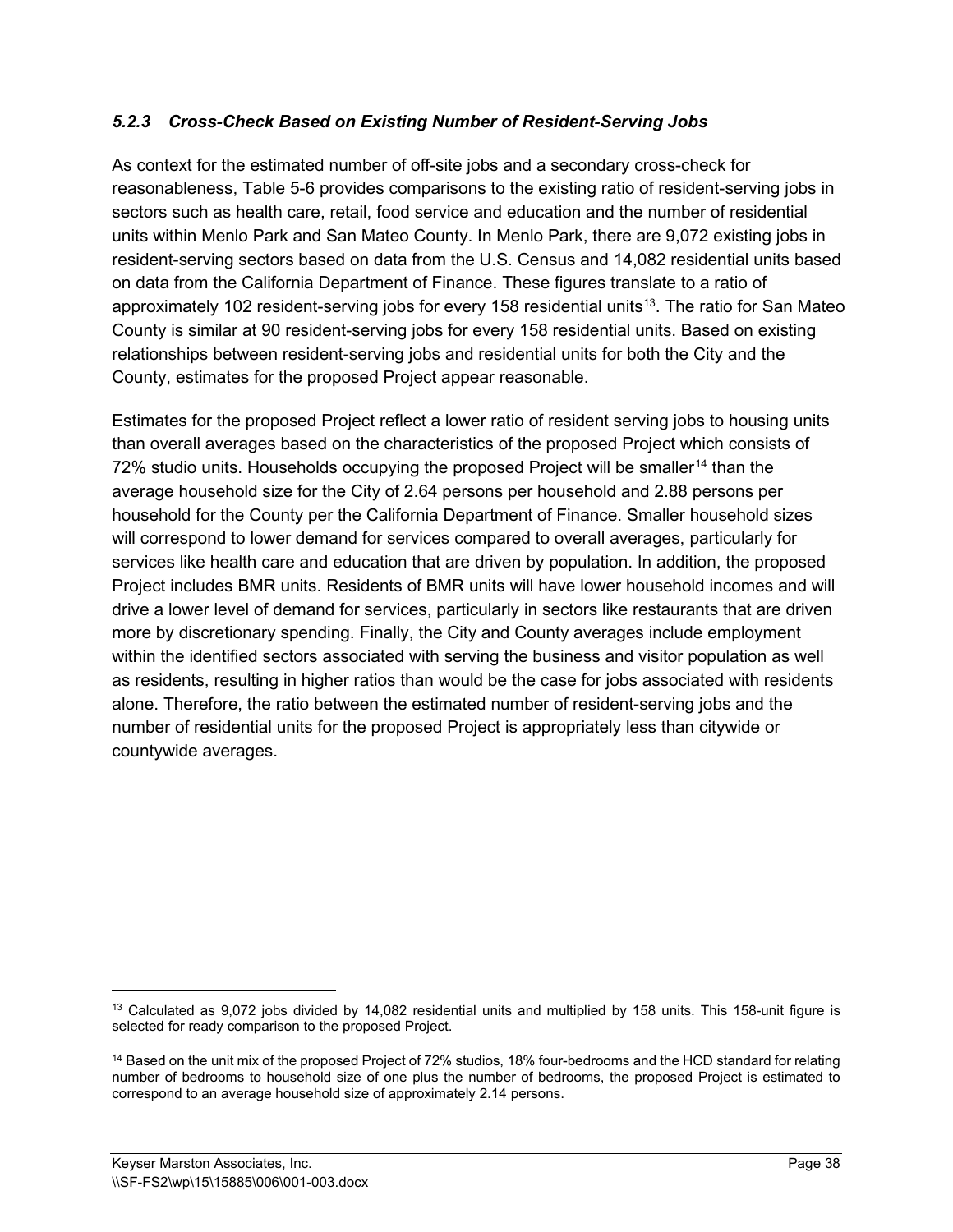### *5.2.3 Cross-Check Based on Existing Number of Resident-Serving Jobs*

As context for the estimated number of off-site jobs and a secondary cross-check for reasonableness, Table 5-6 provides comparisons to the existing ratio of resident-serving jobs in sectors such as health care, retail, food service and education and the number of residential units within Menlo Park and San Mateo County. In Menlo Park, there are 9,072 existing jobs in resident-serving sectors based on data from the U.S. Census and 14,082 residential units based on data from the California Department of Finance. These figures translate to a ratio of approximately 102 resident-serving jobs for every 158 residential units[13]. The ratio for San Mateo County is similar at 90 resident-serving jobs for every 158 residential units. Based on existing relationships between resident-serving jobs and residential units for both the City and the County, estimates for the proposed Project appear reasonable.

Estimates for the proposed Project reflect a lower ratio of resident serving jobs to housing units than overall averages based on the characteristics of the proposed Project which consists of 72% studio units. Households occupying the proposed Project will be smaller[14] than the average household size for the City of 2.64 persons per household and 2.88 persons per household for the County per the California Department of Finance. Smaller household sizes will correspond to lower demand for services compared to overall averages, particularly for services like health care and education that are driven by population. In addition, the proposed Project includes BMR units. Residents of BMR units will have lower household incomes and will drive a lower level of demand for services, particularly in sectors like restaurants that are driven more by discretionary spending. Finally, the City and County averages include employment within the identified sectors associated with serving the business and visitor population as well as residents, resulting in higher ratios than would be the case for jobs associated with residents alone. Therefore, the ratio between the estimated number of resident-serving jobs and the number of residential units for the proposed Project is appropriately less than citywide or countywide averages.

---

[13] Calculated as 9,072 jobs divided by 14,082 residential units and multiplied by 158 units. This 158-unit figure is selected for ready comparison to the proposed Project.

[14] Based on the unit mix of the proposed Project of 72% studios, 18% four-bedrooms and the HCD standard for relating number of bedrooms to household size of one plus the number of bedrooms, the proposed Project is estimated to correspond to an average household size of approximately 2.14 persons.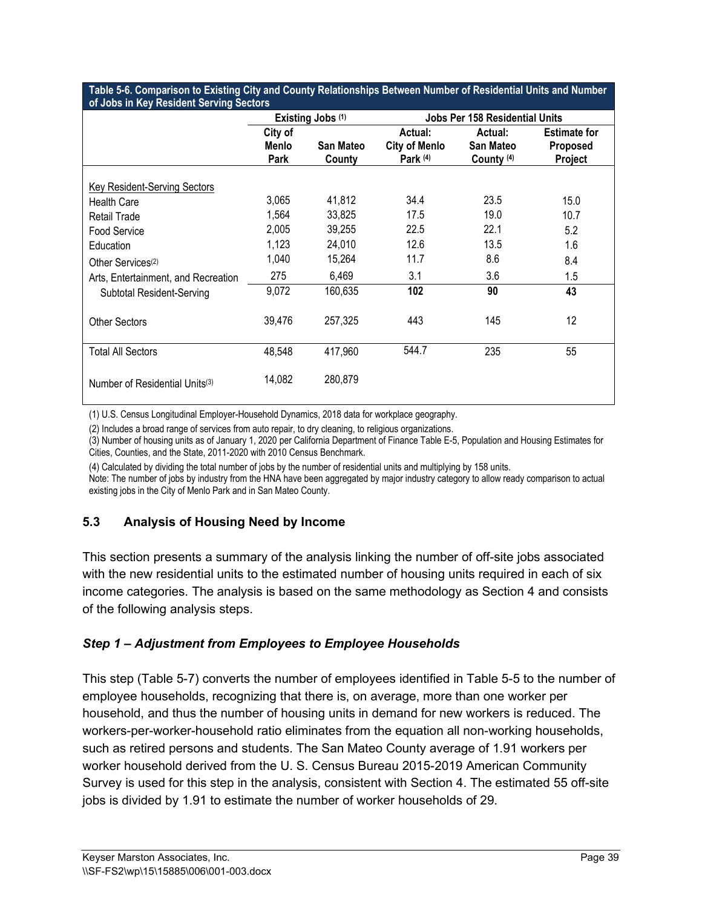| Table 5-6. Comparison to Existing City and County Relationships Between Number of Residential Units and Number of Jobs in Key Resident Serving Sectors | | | | | |
|---|---|---|---|---|---|
| | Existing Jobs (1) | | Jobs Per 158 Residential Units | | |
| | City of Menlo Park | San Mateo County | Actual: City of Menlo Park (4) | Actual: San Mateo County (4) | Estimate for Proposed Project |
| Key Resident-Serving Sectors | | | | | |
| Health Care | 3,065 | 41,812 | 34.4 | 23.5 | 15.0 |
| Retail Trade | 1,564 | 33,825 | 17.5 | 19.0 | 10.7 |
| Food Service | 2,005 | 39,255 | 22.5 | 22.1 | 5.2 |
| Education | 1,123 | 24,010 | 12.6 | 13.5 | 1.6 |
| Other Services(2) | 1,040 | 15,264 | 11.7 | 8.6 | 8.4 |
| Arts, Entertainment, and Recreation | 275 | 6,469 | 3.1 | 3.6 | 1.5 |
| Subtotal Resident-Serving | 9,072 | 160,635 | **102** | **90** | **43** |
| Other Sectors | 39,476 | 257,325 | 443 | 145 | 12 |
| Total All Sectors | 48,548 | 417,960 | 544.7 | 235 | 55 |
| Number of Residential Units(3) | 14,082 | 280,879 | | | |

(1) U.S. Census Longitudinal Employer-Household Dynamics, 2018 data for workplace geography.

(2) Includes a broad range of services from auto repair, to dry cleaning, to religious organizations.

(3) Number of housing units as of January 1, 2020 per California Department of Finance Table E-5, Population and Housing Estimates for Cities, Counties, and the State, 2011-2020 with 2010 Census Benchmark.

(4) Calculated by dividing the total number of jobs by the number of residential units and multiplying by 158 units.

Note: The number of jobs by industry from the HNA have been aggregated by major industry category to allow ready comparison to actual existing jobs in the City of Menlo Park and in San Mateo County.

## 5.3 Analysis of Housing Need by Income

This section presents a summary of the analysis linking the number of off-site jobs associated with the new residential units to the estimated number of housing units required in each of six income categories. The analysis is based on the same methodology as Section 4 and consists of the following analysis steps.

### *Step 1 – Adjustment from Employees to Employee Households*

This step (Table 5-7) converts the number of employees identified in Table 5-5 to the number of employee households, recognizing that there is, on average, more than one worker per household, and thus the number of housing units in demand for new workers is reduced. The workers-per-worker-household ratio eliminates from the equation all non-working households, such as retired persons and students. The San Mateo County average of 1.91 workers per worker household derived from the U. S. Census Bureau 2015-2019 American Community Survey is used for this step in the analysis, consistent with Section 4. The estimated 55 off-site jobs is divided by 1.91 to estimate the number of worker households of 29.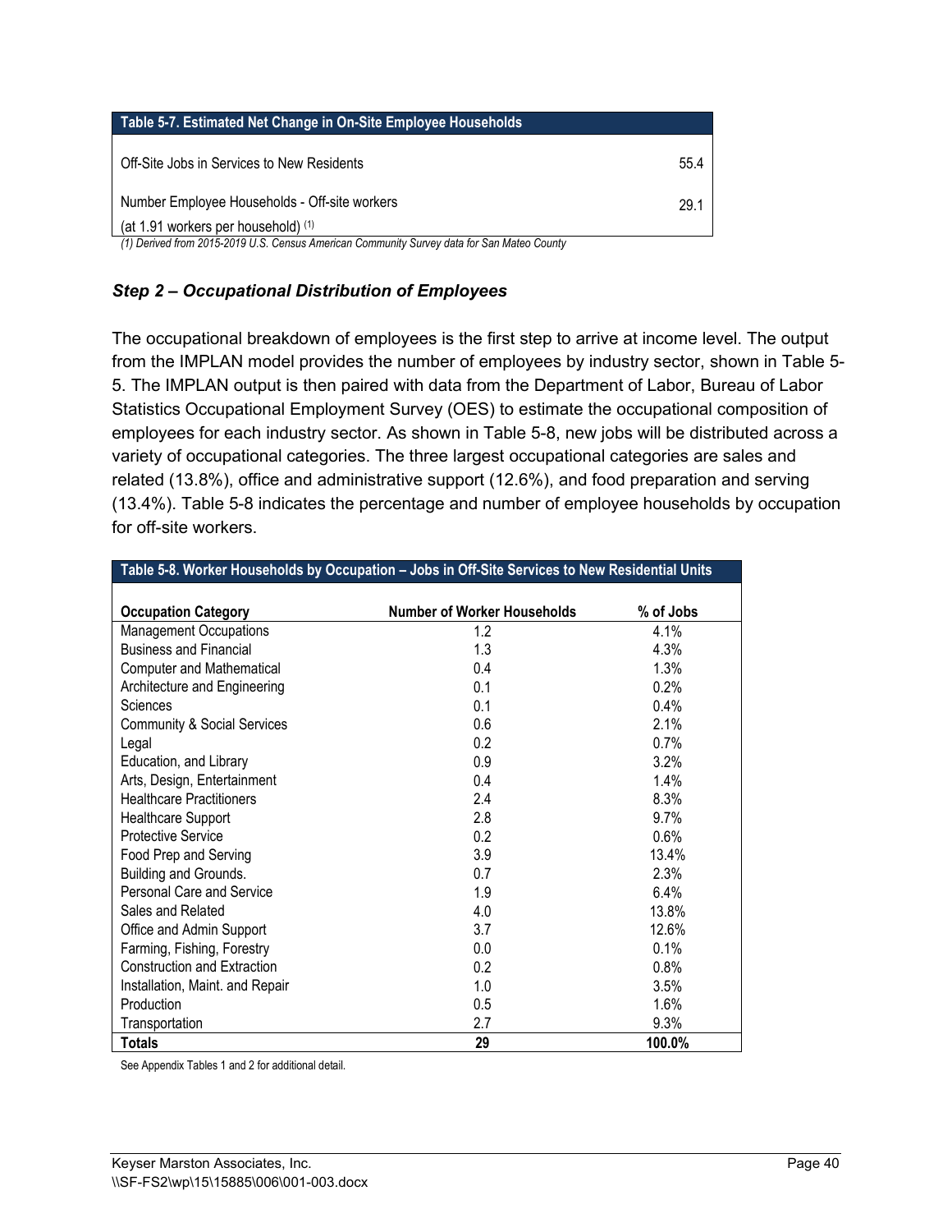| Table 5-7. Estimated Net Change in On-Site Employee Households | |
|---|---|
| Off-Site Jobs in Services to New Residents | 55.4 |
| Number Employee Households - Off-site workers (at 1.91 workers per household) [1] | 29.1 |

*(1) Derived from 2015-2019 U.S. Census American Community Survey data for San Mateo County*

### *Step 2 – Occupational Distribution of Employees*

The occupational breakdown of employees is the first step to arrive at income level. The output from the IMPLAN model provides the number of employees by industry sector, shown in Table 5-5. The IMPLAN output is then paired with data from the Department of Labor, Bureau of Labor Statistics Occupational Employment Survey (OES) to estimate the occupational composition of employees for each industry sector. As shown in Table 5-8, new jobs will be distributed across a variety of occupational categories. The three largest occupational categories are sales and related (13.8%), office and administrative support (12.6%), and food preparation and serving (13.4%). Table 5-8 indicates the percentage and number of employee households by occupation for off-site workers.

**Table 5-8. Worker Households by Occupation – Jobs in Off-Site Services to New Residential Units**

| Occupation Category | Number of Worker Households | % of Jobs |
|---|---|---|
| Management Occupations | 1.2 | 4.1% |
| Business and Financial | 1.3 | 4.3% |
| Computer and Mathematical | 0.4 | 1.3% |
| Architecture and Engineering | 0.1 | 0.2% |
| Sciences | 0.1 | 0.4% |
| Community & Social Services | 0.6 | 2.1% |
| Legal | 0.2 | 0.7% |
| Education, and Library | 0.9 | 3.2% |
| Arts, Design, Entertainment | 0.4 | 1.4% |
| Healthcare Practitioners | 2.4 | 8.3% |
| Healthcare Support | 2.8 | 9.7% |
| Protective Service | 0.2 | 0.6% |
| Food Prep and Serving | 3.9 | 13.4% |
| Building and Grounds. | 0.7 | 2.3% |
| Personal Care and Service | 1.9 | 6.4% |
| Sales and Related | 4.0 | 13.8% |
| Office and Admin Support | 3.7 | 12.6% |
| Farming, Fishing, Forestry | 0.0 | 0.1% |
| Construction and Extraction | 0.2 | 0.8% |
| Installation, Maint. and Repair | 1.0 | 3.5% |
| Production | 0.5 | 1.6% |
| Transportation | 2.7 | 9.3% |
| **Totals** | **29** | **100.0%** |

See Appendix Tables 1 and 2 for additional detail.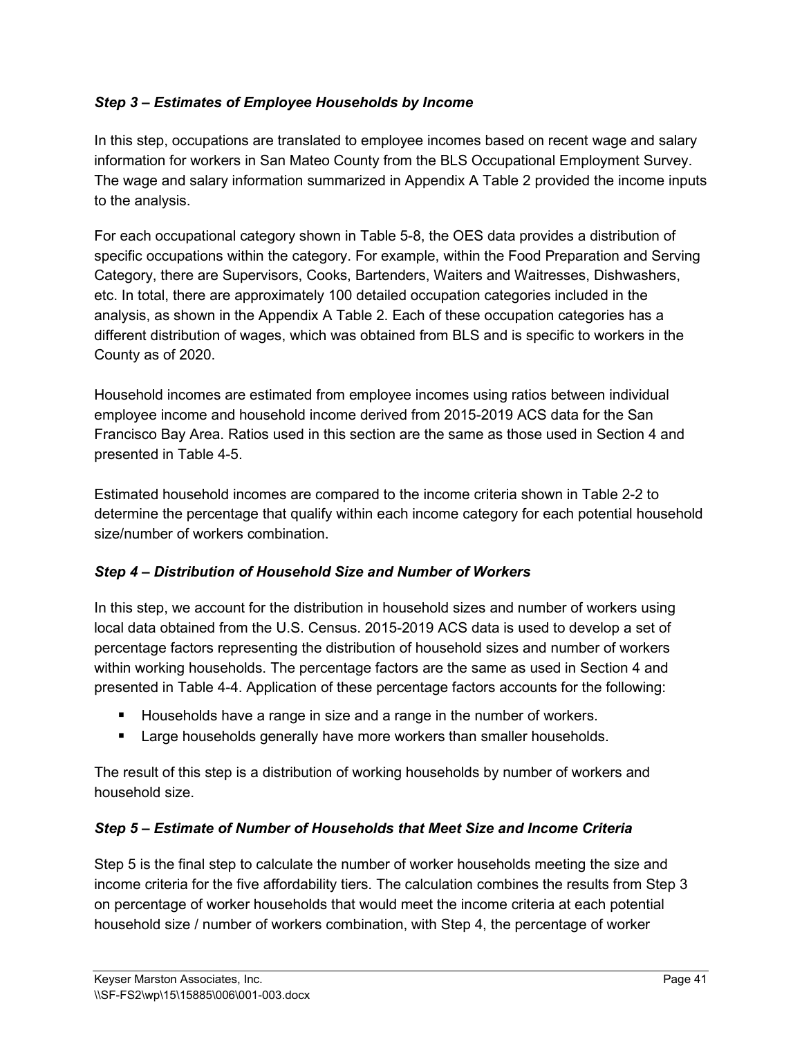### *Step 3 – Estimates of Employee Households by Income*

In this step, occupations are translated to employee incomes based on recent wage and salary information for workers in San Mateo County from the BLS Occupational Employment Survey. The wage and salary information summarized in Appendix A Table 2 provided the income inputs to the analysis.

For each occupational category shown in Table 5-8, the OES data provides a distribution of specific occupations within the category. For example, within the Food Preparation and Serving Category, there are Supervisors, Cooks, Bartenders, Waiters and Waitresses, Dishwashers, etc. In total, there are approximately 100 detailed occupation categories included in the analysis, as shown in the Appendix A Table 2. Each of these occupation categories has a different distribution of wages, which was obtained from BLS and is specific to workers in the County as of 2020.

Household incomes are estimated from employee incomes using ratios between individual employee income and household income derived from 2015-2019 ACS data for the San Francisco Bay Area. Ratios used in this section are the same as those used in Section 4 and presented in Table 4-5.

Estimated household incomes are compared to the income criteria shown in Table 2-2 to determine the percentage that qualify within each income category for each potential household size/number of workers combination.

### *Step 4 – Distribution of Household Size and Number of Workers*

In this step, we account for the distribution in household sizes and number of workers using local data obtained from the U.S. Census. 2015-2019 ACS data is used to develop a set of percentage factors representing the distribution of household sizes and number of workers within working households. The percentage factors are the same as used in Section 4 and presented in Table 4-4. Application of these percentage factors accounts for the following:

- Households have a range in size and a range in the number of workers.
- Large households generally have more workers than smaller households.

The result of this step is a distribution of working households by number of workers and household size.

### *Step 5 – Estimate of Number of Households that Meet Size and Income Criteria*

Step 5 is the final step to calculate the number of worker households meeting the size and income criteria for the five affordability tiers. The calculation combines the results from Step 3 on percentage of worker households that would meet the income criteria at each potential household size / number of workers combination, with Step 4, the percentage of worker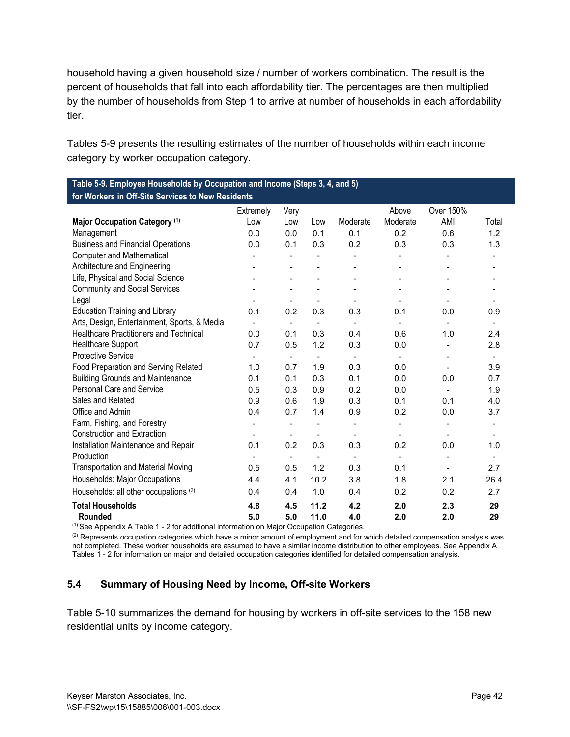household having a given household size / number of workers combination. The result is the percent of households that fall into each affordability tier. The percentages are then multiplied by the number of households from Step 1 to arrive at number of households in each affordability tier.

Tables 5-9 presents the resulting estimates of the number of households within each income category by worker occupation category.

**Table 5-9. Employee Households by Occupation and Income (Steps 3, 4, and 5) for Workers in Off-Site Services to New Residents**

| Major Occupation Category (1) | Extremely Low | Very Low | Low | Moderate | Above Moderate | Over 150% AMI | Total |
|---|---|---|---|---|---|---|---|
| Management | 0.0 | 0.0 | 0.1 | 0.1 | 0.2 | 0.6 | 1.2 |
| Business and Financial Operations | 0.0 | 0.1 | 0.3 | 0.2 | 0.3 | 0.3 | 1.3 |
| Computer and Mathematical | - | - | - | - | - | - | - |
| Architecture and Engineering | - | - | - | - | - | - | - |
| Life, Physical and Social Science | - | - | - | - | - | - | - |
| Community and Social Services | - | - | - | - | - | - | - |
| Legal | - | - | - | - | - | - | - |
| Education Training and Library | 0.1 | 0.2 | 0.3 | 0.3 | 0.1 | 0.0 | 0.9 |
| Arts, Design, Entertainment, Sports, & Media | - | - | - | - | - | - | - |
| Healthcare Practitioners and Technical | 0.0 | 0.1 | 0.3 | 0.4 | 0.6 | 1.0 | 2.4 |
| Healthcare Support | 0.7 | 0.5 | 1.2 | 0.3 | 0.0 | - | 2.8 |
| Protective Service | - | - | - | - | - | - | - |
| Food Preparation and Serving Related | 1.0 | 0.7 | 1.9 | 0.3 | 0.0 | - | 3.9 |
| Building Grounds and Maintenance | 0.1 | 0.1 | 0.3 | 0.1 | 0.0 | 0.0 | 0.7 |
| Personal Care and Service | 0.5 | 0.3 | 0.9 | 0.2 | 0.0 | - | 1.9 |
| Sales and Related | 0.9 | 0.6 | 1.9 | 0.3 | 0.1 | 0.1 | 4.0 |
| Office and Admin | 0.4 | 0.7 | 1.4 | 0.9 | 0.2 | 0.0 | 3.7 |
| Farm, Fishing, and Forestry | - | - | - | - | - | - | - |
| Construction and Extraction | - | - | - | - | - | - | - |
| Installation Maintenance and Repair | 0.1 | 0.2 | 0.3 | 0.3 | 0.2 | 0.0 | 1.0 |
| Production | - | - | - | - | - | - | - |
| Transportation and Material Moving | 0.5 | 0.5 | 1.2 | 0.3 | 0.1 | - | 2.7 |
| Households: Major Occupations | 4.4 | 4.1 | 10.2 | 3.8 | 1.8 | 2.1 | 26.4 |
| Households: all other occupations (2) | 0.4 | 0.4 | 1.0 | 0.4 | 0.2 | 0.2 | 2.7 |
| **Total Households** | **4.8** | **4.5** | **11.2** | **4.2** | **2.0** | **2.3** | **29** |
| **Rounded** | **5.0** | **5.0** | **11.0** | **4.0** | **2.0** | **2.0** | **29** |

(1) See Appendix A Table 1 - 2 for additional information on Major Occupation Categories.

(2) Represents occupation categories which have a minor amount of employment and for which detailed compensation analysis was not completed. These worker households are assumed to have a similar income distribution to other employees. See Appendix A Tables 1 - 2 for information on major and detailed occupation categories identified for detailed compensation analysis.

## 5.4 Summary of Housing Need by Income, Off-site Workers

Table 5-10 summarizes the demand for housing by workers in off-site services to the 158 new residential units by income category.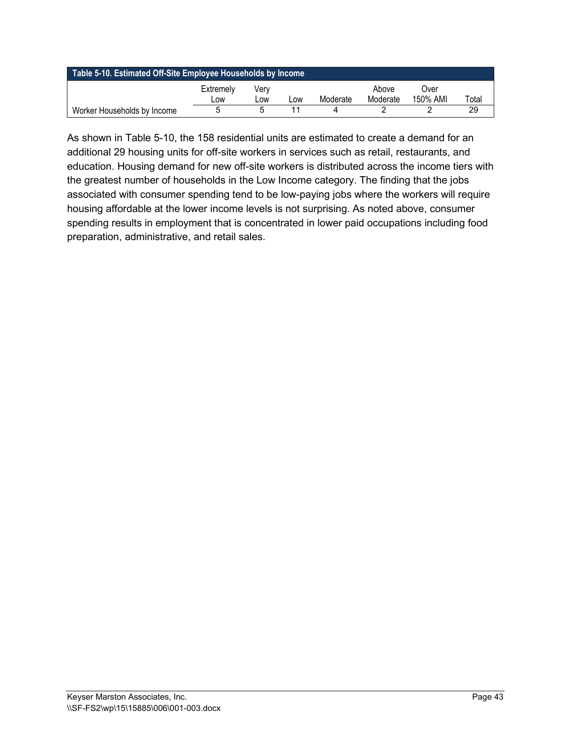| Table 5-10. Estimated Off-Site Employee Households by Income | | | | | | | |
|---|---|---|---|---|---|---|---|
| | Extremely Low | Very Low | Low | Moderate | Above Moderate | Over 150% AMI | Total |
| Worker Households by Income | 5 | 5 | 11 | 4 | 2 | 2 | 29 |

As shown in Table 5-10, the 158 residential units are estimated to create a demand for an additional 29 housing units for off-site workers in services such as retail, restaurants, and education. Housing demand for new off-site workers is distributed across the income tiers with the greatest number of households in the Low Income category. The finding that the jobs associated with consumer spending tend to be low-paying jobs where the workers will require housing affordable at the lower income levels is not surprising. As noted above, consumer spending results in employment that is concentrated in lower paid occupations including food preparation, administrative, and retail sales.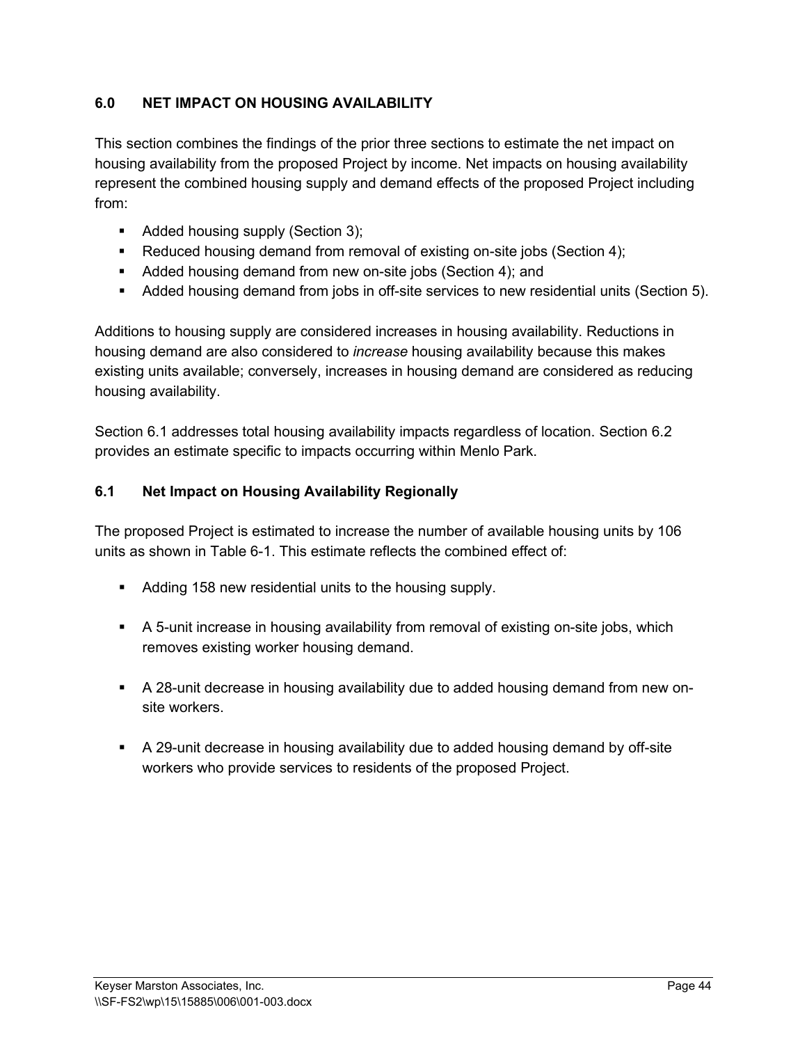## 6.0 NET IMPACT ON HOUSING AVAILABILITY

This section combines the findings of the prior three sections to estimate the net impact on housing availability from the proposed Project by income. Net impacts on housing availability represent the combined housing supply and demand effects of the proposed Project including from:

- Added housing supply (Section 3);
- Reduced housing demand from removal of existing on-site jobs (Section 4);
- Added housing demand from new on-site jobs (Section 4); and
- Added housing demand from jobs in off-site services to new residential units (Section 5).

Additions to housing supply are considered increases in housing availability. Reductions in housing demand are also considered to *increase* housing availability because this makes existing units available; conversely, increases in housing demand are considered as reducing housing availability.

Section 6.1 addresses total housing availability impacts regardless of location. Section 6.2 provides an estimate specific to impacts occurring within Menlo Park.

### 6.1 Net Impact on Housing Availability Regionally

The proposed Project is estimated to increase the number of available housing units by 106 units as shown in Table 6-1. This estimate reflects the combined effect of:

- Adding 158 new residential units to the housing supply.
- A 5-unit increase in housing availability from removal of existing on-site jobs, which removes existing worker housing demand.
- A 28-unit decrease in housing availability due to added housing demand from new on-site workers.
- A 29-unit decrease in housing availability due to added housing demand by off-site workers who provide services to residents of the proposed Project.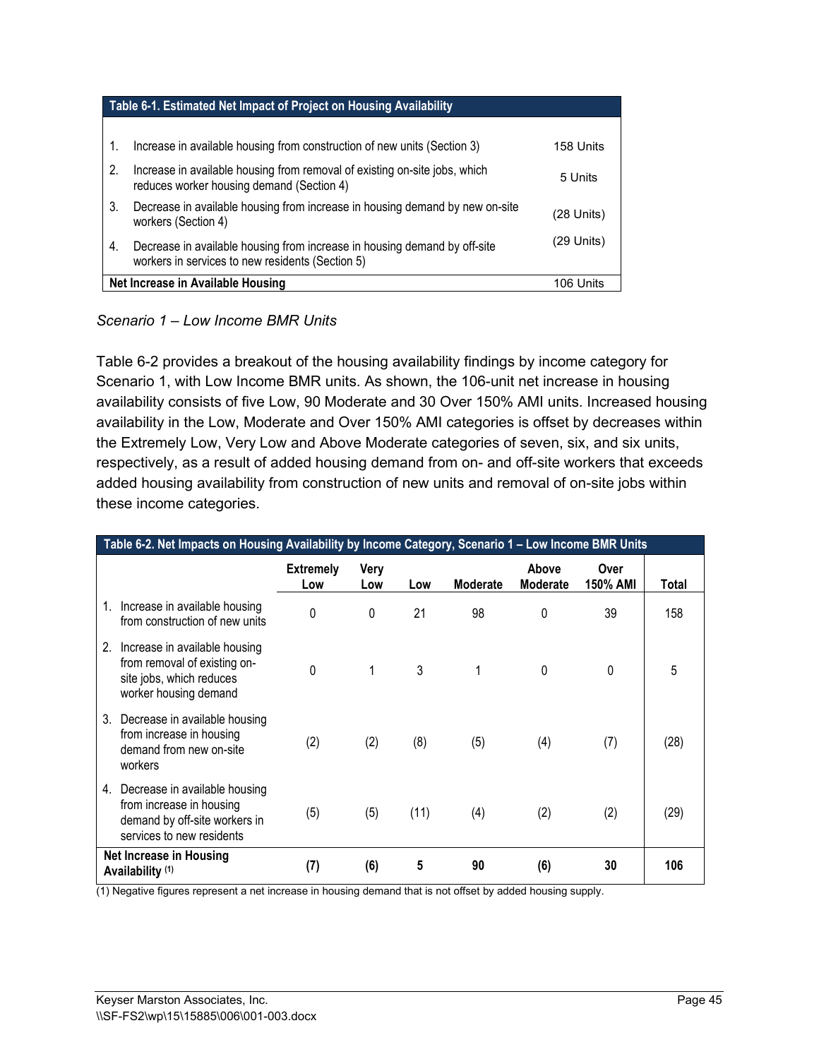| Table 6-1. Estimated Net Impact of Project on Housing Availability | |
|---|---|
| 1. Increase in available housing from construction of new units (Section 3) | 158 Units |
| 2. Increase in available housing from removal of existing on-site jobs, which reduces worker housing demand (Section 4) | 5 Units |
| 3. Decrease in available housing from increase in housing demand by new on-site workers (Section 4) | (28 Units) |
| 4. Decrease in available housing from increase in housing demand by off-site workers in services to new residents (Section 5) | (29 Units) |
| **Net Increase in Available Housing** | 106 Units |

*Scenario 1 – Low Income BMR Units*

Table 6-2 provides a breakout of the housing availability findings by income category for Scenario 1, with Low Income BMR units. As shown, the 106-unit net increase in housing availability consists of five Low, 90 Moderate and 30 Over 150% AMI units. Increased housing availability in the Low, Moderate and Over 150% AMI categories is offset by decreases within the Extremely Low, Very Low and Above Moderate categories of seven, six, and six units, respectively, as a result of added housing demand from on- and off-site workers that exceeds added housing availability from construction of new units and removal of on-site jobs within these income categories.

| Table 6-2. Net Impacts on Housing Availability by Income Category, Scenario 1 – Low Income BMR Units | Extremely Low | Very Low | Low | Moderate | Above Moderate | Over 150% AMI | Total |
|---|---|---|---|---|---|---|---|
| 1. Increase in available housing from construction of new units | 0 | 0 | 21 | 98 | 0 | 39 | 158 |
| 2. Increase in available housing from removal of existing on-site jobs, which reduces worker housing demand | 0 | 1 | 3 | 1 | 0 | 0 | 5 |
| 3. Decrease in available housing from increase in housing demand from new on-site workers | (2) | (2) | (8) | (5) | (4) | (7) | (28) |
| 4. Decrease in available housing from increase in housing demand by off-site workers in services to new residents | (5) | (5) | (11) | (4) | (2) | (2) | (29) |
| **Net Increase in Housing Availability (1)** | **(7)** | **(6)** | **5** | **90** | **(6)** | **30** | **106** |

(1) Negative figures represent a net increase in housing demand that is not offset by added housing supply.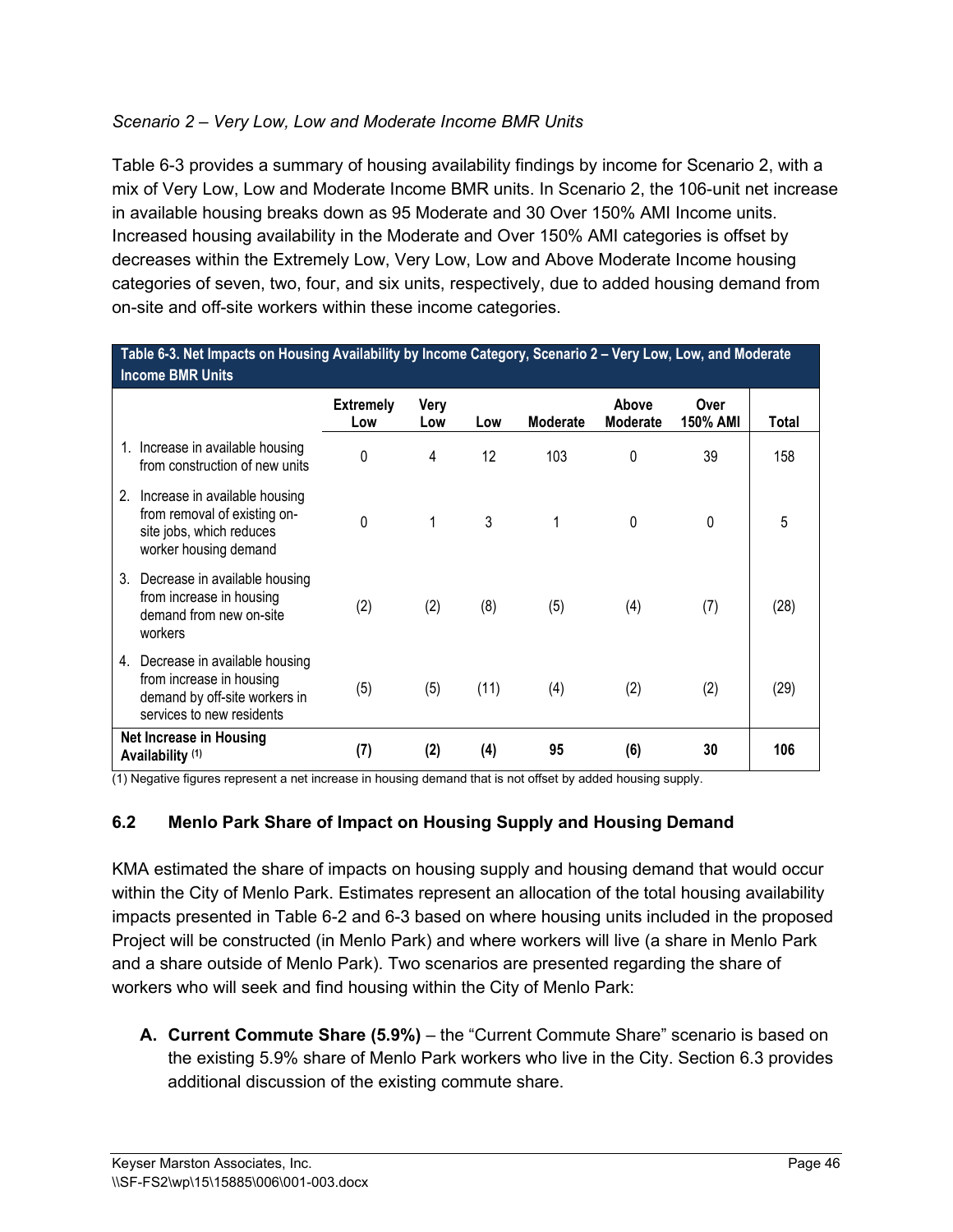*Scenario 2 – Very Low, Low and Moderate Income BMR Units*

Table 6-3 provides a summary of housing availability findings by income for Scenario 2, with a mix of Very Low, Low and Moderate Income BMR units. In Scenario 2, the 106-unit net increase in available housing breaks down as 95 Moderate and 30 Over 150% AMI Income units. Increased housing availability in the Moderate and Over 150% AMI categories is offset by decreases within the Extremely Low, Very Low, Low and Above Moderate Income housing categories of seven, two, four, and six units, respectively, due to added housing demand from on-site and off-site workers within these income categories.

**Table 6-3. Net Impacts on Housing Availability by Income Category, Scenario 2 – Very Low, Low, and Moderate Income BMR Units**

| | Extremely Low | Very Low | Low | Moderate | Above Moderate | Over 150% AMI | Total |
|---|---|---|---|---|---|---|---|
| 1. Increase in available housing from construction of new units | 0 | 4 | 12 | 103 | 0 | 39 | 158 |
| 2. Increase in available housing from removal of existing on-site jobs, which reduces worker housing demand | 0 | 1 | 3 | 1 | 0 | 0 | 5 |
| 3. Decrease in available housing from increase in housing demand from new on-site workers | (2) | (2) | (8) | (5) | (4) | (7) | (28) |
| 4. Decrease in available housing from increase in housing demand by off-site workers in services to new residents | (5) | (5) | (11) | (4) | (2) | (2) | (29) |
| **Net Increase in Housing Availability (1)** | **(7)** | **(2)** | **(4)** | **95** | **(6)** | **30** | **106** |

(1) Negative figures represent a net increase in housing demand that is not offset by added housing supply.

## 6.2 Menlo Park Share of Impact on Housing Supply and Housing Demand

KMA estimated the share of impacts on housing supply and housing demand that would occur within the City of Menlo Park. Estimates represent an allocation of the total housing availability impacts presented in Table 6-2 and 6-3 based on where housing units included in the proposed Project will be constructed (in Menlo Park) and where workers will live (a share in Menlo Park and a share outside of Menlo Park). Two scenarios are presented regarding the share of workers who will seek and find housing within the City of Menlo Park:

A. **Current Commute Share (5.9%)** – the "Current Commute Share" scenario is based on the existing 5.9% share of Menlo Park workers who live in the City. Section 6.3 provides additional discussion of the existing commute share.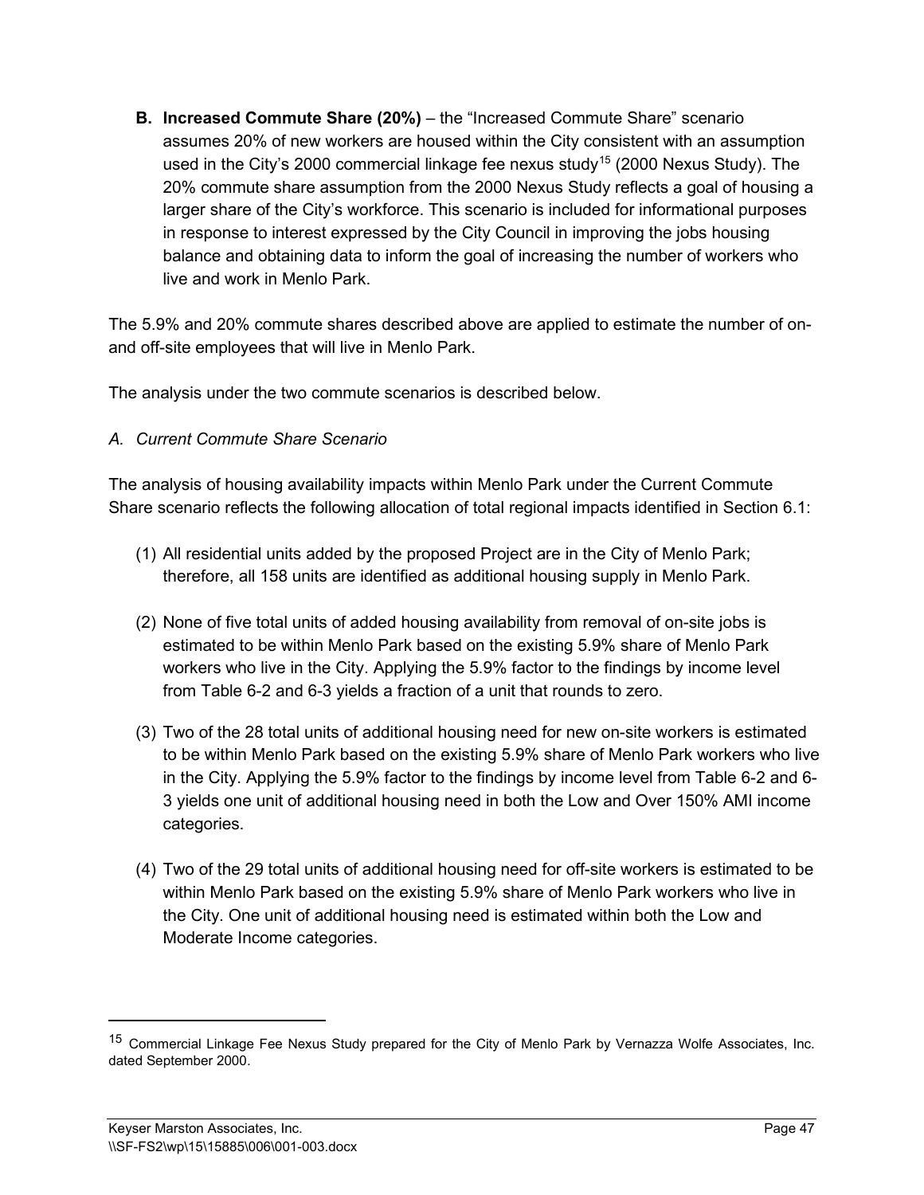**B. Increased Commute Share (20%)** – the "Increased Commute Share" scenario assumes 20% of new workers are housed within the City consistent with an assumption used in the City's 2000 commercial linkage fee nexus study[15] (2000 Nexus Study). The 20% commute share assumption from the 2000 Nexus Study reflects a goal of housing a larger share of the City's workforce. This scenario is included for informational purposes in response to interest expressed by the City Council in improving the jobs housing balance and obtaining data to inform the goal of increasing the number of workers who live and work in Menlo Park.

The 5.9% and 20% commute shares described above are applied to estimate the number of on- and off-site employees that will live in Menlo Park.

The analysis under the two commute scenarios is described below.

*A. Current Commute Share Scenario*

The analysis of housing availability impacts within Menlo Park under the Current Commute Share scenario reflects the following allocation of total regional impacts identified in Section 6.1:

(1) All residential units added by the proposed Project are in the City of Menlo Park; therefore, all 158 units are identified as additional housing supply in Menlo Park.

(2) None of five total units of added housing availability from removal of on-site jobs is estimated to be within Menlo Park based on the existing 5.9% share of Menlo Park workers who live in the City. Applying the 5.9% factor to the findings by income level from Table 6-2 and 6-3 yields a fraction of a unit that rounds to zero.

(3) Two of the 28 total units of additional housing need for new on-site workers is estimated to be within Menlo Park based on the existing 5.9% share of Menlo Park workers who live in the City. Applying the 5.9% factor to the findings by income level from Table 6-2 and 6-3 yields one unit of additional housing need in both the Low and Over 150% AMI income categories.

(4) Two of the 29 total units of additional housing need for off-site workers is estimated to be within Menlo Park based on the existing 5.9% share of Menlo Park workers who live in the City. One unit of additional housing need is estimated within both the Low and Moderate Income categories.

---

[15] Commercial Linkage Fee Nexus Study prepared for the City of Menlo Park by Vernazza Wolfe Associates, Inc. dated September 2000.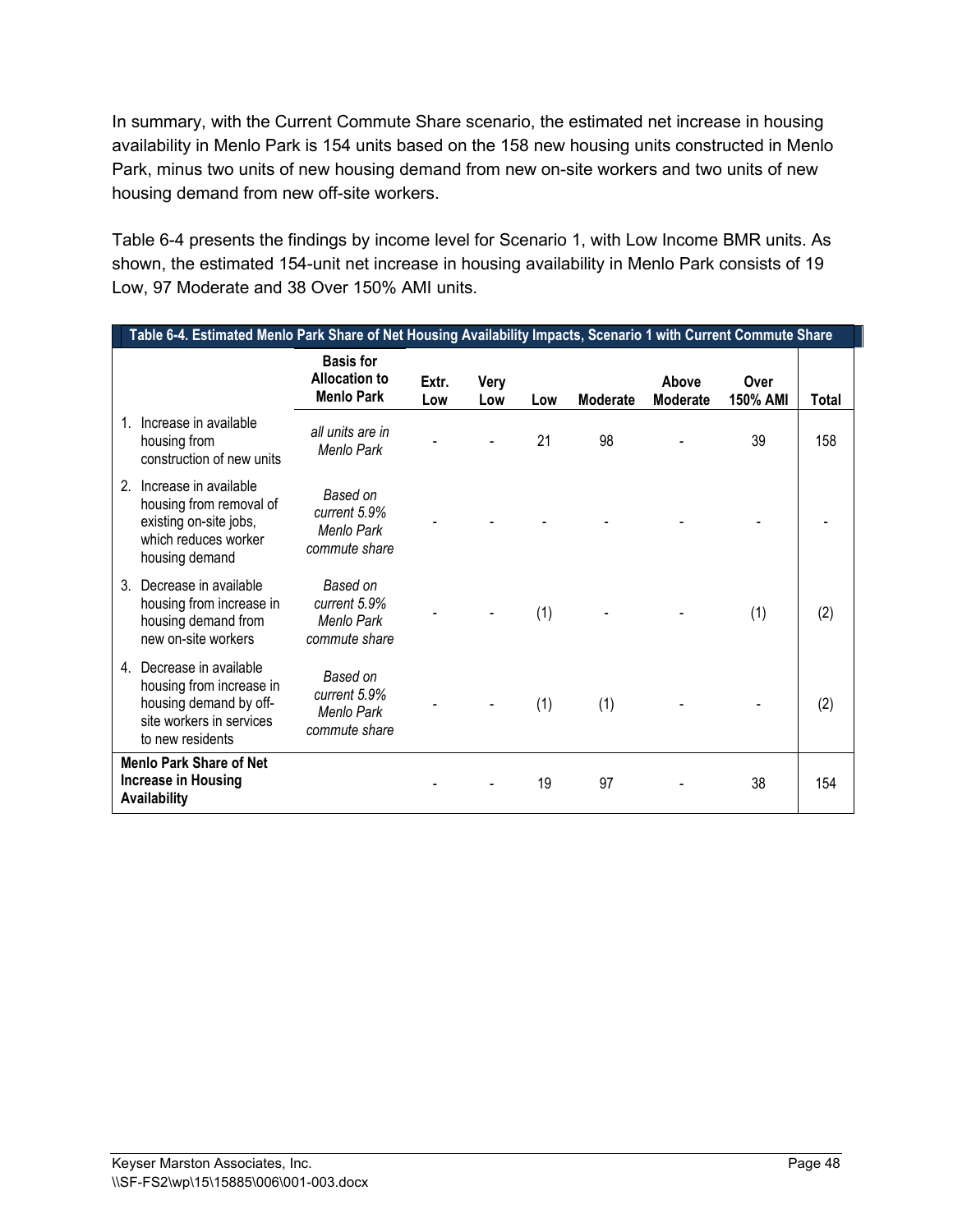In summary, with the Current Commute Share scenario, the estimated net increase in housing availability in Menlo Park is 154 units based on the 158 new housing units constructed in Menlo Park, minus two units of new housing demand from new on-site workers and two units of new housing demand from new off-site workers.

Table 6-4 presents the findings by income level for Scenario 1, with Low Income BMR units. As shown, the estimated 154-unit net increase in housing availability in Menlo Park consists of 19 Low, 97 Moderate and 38 Over 150% AMI units.

**Table 6-4. Estimated Menlo Park Share of Net Housing Availability Impacts, Scenario 1 with Current Commute Share**

| | Basis for Allocation to Menlo Park | Extr. Low | Very Low | Low | Moderate | Above Moderate | Over 150% AMI | Total |
|---|---|---|---|---|---|---|---|---|
| 1. Increase in available housing from construction of new units | *all units are in Menlo Park* | - | - | 21 | 98 | - | 39 | 158 |
| 2. Increase in available housing from removal of existing on-site jobs, which reduces worker housing demand | *Based on current 5.9% Menlo Park commute share* | - | - | - | - | - | - | - |
| 3. Decrease in available housing from increase in housing demand from new on-site workers | *Based on current 5.9% Menlo Park commute share* | - | - | (1) | - | - | (1) | (2) |
| 4. Decrease in available housing from increase in housing demand by off-site workers in services to new residents | *Based on current 5.9% Menlo Park commute share* | - | - | (1) | (1) | - | - | (2) |
| **Menlo Park Share of Net Increase in Housing Availability** | | - | - | 19 | 97 | - | 38 | 154 |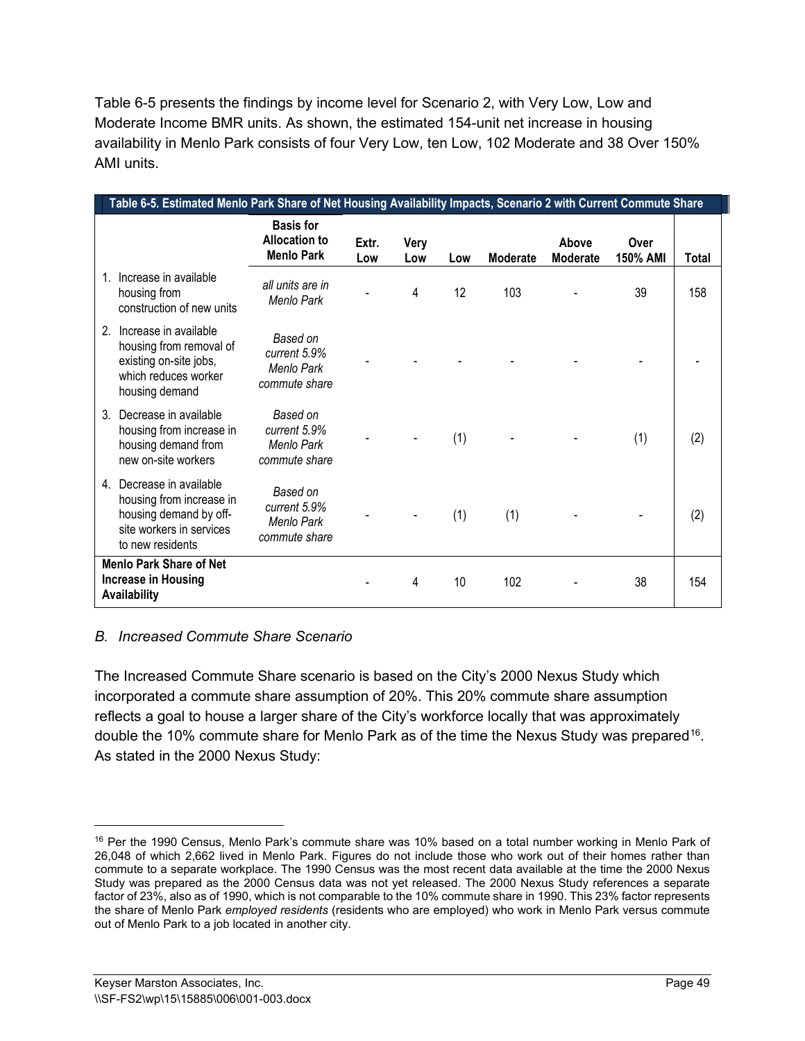Table 6-5 presents the findings by income level for Scenario 2, with Very Low, Low and Moderate Income BMR units. As shown, the estimated 154-unit net increase in housing availability in Menlo Park consists of four Very Low, ten Low, 102 Moderate and 38 Over 150% AMI units.

**Table 6-5. Estimated Menlo Park Share of Net Housing Availability Impacts, Scenario 2 with Current Commute Share**

| | Basis for Allocation to Menlo Park | Extr. Low | Very Low | Low | Moderate | Above Moderate | Over 150% AMI | Total |
|---|---|---|---|---|---|---|---|---|
| 1. Increase in available housing from construction of new units | *all units are in Menlo Park* | - | 4 | 12 | 103 | - | 39 | 158 |
| 2. Increase in available housing from removal of existing on-site jobs, which reduces worker housing demand | *Based on current 5.9% Menlo Park commute share* | - | - | - | - | - | - | - |
| 3. Decrease in available housing from increase in housing demand from new on-site workers | *Based on current 5.9% Menlo Park commute share* | - | - | (1) | - | - | (1) | (2) |
| 4. Decrease in available housing from increase in housing demand by off-site workers in services to new residents | *Based on current 5.9% Menlo Park commute share* | - | - | (1) | (1) | - | - | (2) |
| **Menlo Park Share of Net Increase in Housing Availability** | | - | 4 | 10 | 102 | - | 38 | 154 |

*B. Increased Commute Share Scenario*

The Increased Commute Share scenario is based on the City's 2000 Nexus Study which incorporated a commute share assumption of 20%. This 20% commute share assumption reflects a goal to house a larger share of the City's workforce locally that was approximately double the 10% commute share for Menlo Park as of the time the Nexus Study was prepared[16]. As stated in the 2000 Nexus Study:

[16] Per the 1990 Census, Menlo Park's commute share was 10% based on a total number working in Menlo Park of 26,048 of which 2,662 lived in Menlo Park. Figures do not include those who work out of their homes rather than commute to a separate workplace. The 1990 Census was the most recent data available at the time the 2000 Nexus Study was prepared as the 2000 Census data was not yet released. The 2000 Nexus Study references a separate factor of 23%, also as of 1990, which is not comparable to the 10% commute share in 1990. This 23% factor represents the share of Menlo Park *employed residents* (residents who are employed) who work in Menlo Park versus commute out of Menlo Park to a job located in another city.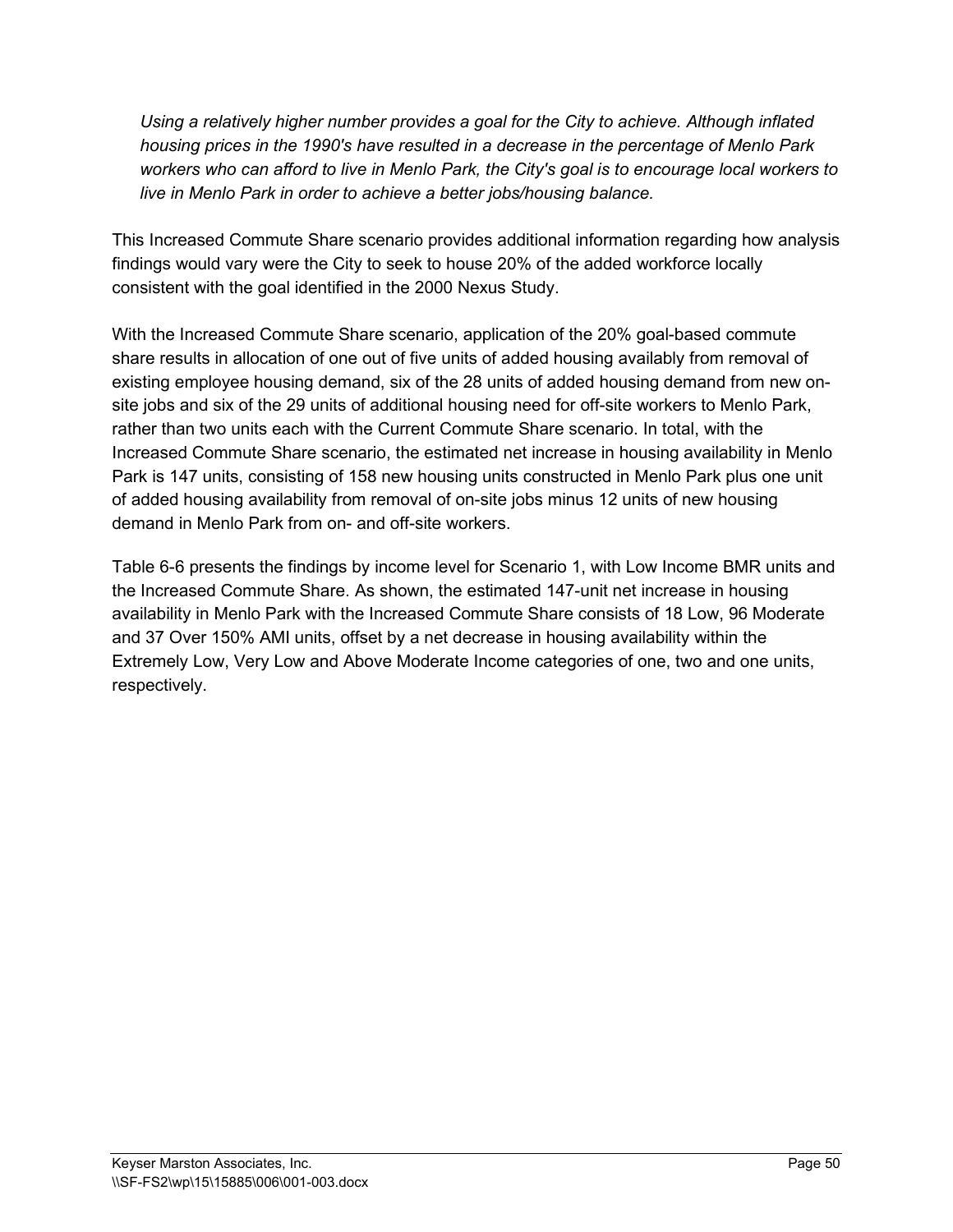*Using a relatively higher number provides a goal for the City to achieve. Although inflated housing prices in the 1990's have resulted in a decrease in the percentage of Menlo Park workers who can afford to live in Menlo Park, the City's goal is to encourage local workers to live in Menlo Park in order to achieve a better jobs/housing balance.*

This Increased Commute Share scenario provides additional information regarding how analysis findings would vary were the City to seek to house 20% of the added workforce locally consistent with the goal identified in the 2000 Nexus Study.

With the Increased Commute Share scenario, application of the 20% goal-based commute share results in allocation of one out of five units of added housing availably from removal of existing employee housing demand, six of the 28 units of added housing demand from new on-site jobs and six of the 29 units of additional housing need for off-site workers to Menlo Park, rather than two units each with the Current Commute Share scenario. In total, with the Increased Commute Share scenario, the estimated net increase in housing availability in Menlo Park is 147 units, consisting of 158 new housing units constructed in Menlo Park plus one unit of added housing availability from removal of on-site jobs minus 12 units of new housing demand in Menlo Park from on- and off-site workers.

Table 6-6 presents the findings by income level for Scenario 1, with Low Income BMR units and the Increased Commute Share. As shown, the estimated 147-unit net increase in housing availability in Menlo Park with the Increased Commute Share consists of 18 Low, 96 Moderate and 37 Over 150% AMI units, offset by a net decrease in housing availability within the Extremely Low, Very Low and Above Moderate Income categories of one, two and one units, respectively.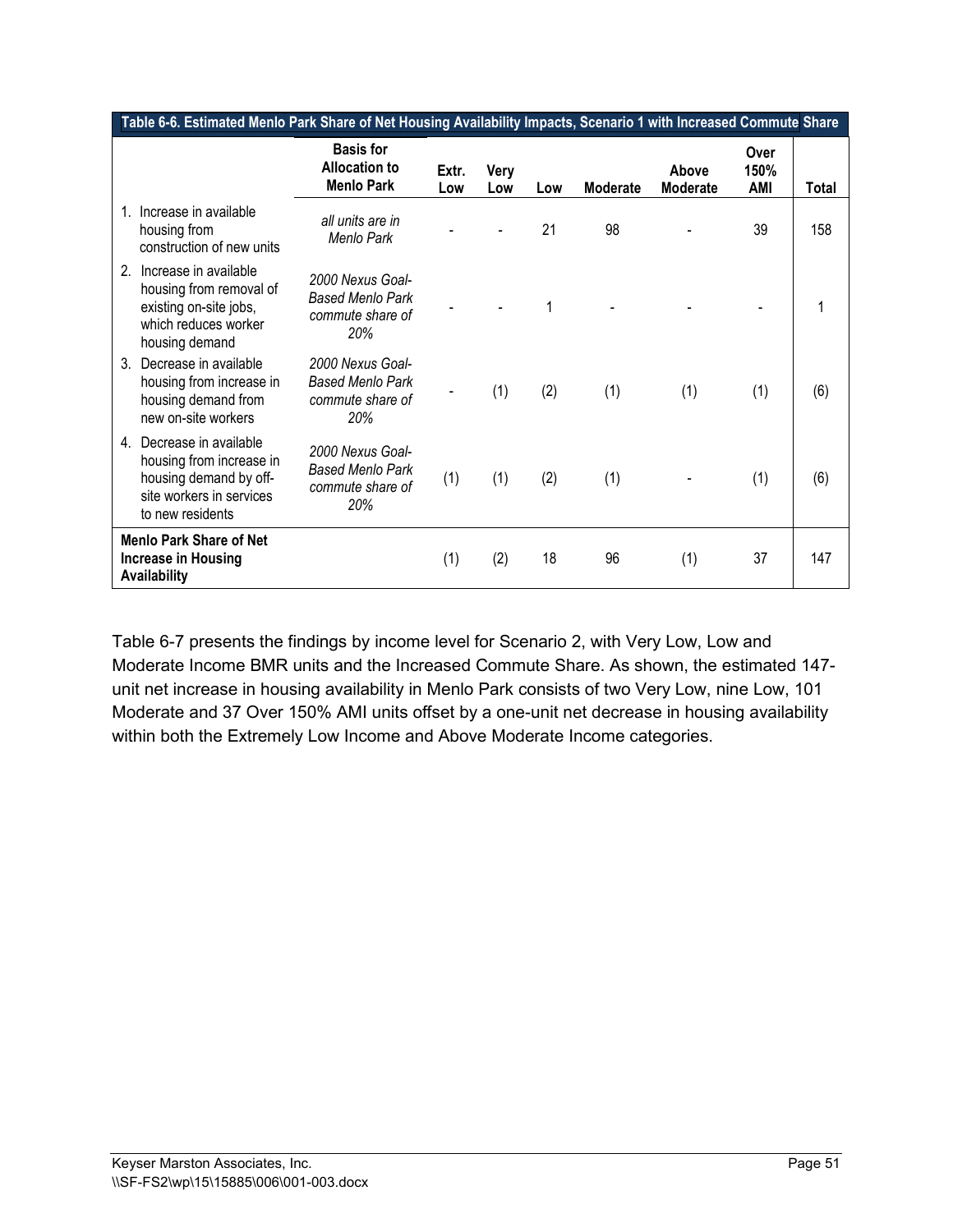| Table 6-6. Estimated Menlo Park Share of Net Housing Availability Impacts, Scenario 1 with Increased Commute Share | | | | | | | | |
|---|---|---|---|---|---|---|---|---|
| | **Basis for Allocation to Menlo Park** | **Extr. Low** | **Very Low** | **Low** | **Moderate** | **Above Moderate** | **Over 150% AMI** | **Total** |
| 1. Increase in available housing from construction of new units | *all units are in Menlo Park* | - | - | 21 | 98 | - | 39 | 158 |
| 2. Increase in available housing from removal of existing on-site jobs, which reduces worker housing demand | *2000 Nexus Goal-Based Menlo Park commute share of 20%* | - | - | 1 | - | - | - | 1 |
| 3. Decrease in available housing from increase in housing demand from new on-site workers | *2000 Nexus Goal-Based Menlo Park commute share of 20%* | - | (1) | (2) | (1) | (1) | (1) | (6) |
| 4. Decrease in available housing from increase in housing demand by off-site workers in services to new residents | *2000 Nexus Goal-Based Menlo Park commute share of 20%* | (1) | (1) | (2) | (1) | - | (1) | (6) |
| **Menlo Park Share of Net Increase in Housing Availability** | | (1) | (2) | 18 | 96 | (1) | 37 | 147 |

Table 6-7 presents the findings by income level for Scenario 2, with Very Low, Low and Moderate Income BMR units and the Increased Commute Share. As shown, the estimated 147-unit net increase in housing availability in Menlo Park consists of two Very Low, nine Low, 101 Moderate and 37 Over 150% AMI units offset by a one-unit net decrease in housing availability within both the Extremely Low Income and Above Moderate Income categories.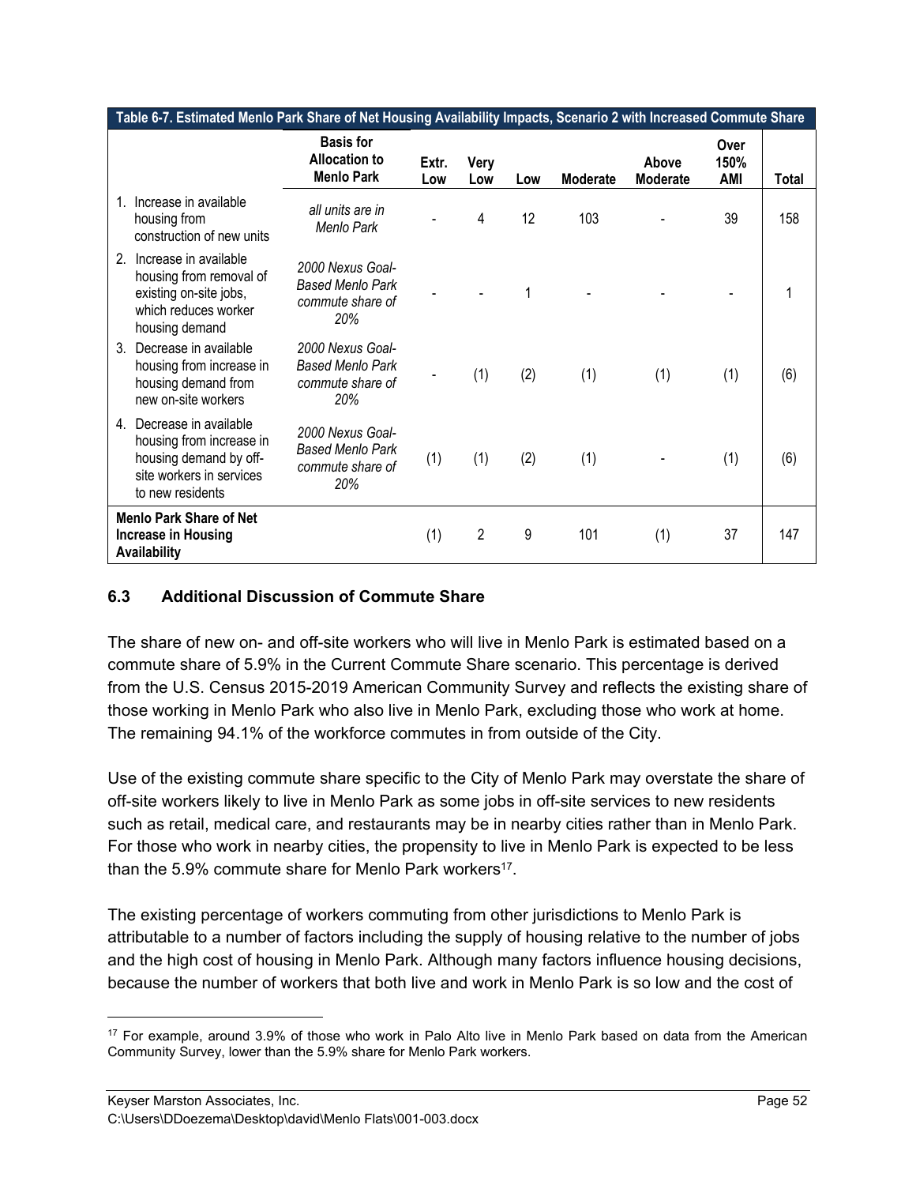| Table 6-7. Estimated Menlo Park Share of Net Housing Availability Impacts, Scenario 2 with Increased Commute Share | | | | | | | | |
|---|---|---|---|---|---|---|---|---|
| | **Basis for Allocation to Menlo Park** | **Extr. Low** | **Very Low** | **Low** | **Moderate** | **Above Moderate** | **Over 150% AMI** | **Total** |
| 1. Increase in available housing from construction of new units | *all units are in Menlo Park* | - | 4 | 12 | 103 | - | 39 | 158 |
| 2. Increase in available housing from removal of existing on-site jobs, which reduces worker housing demand | *2000 Nexus Goal-Based Menlo Park commute share of 20%* | - | - | 1 | - | - | - | 1 |
| 3. Decrease in available housing from increase in housing demand from new on-site workers | *2000 Nexus Goal-Based Menlo Park commute share of 20%* | - | (1) | (2) | (1) | (1) | (1) | (6) |
| 4. Decrease in available housing from increase in housing demand by off-site workers in services to new residents | *2000 Nexus Goal-Based Menlo Park commute share of 20%* | (1) | (1) | (2) | (1) | - | (1) | (6) |
| **Menlo Park Share of Net Increase in Housing Availability** | | (1) | 2 | 9 | 101 | (1) | 37 | 147 |

### 6.3 Additional Discussion of Commute Share

The share of new on- and off-site workers who will live in Menlo Park is estimated based on a commute share of 5.9% in the Current Commute Share scenario. This percentage is derived from the U.S. Census 2015-2019 American Community Survey and reflects the existing share of those working in Menlo Park who also live in Menlo Park, excluding those who work at home. The remaining 94.1% of the workforce commutes in from outside of the City.

Use of the existing commute share specific to the City of Menlo Park may overstate the share of off-site workers likely to live in Menlo Park as some jobs in off-site services to new residents such as retail, medical care, and restaurants may be in nearby cities rather than in Menlo Park. For those who work in nearby cities, the propensity to live in Menlo Park is expected to be less than the 5.9% commute share for Menlo Park workers[17].

The existing percentage of workers commuting from other jurisdictions to Menlo Park is attributable to a number of factors including the supply of housing relative to the number of jobs and the high cost of housing in Menlo Park. Although many factors influence housing decisions, because the number of workers that both live and work in Menlo Park is so low and the cost of

---

[17] For example, around 3.9% of those who work in Palo Alto live in Menlo Park based on data from the American Community Survey, lower than the 5.9% share for Menlo Park workers.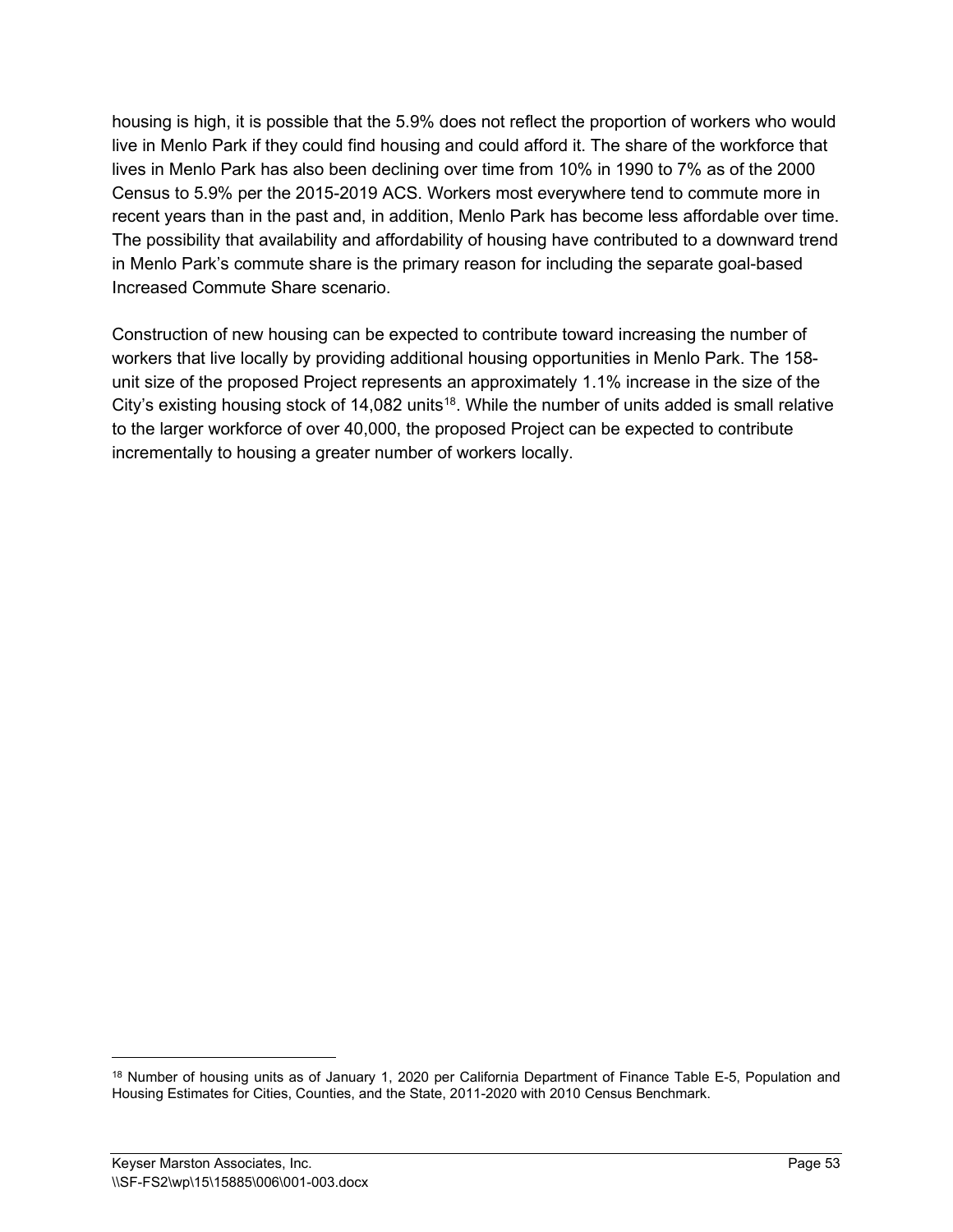housing is high, it is possible that the 5.9% does not reflect the proportion of workers who would live in Menlo Park if they could find housing and could afford it. The share of the workforce that lives in Menlo Park has also been declining over time from 10% in 1990 to 7% as of the 2000 Census to 5.9% per the 2015-2019 ACS. Workers most everywhere tend to commute more in recent years than in the past and, in addition, Menlo Park has become less affordable over time. The possibility that availability and affordability of housing have contributed to a downward trend in Menlo Park's commute share is the primary reason for including the separate goal-based Increased Commute Share scenario.

Construction of new housing can be expected to contribute toward increasing the number of workers that live locally by providing additional housing opportunities in Menlo Park. The 158-unit size of the proposed Project represents an approximately 1.1% increase in the size of the City's existing housing stock of 14,082 units[18]. While the number of units added is small relative to the larger workforce of over 40,000, the proposed Project can be expected to contribute incrementally to housing a greater number of workers locally.

[18] Number of housing units as of January 1, 2020 per California Department of Finance Table E-5, Population and Housing Estimates for Cities, Counties, and the State, 2011-2020 with 2010 Census Benchmark.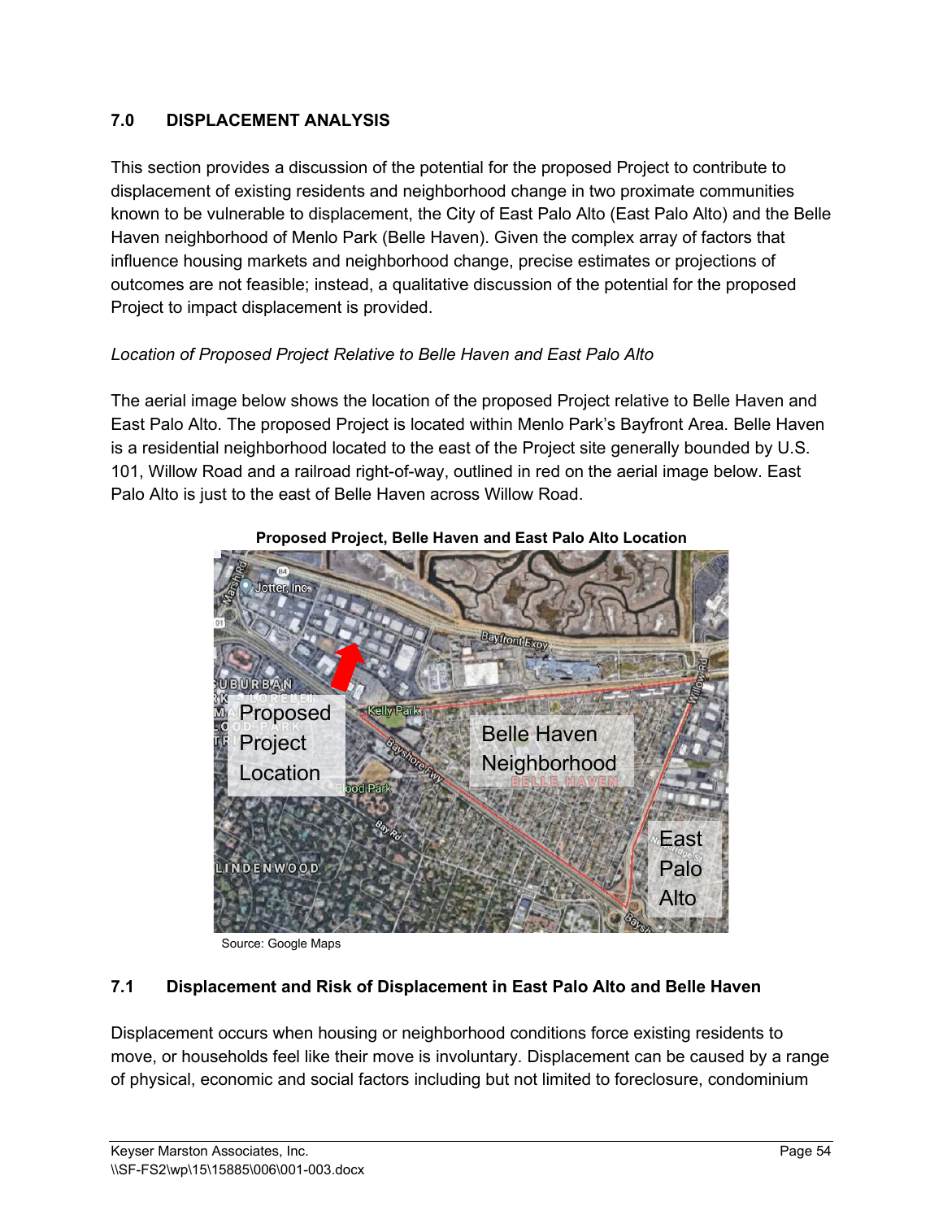## 7.0 DISPLACEMENT ANALYSIS

This section provides a discussion of the potential for the proposed Project to contribute to displacement of existing residents and neighborhood change in two proximate communities known to be vulnerable to displacement, the City of East Palo Alto (East Palo Alto) and the Belle Haven neighborhood of Menlo Park (Belle Haven). Given the complex array of factors that influence housing markets and neighborhood change, precise estimates or projections of outcomes are not feasible; instead, a qualitative discussion of the potential for the proposed Project to impact displacement is provided.

*Location of Proposed Project Relative to Belle Haven and East Palo Alto*

The aerial image below shows the location of the proposed Project relative to Belle Haven and East Palo Alto. The proposed Project is located within Menlo Park's Bayfront Area. Belle Haven is a residential neighborhood located to the east of the Project site generally bounded by U.S. 101, Willow Road and a railroad right-of-way, outlined in red on the aerial image below. East Palo Alto is just to the east of Belle Haven across Willow Road.

**Proposed Project, Belle Haven and East Palo Alto Location**

Source: Google Maps

### 7.1 Displacement and Risk of Displacement in East Palo Alto and Belle Haven

Displacement occurs when housing or neighborhood conditions force existing residents to move, or households feel like their move is involuntary. Displacement can be caused by a range of physical, economic and social factors including but not limited to foreclosure, condominium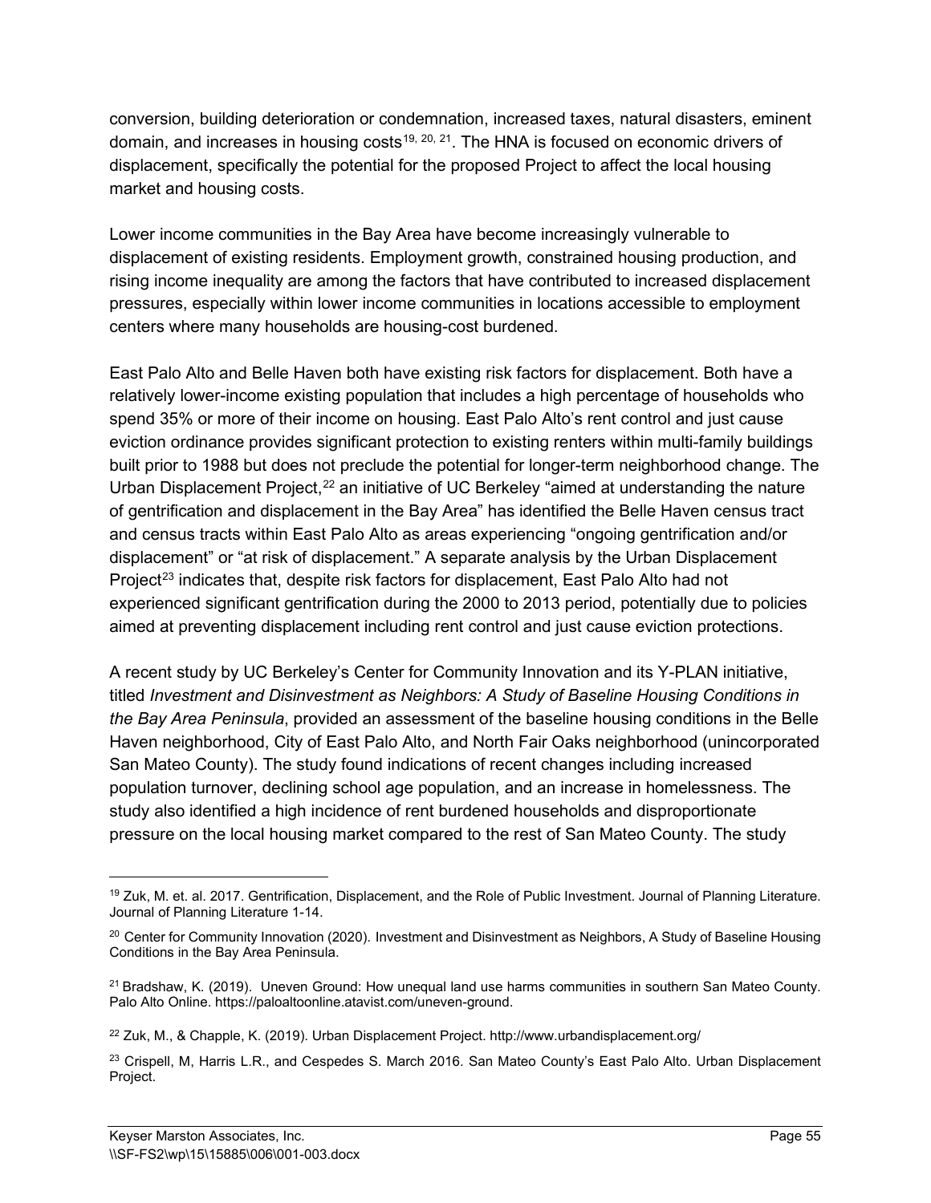conversion, building deterioration or condemnation, increased taxes, natural disasters, eminent domain, and increases in housing costs[19, 20, 21]. The HNA is focused on economic drivers of displacement, specifically the potential for the proposed Project to affect the local housing market and housing costs.

Lower income communities in the Bay Area have become increasingly vulnerable to displacement of existing residents. Employment growth, constrained housing production, and rising income inequality are among the factors that have contributed to increased displacement pressures, especially within lower income communities in locations accessible to employment centers where many households are housing-cost burdened.

East Palo Alto and Belle Haven both have existing risk factors for displacement. Both have a relatively lower-income existing population that includes a high percentage of households who spend 35% or more of their income on housing. East Palo Alto's rent control and just cause eviction ordinance provides significant protection to existing renters within multi-family buildings built prior to 1988 but does not preclude the potential for longer-term neighborhood change. The Urban Displacement Project,[22] an initiative of UC Berkeley "aimed at understanding the nature of gentrification and displacement in the Bay Area" has identified the Belle Haven census tract and census tracts within East Palo Alto as areas experiencing "ongoing gentrification and/or displacement" or "at risk of displacement." A separate analysis by the Urban Displacement Project[23] indicates that, despite risk factors for displacement, East Palo Alto had not experienced significant gentrification during the 2000 to 2013 period, potentially due to policies aimed at preventing displacement including rent control and just cause eviction protections.

A recent study by UC Berkeley's Center for Community Innovation and its Y-PLAN initiative, titled *Investment and Disinvestment as Neighbors: A Study of Baseline Housing Conditions in the Bay Area Peninsula*, provided an assessment of the baseline housing conditions in the Belle Haven neighborhood, City of East Palo Alto, and North Fair Oaks neighborhood (unincorporated San Mateo County). The study found indications of recent changes including increased population turnover, declining school age population, and an increase in homelessness. The study also identified a high incidence of rent burdened households and disproportionate pressure on the local housing market compared to the rest of San Mateo County. The study

---

[19] Zuk, M. et. al. 2017. Gentrification, Displacement, and the Role of Public Investment. Journal of Planning Literature. Journal of Planning Literature 1-14.

[20] Center for Community Innovation (2020). Investment and Disinvestment as Neighbors, A Study of Baseline Housing Conditions in the Bay Area Peninsula.

[21] Bradshaw, K. (2019). Uneven Ground: How unequal land use harms communities in southern San Mateo County. Palo Alto Online. https://paloaltoonline.atavist.com/uneven-ground.

[22] Zuk, M., & Chapple, K. (2019). Urban Displacement Project. http://www.urbandisplacement.org/

[23] Crispell, M, Harris L.R., and Cespedes S. March 2016. San Mateo County's East Palo Alto. Urban Displacement Project.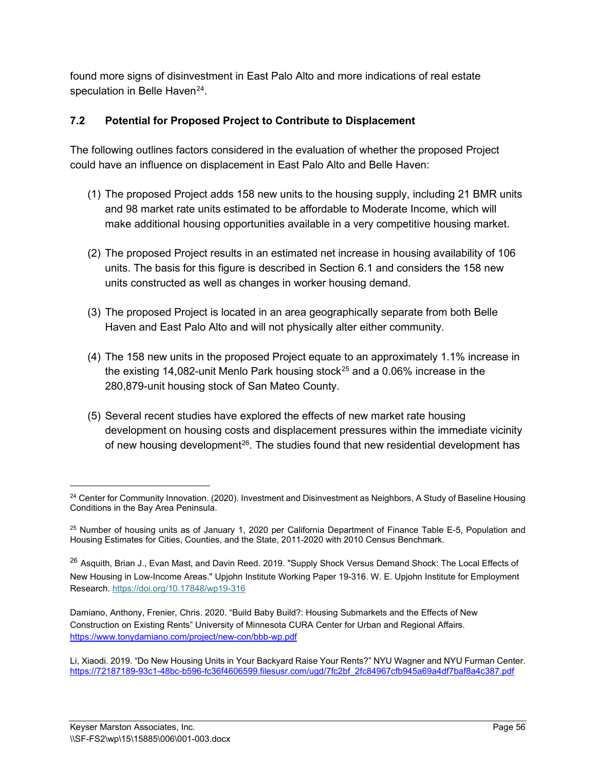found more signs of disinvestment in East Palo Alto and more indications of real estate speculation in Belle Haven[24].

### 7.2 Potential for Proposed Project to Contribute to Displacement

The following outlines factors considered in the evaluation of whether the proposed Project could have an influence on displacement in East Palo Alto and Belle Haven:

(1) The proposed Project adds 158 new units to the housing supply, including 21 BMR units and 98 market rate units estimated to be affordable to Moderate Income, which will make additional housing opportunities available in a very competitive housing market.

(2) The proposed Project results in an estimated net increase in housing availability of 106 units. The basis for this figure is described in Section 6.1 and considers the 158 new units constructed as well as changes in worker housing demand.

(3) The proposed Project is located in an area geographically separate from both Belle Haven and East Palo Alto and will not physically alter either community.

(4) The 158 new units in the proposed Project equate to an approximately 1.1% increase in the existing 14,082-unit Menlo Park housing stock[25] and a 0.06% increase in the 280,879-unit housing stock of San Mateo County.

(5) Several recent studies have explored the effects of new market rate housing development on housing costs and displacement pressures within the immediate vicinity of new housing development[26]. The studies found that new residential development has

---

[24] Center for Community Innovation. (2020). Investment and Disinvestment as Neighbors, A Study of Baseline Housing Conditions in the Bay Area Peninsula.

[25] Number of housing units as of January 1, 2020 per California Department of Finance Table E-5, Population and Housing Estimates for Cities, Counties, and the State, 2011-2020 with 2010 Census Benchmark.

[26] Asquith, Brian J., Evan Mast, and Davin Reed. 2019. "Supply Shock Versus Demand Shock: The Local Effects of New Housing in Low-Income Areas." Upjohn Institute Working Paper 19-316. W. E. Upjohn Institute for Employment Research. https://doi.org/10.17848/wp19-316

Damiano, Anthony, Frenier, Chris. 2020. "Build Baby Build?: Housing Submarkets and the Effects of New Construction on Existing Rents" University of Minnesota CURA Center for Urban and Regional Affairs. https://www.tonydamiano.com/project/new-con/bbb-wp.pdf

Li, Xiaodi. 2019. "Do New Housing Units in Your Backyard Raise Your Rents?" NYU Wagner and NYU Furman Center. https://72187189-93c1-48bc-b596-fc36f4606599.filesusr.com/ugd/7fc2bf_2fc84967cfb945a69a4df7baf8a4c387.pdf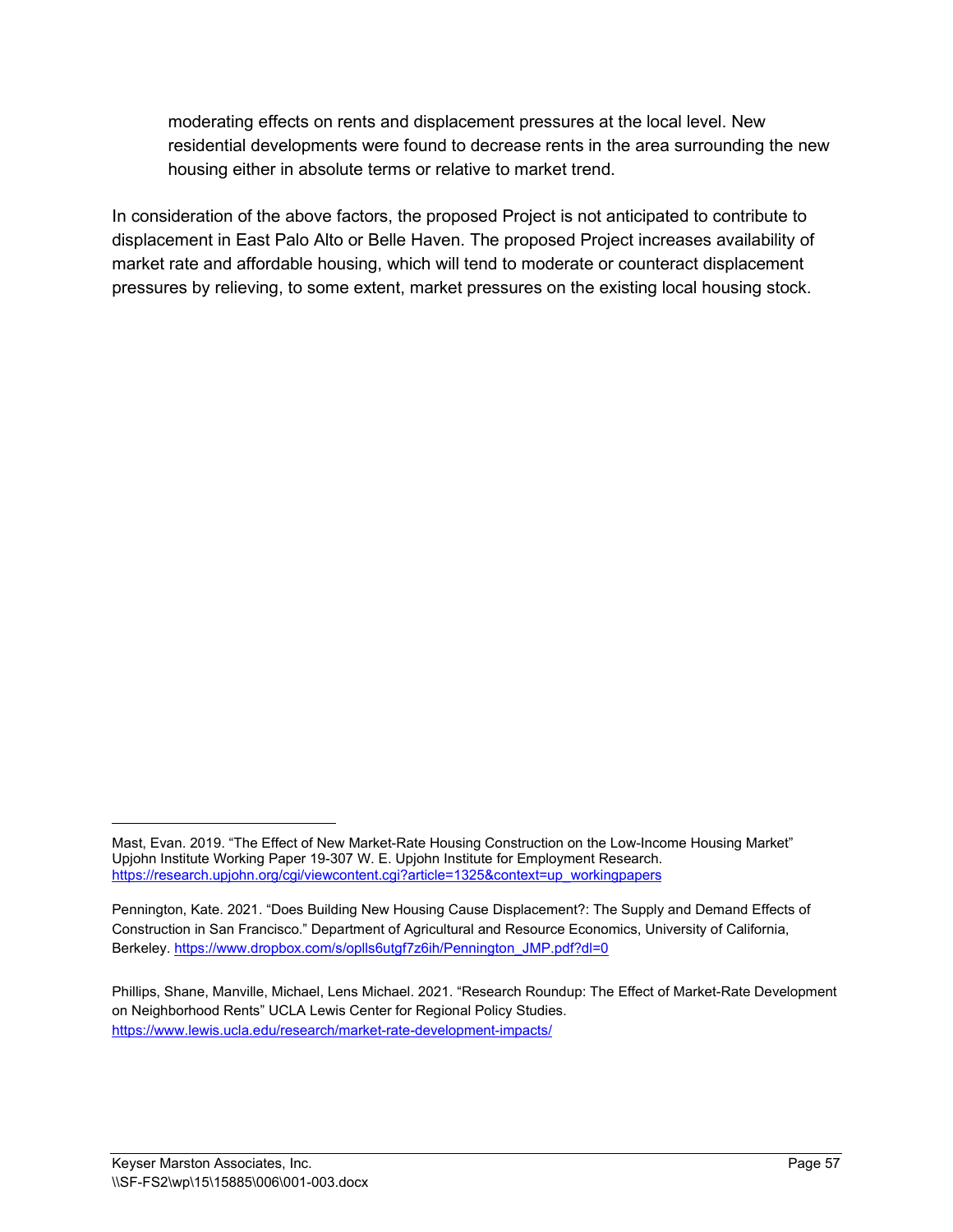> moderating effects on rents and displacement pressures at the local level. New residential developments were found to decrease rents in the area surrounding the new housing either in absolute terms or relative to market trend.

In consideration of the above factors, the proposed Project is not anticipated to contribute to displacement in East Palo Alto or Belle Haven. The proposed Project increases availability of market rate and affordable housing, which will tend to moderate or counteract displacement pressures by relieving, to some extent, market pressures on the existing local housing stock.

---

Mast, Evan. 2019. "The Effect of New Market-Rate Housing Construction on the Low-Income Housing Market" Upjohn Institute Working Paper 19-307 W. E. Upjohn Institute for Employment Research. https://research.upjohn.org/cgi/viewcontent.cgi?article=1325&context=up_workingpapers

Pennington, Kate. 2021. "Does Building New Housing Cause Displacement?: The Supply and Demand Effects of Construction in San Francisco." Department of Agricultural and Resource Economics, University of California, Berkeley. https://www.dropbox.com/s/oplls6utgf7z6ih/Pennington_JMP.pdf?dl=0

Phillips, Shane, Manville, Michael, Lens Michael. 2021. "Research Roundup: The Effect of Market-Rate Development on Neighborhood Rents" UCLA Lewis Center for Regional Policy Studies. https://www.lewis.ucla.edu/research/market-rate-development-impacts/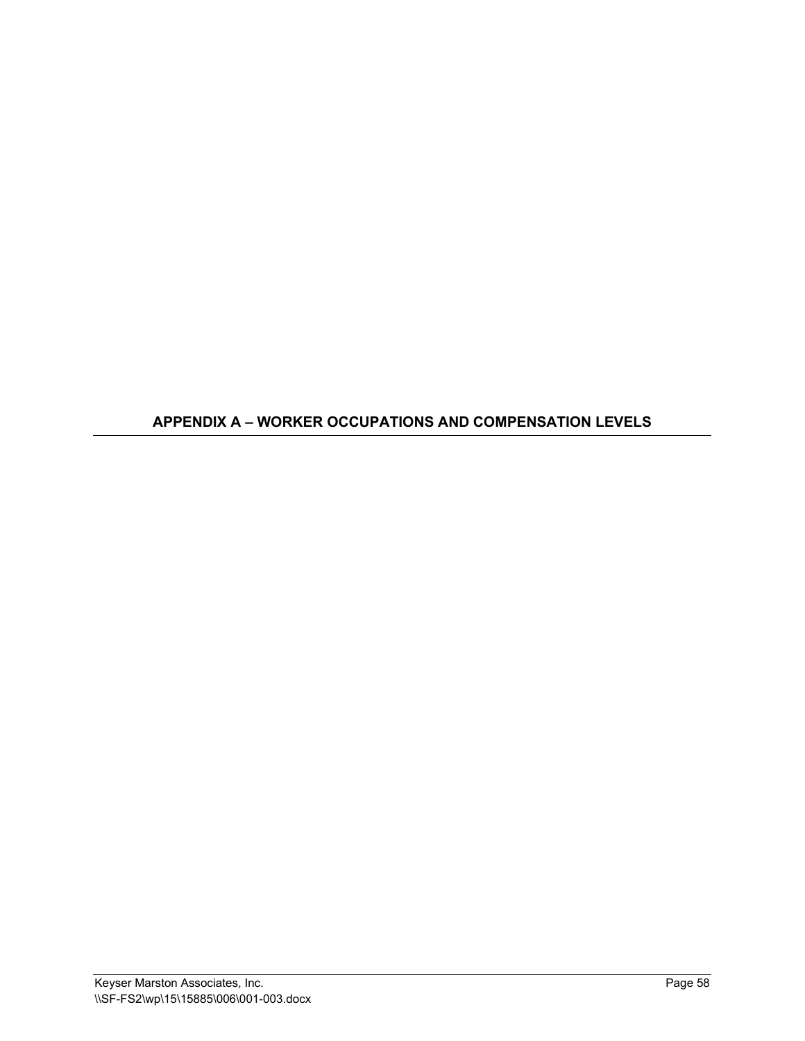## APPENDIX A – WORKER OCCUPATIONS AND COMPENSATION LEVELS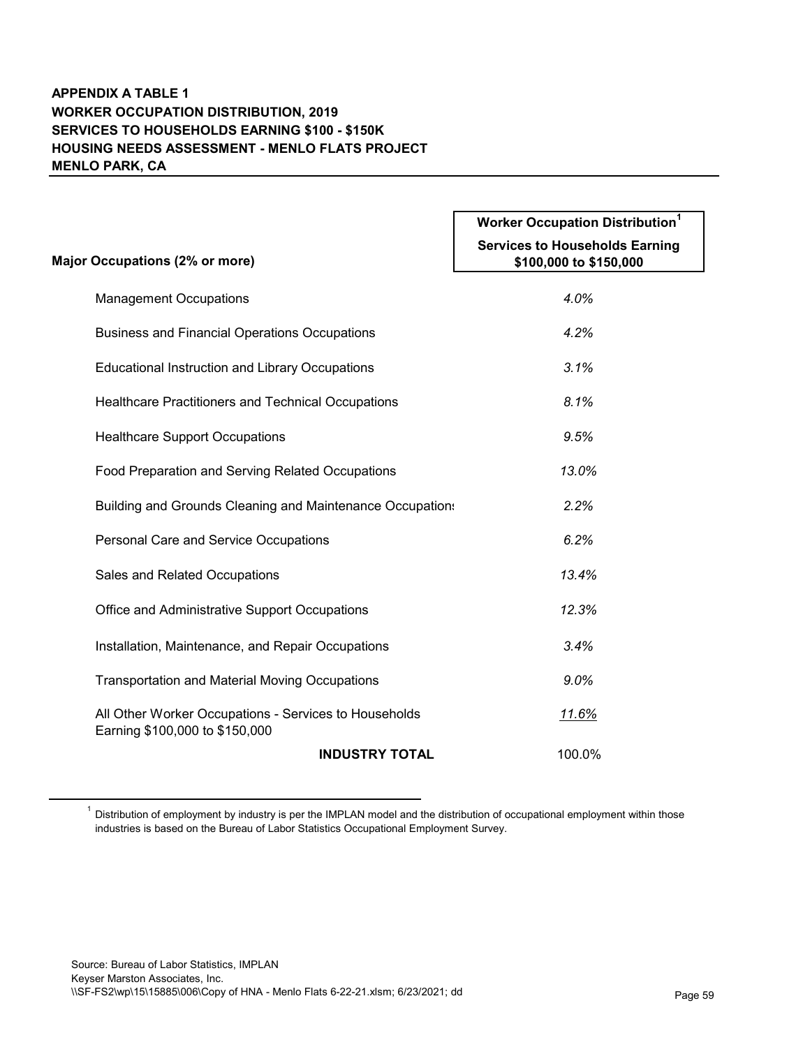**APPENDIX A TABLE 1**
**WORKER OCCUPATION DISTRIBUTION, 2019**
**SERVICES TO HOUSEHOLDS EARNING \$100 - \$150K**
**HOUSING NEEDS ASSESSMENT - MENLO FLATS PROJECT**
**MENLO PARK, CA**

| Major Occupations (2% or more) | Worker Occupation Distribution[1] Services to Households Earning \$100,000 to \$150,000 |
|---|---|
| Management Occupations | *4.0%* |
| Business and Financial Operations Occupations | *4.2%* |
| Educational Instruction and Library Occupations | *3.1%* |
| Healthcare Practitioners and Technical Occupations | *8.1%* |
| Healthcare Support Occupations | *9.5%* |
| Food Preparation and Serving Related Occupations | *13.0%* |
| Building and Grounds Cleaning and Maintenance Occupations | *2.2%* |
| Personal Care and Service Occupations | *6.2%* |
| Sales and Related Occupations | *13.4%* |
| Office and Administrative Support Occupations | *12.3%* |
| Installation, Maintenance, and Repair Occupations | *3.4%* |
| Transportation and Material Moving Occupations | *9.0%* |
| All Other Worker Occupations - Services to Households Earning \$100,000 to \$150,000 | *11.6%* |
| **INDUSTRY TOTAL** | 100.0% |

[1] Distribution of employment by industry is per the IMPLAN model and the distribution of occupational employment within those industries is based on the Bureau of Labor Statistics Occupational Employment Survey.

Source: Bureau of Labor Statistics, IMPLAN
Keyser Marston Associates, Inc.
\\SF-FS2\wp\15\15885\006\Copy of HNA - Menlo Flats 6-22-21.xlsm; 6/23/2021; dd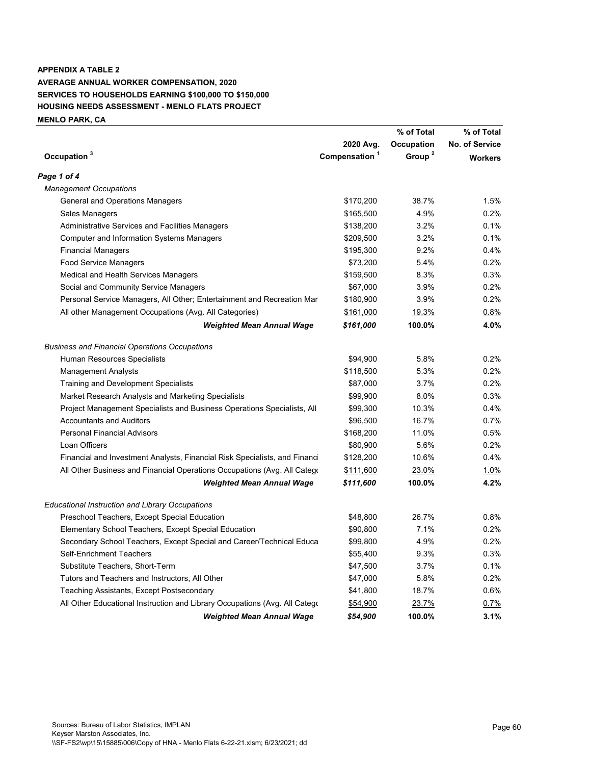**APPENDIX A TABLE 2**
**AVERAGE ANNUAL WORKER COMPENSATION, 2020**
**SERVICES TO HOUSEHOLDS EARNING $100,000 TO $150,000**
**HOUSING NEEDS ASSESSMENT - MENLO FLATS PROJECT**
**MENLO PARK, CA**

| Occupation [3] | 2020 Avg. Compensation [1] | % of Total Occupation Group [2] | % of Total No. of Service Workers |
|---|---|---|---|
| ***Page 1 of 4*** | | | |
| *Management Occupations* | | | |
| General and Operations Managers | $170,200 | 38.7% | 1.5% |
| Sales Managers | $165,500 | 4.9% | 0.2% |
| Administrative Services and Facilities Managers | $138,200 | 3.2% | 0.1% |
| Computer and Information Systems Managers | $209,500 | 3.2% | 0.1% |
| Financial Managers | $195,300 | 9.2% | 0.4% |
| Food Service Managers | $73,200 | 5.4% | 0.2% |
| Medical and Health Services Managers | $159,500 | 8.3% | 0.3% |
| Social and Community Service Managers | $67,000 | 3.9% | 0.2% |
| Personal Service Managers, All Other; Entertainment and Recreation Mar | $180,900 | 3.9% | 0.2% |
| All other Management Occupations (Avg. All Categories) | $161,000 | 19.3% | 0.8% |
| ***Weighted Mean Annual Wage*** | ***$161,000*** | **100.0%** | **4.0%** |
| *Business and Financial Operations Occupations* | | | |
| Human Resources Specialists | $94,900 | 5.8% | 0.2% |
| Management Analysts | $118,500 | 5.3% | 0.2% |
| Training and Development Specialists | $87,000 | 3.7% | 0.2% |
| Market Research Analysts and Marketing Specialists | $99,900 | 8.0% | 0.3% |
| Project Management Specialists and Business Operations Specialists, All | $99,300 | 10.3% | 0.4% |
| Accountants and Auditors | $96,500 | 16.7% | 0.7% |
| Personal Financial Advisors | $168,200 | 11.0% | 0.5% |
| Loan Officers | $80,900 | 5.6% | 0.2% |
| Financial and Investment Analysts, Financial Risk Specialists, and Financi | $128,200 | 10.6% | 0.4% |
| All Other Business and Financial Operations Occupations (Avg. All Catego | $111,600 | 23.0% | 1.0% |
| ***Weighted Mean Annual Wage*** | ***$111,600*** | **100.0%** | **4.2%** |
| *Educational Instruction and Library Occupations* | | | |
| Preschool Teachers, Except Special Education | $48,800 | 26.7% | 0.8% |
| Elementary School Teachers, Except Special Education | $90,800 | 7.1% | 0.2% |
| Secondary School Teachers, Except Special and Career/Technical Educa | $99,800 | 4.9% | 0.2% |
| Self-Enrichment Teachers | $55,400 | 9.3% | 0.3% |
| Substitute Teachers, Short-Term | $47,500 | 3.7% | 0.1% |
| Tutors and Teachers and Instructors, All Other | $47,000 | 5.8% | 0.2% |
| Teaching Assistants, Except Postsecondary | $41,800 | 18.7% | 0.6% |
| All Other Educational Instruction and Library Occupations (Avg. All Catego | $54,900 | 23.7% | 0.7% |
| ***Weighted Mean Annual Wage*** | ***$54,900*** | **100.0%** | **3.1%** |

Sources: Bureau of Labor Statistics, IMPLAN
Keyser Marston Associates, Inc.
\\SF-FS2\wp\15\15885\006\Copy of HNA - Menlo Flats 6-22-21.xlsm; 6/23/2021; dd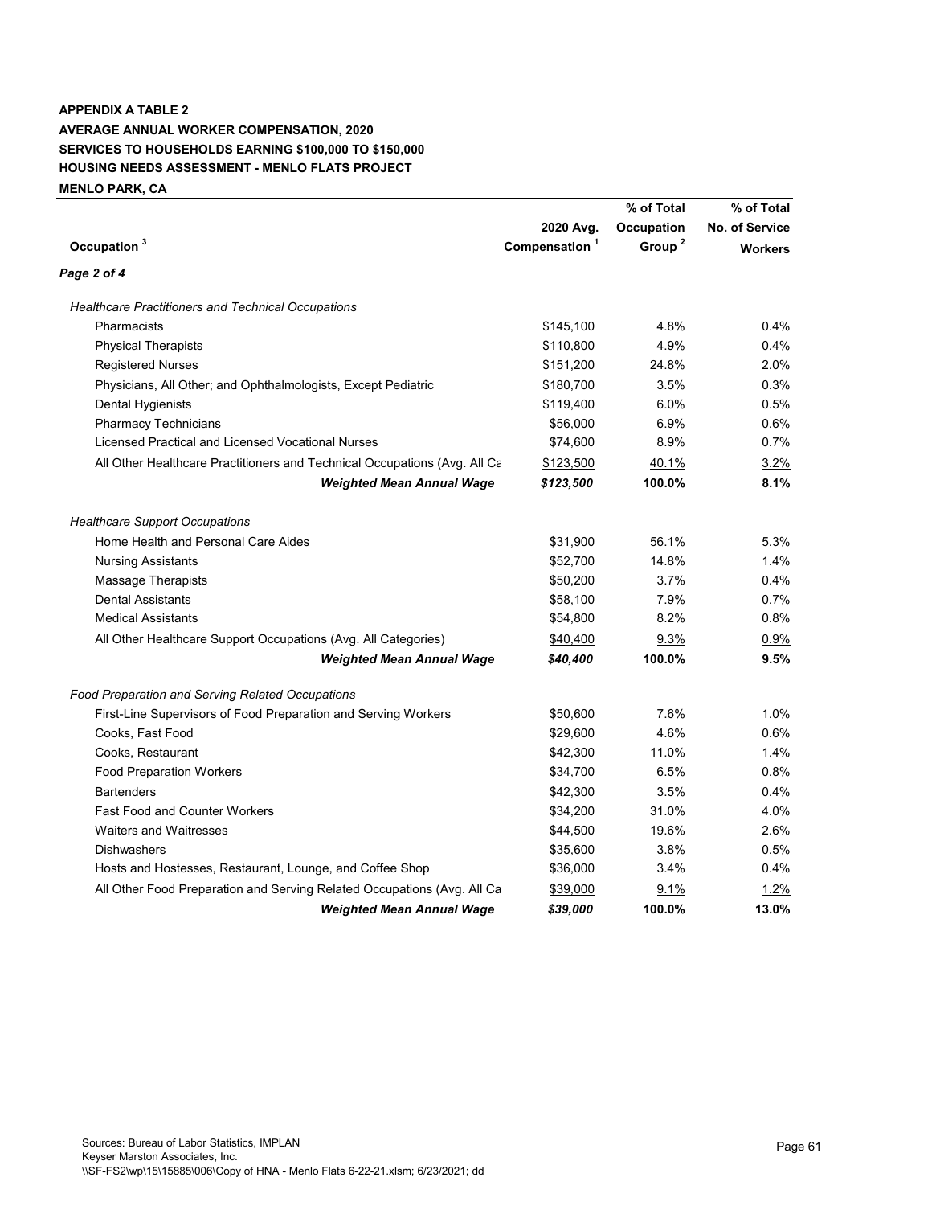**APPENDIX A TABLE 2**
**AVERAGE ANNUAL WORKER COMPENSATION, 2020**
**SERVICES TO HOUSEHOLDS EARNING $100,000 TO $150,000**
**HOUSING NEEDS ASSESSMENT - MENLO FLATS PROJECT**
**MENLO PARK, CA**

| Occupation [3] | 2020 Avg. Compensation [1] | % of Total Occupation Group [2] | % of Total No. of Service Workers |
|---|---|---|---|
| *Page 2 of 4* | | | |
| *Healthcare Practitioners and Technical Occupations* | | | |
| Pharmacists | $145,100 | 4.8% | 0.4% |
| Physical Therapists | $110,800 | 4.9% | 0.4% |
| Registered Nurses | $151,200 | 24.8% | 2.0% |
| Physicians, All Other; and Ophthalmologists, Except Pediatric | $180,700 | 3.5% | 0.3% |
| Dental Hygienists | $119,400 | 6.0% | 0.5% |
| Pharmacy Technicians | $56,000 | 6.9% | 0.6% |
| Licensed Practical and Licensed Vocational Nurses | $74,600 | 8.9% | 0.7% |
| All Other Healthcare Practitioners and Technical Occupations (Avg. All Ca | $123,500 | 40.1% | 3.2% |
| ***Weighted Mean Annual Wage*** | ***$123,500*** | **100.0%** | **8.1%** |
| *Healthcare Support Occupations* | | | |
| Home Health and Personal Care Aides | $31,900 | 56.1% | 5.3% |
| Nursing Assistants | $52,700 | 14.8% | 1.4% |
| Massage Therapists | $50,200 | 3.7% | 0.4% |
| Dental Assistants | $58,100 | 7.9% | 0.7% |
| Medical Assistants | $54,800 | 8.2% | 0.8% |
| All Other Healthcare Support Occupations (Avg. All Categories) | $40,400 | 9.3% | 0.9% |
| ***Weighted Mean Annual Wage*** | ***$40,400*** | **100.0%** | **9.5%** |
| *Food Preparation and Serving Related Occupations* | | | |
| First-Line Supervisors of Food Preparation and Serving Workers | $50,600 | 7.6% | 1.0% |
| Cooks, Fast Food | $29,600 | 4.6% | 0.6% |
| Cooks, Restaurant | $42,300 | 11.0% | 1.4% |
| Food Preparation Workers | $34,700 | 6.5% | 0.8% |
| Bartenders | $42,300 | 3.5% | 0.4% |
| Fast Food and Counter Workers | $34,200 | 31.0% | 4.0% |
| Waiters and Waitresses | $44,500 | 19.6% | 2.6% |
| Dishwashers | $35,600 | 3.8% | 0.5% |
| Hosts and Hostesses, Restaurant, Lounge, and Coffee Shop | $36,000 | 3.4% | 0.4% |
| All Other Food Preparation and Serving Related Occupations (Avg. All Ca | $39,000 | 9.1% | 1.2% |
| ***Weighted Mean Annual Wage*** | ***$39,000*** | **100.0%** | **13.0%** |

Sources: Bureau of Labor Statistics, IMPLAN
Keyser Marston Associates, Inc.
\\SF-FS2\wp\15\15885\006\Copy of HNA - Menlo Flats 6-22-21.xlsm; 6/23/2021; dd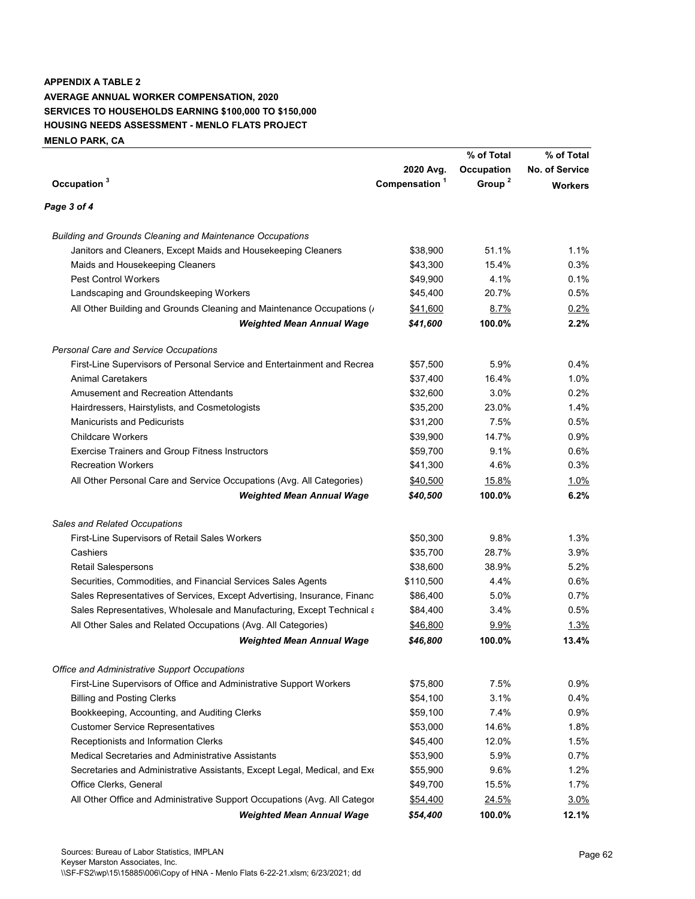**APPENDIX A TABLE 2**
**AVERAGE ANNUAL WORKER COMPENSATION, 2020**
**SERVICES TO HOUSEHOLDS EARNING \$100,000 TO \$150,000**
**HOUSING NEEDS ASSESSMENT - MENLO FLATS PROJECT**
**MENLO PARK, CA**

| Occupation [3] | 2020 Avg. Compensation [1] | % of Total Occupation Group [2] | % of Total No. of Service Workers |
|---|---|---|---|
| *Page 3 of 4* | | | |
| *Building and Grounds Cleaning and Maintenance Occupations* | | | |
| Janitors and Cleaners, Except Maids and Housekeeping Cleaners | \$38,900 | 51.1% | 1.1% |
| Maids and Housekeeping Cleaners | \$43,300 | 15.4% | 0.3% |
| Pest Control Workers | \$49,900 | 4.1% | 0.1% |
| Landscaping and Groundskeeping Workers | \$45,400 | 20.7% | 0.5% |
| All Other Building and Grounds Cleaning and Maintenance Occupations (/ | \$41,600 | 8.7% | 0.2% |
| ***Weighted Mean Annual Wage*** | ***\$41,600*** | **100.0%** | **2.2%** |
| *Personal Care and Service Occupations* | | | |
| First-Line Supervisors of Personal Service and Entertainment and Recrea | \$57,500 | 5.9% | 0.4% |
| Animal Caretakers | \$37,400 | 16.4% | 1.0% |
| Amusement and Recreation Attendants | \$32,600 | 3.0% | 0.2% |
| Hairdressers, Hairstylists, and Cosmetologists | \$35,200 | 23.0% | 1.4% |
| Manicurists and Pedicurists | \$31,200 | 7.5% | 0.5% |
| Childcare Workers | \$39,900 | 14.7% | 0.9% |
| Exercise Trainers and Group Fitness Instructors | \$59,700 | 9.1% | 0.6% |
| Recreation Workers | \$41,300 | 4.6% | 0.3% |
| All Other Personal Care and Service Occupations (Avg. All Categories) | \$40,500 | 15.8% | 1.0% |
| ***Weighted Mean Annual Wage*** | ***\$40,500*** | **100.0%** | **6.2%** |
| *Sales and Related Occupations* | | | |
| First-Line Supervisors of Retail Sales Workers | \$50,300 | 9.8% | 1.3% |
| Cashiers | \$35,700 | 28.7% | 3.9% |
| Retail Salespersons | \$38,600 | 38.9% | 5.2% |
| Securities, Commodities, and Financial Services Sales Agents | \$110,500 | 4.4% | 0.6% |
| Sales Representatives of Services, Except Advertising, Insurance, Financ | \$86,400 | 5.0% | 0.7% |
| Sales Representatives, Wholesale and Manufacturing, Except Technical a | \$84,400 | 3.4% | 0.5% |
| All Other Sales and Related Occupations (Avg. All Categories) | \$46,800 | 9.9% | 1.3% |
| ***Weighted Mean Annual Wage*** | ***\$46,800*** | **100.0%** | **13.4%** |
| *Office and Administrative Support Occupations* | | | |
| First-Line Supervisors of Office and Administrative Support Workers | \$75,800 | 7.5% | 0.9% |
| Billing and Posting Clerks | \$54,100 | 3.1% | 0.4% |
| Bookkeeping, Accounting, and Auditing Clerks | \$59,100 | 7.4% | 0.9% |
| Customer Service Representatives | \$53,000 | 14.6% | 1.8% |
| Receptionists and Information Clerks | \$45,400 | 12.0% | 1.5% |
| Medical Secretaries and Administrative Assistants | \$53,900 | 5.9% | 0.7% |
| Secretaries and Administrative Assistants, Except Legal, Medical, and Exe | \$55,900 | 9.6% | 1.2% |
| Office Clerks, General | \$49,700 | 15.5% | 1.7% |
| All Other Office and Administrative Support Occupations (Avg. All Categor | \$54,400 | 24.5% | 3.0% |
| ***Weighted Mean Annual Wage*** | ***\$54,400*** | **100.0%** | **12.1%** |

Sources: Bureau of Labor Statistics, IMPLAN
Keyser Marston Associates, Inc.
\\SF-FS2\wp\15\15885\006\Copy of HNA - Menlo Flats 6-22-21.xlsm; 6/23/2021; dd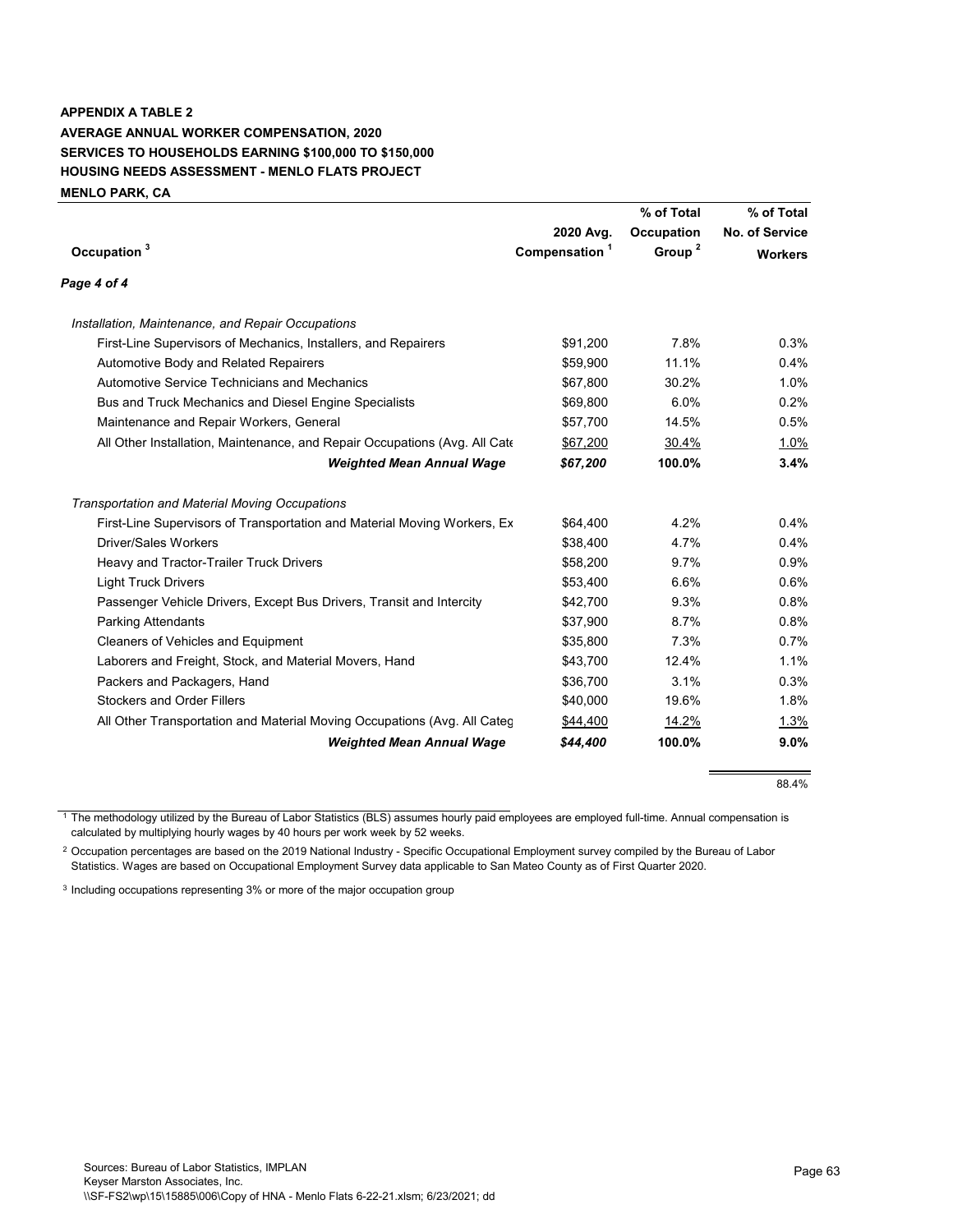**APPENDIX A TABLE 2**
**AVERAGE ANNUAL WORKER COMPENSATION, 2020**
**SERVICES TO HOUSEHOLDS EARNING $100,000 TO $150,000**
**HOUSING NEEDS ASSESSMENT - MENLO FLATS PROJECT**
**MENLO PARK, CA**

| Occupation [3] | 2020 Avg. Compensation [1] | % of Total Occupation Group [2] | % of Total No. of Service Workers |
|---|---|---|---|
| ***Page 4 of 4*** | | | |
| *Installation, Maintenance, and Repair Occupations* | | | |
| First-Line Supervisors of Mechanics, Installers, and Repairers | $91,200 | 7.8% | 0.3% |
| Automotive Body and Related Repairers | $59,900 | 11.1% | 0.4% |
| Automotive Service Technicians and Mechanics | $67,800 | 30.2% | 1.0% |
| Bus and Truck Mechanics and Diesel Engine Specialists | $69,800 | 6.0% | 0.2% |
| Maintenance and Repair Workers, General | $57,700 | 14.5% | 0.5% |
| All Other Installation, Maintenance, and Repair Occupations (Avg. All Cate | $67,200 | 30.4% | 1.0% |
| ***Weighted Mean Annual Wage*** | ***$67,200*** | **100.0%** | **3.4%** |
| *Transportation and Material Moving Occupations* | | | |
| First-Line Supervisors of Transportation and Material Moving Workers, Ex | $64,400 | 4.2% | 0.4% |
| Driver/Sales Workers | $38,400 | 4.7% | 0.4% |
| Heavy and Tractor-Trailer Truck Drivers | $58,200 | 9.7% | 0.9% |
| Light Truck Drivers | $53,400 | 6.6% | 0.6% |
| Passenger Vehicle Drivers, Except Bus Drivers, Transit and Intercity | $42,700 | 9.3% | 0.8% |
| Parking Attendants | $37,900 | 8.7% | 0.8% |
| Cleaners of Vehicles and Equipment | $35,800 | 7.3% | 0.7% |
| Laborers and Freight, Stock, and Material Movers, Hand | $43,700 | 12.4% | 1.1% |
| Packers and Packagers, Hand | $36,700 | 3.1% | 0.3% |
| Stockers and Order Fillers | $40,000 | 19.6% | 1.8% |
| All Other Transportation and Material Moving Occupations (Avg. All Categ | $44,400 | 14.2% | 1.3% |
| ***Weighted Mean Annual Wage*** | ***$44,400*** | **100.0%** | **9.0%** |
| | | | 88.4% |

[1] The methodology utilized by the Bureau of Labor Statistics (BLS) assumes hourly paid employees are employed full-time. Annual compensation is calculated by multiplying hourly wages by 40 hours per work week by 52 weeks.

[2] Occupation percentages are based on the 2019 National Industry - Specific Occupational Employment survey compiled by the Bureau of Labor Statistics. Wages are based on Occupational Employment Survey data applicable to San Mateo County as of First Quarter 2020.

[3] Including occupations representing 3% or more of the major occupation group

Sources: Bureau of Labor Statistics, IMPLAN
Keyser Marston Associates, Inc.
\\SF-FS2\wp\15\15885\006\Copy of HNA - Menlo Flats 6-22-21.xlsm; 6/23/2021; dd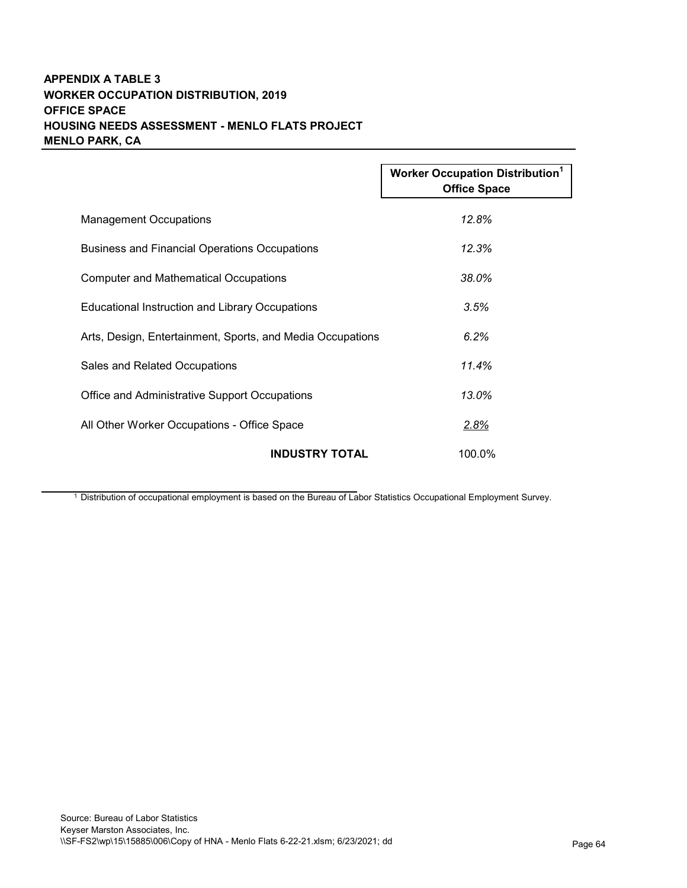**APPENDIX A TABLE 3**
**WORKER OCCUPATION DISTRIBUTION, 2019**
**OFFICE SPACE**
**HOUSING NEEDS ASSESSMENT - MENLO FLATS PROJECT**
**MENLO PARK, CA**

| | Worker Occupation Distribution[1] Office Space |
|---|---|
| Management Occupations | *12.8%* |
| Business and Financial Operations Occupations | *12.3%* |
| Computer and Mathematical Occupations | *38.0%* |
| Educational Instruction and Library Occupations | *3.5%* |
| Arts, Design, Entertainment, Sports, and Media Occupations | *6.2%* |
| Sales and Related Occupations | *11.4%* |
| Office and Administrative Support Occupations | *13.0%* |
| All Other Worker Occupations - Office Space | *2.8%* |
| **INDUSTRY TOTAL** | 100.0% |

[1] Distribution of occupational employment is based on the Bureau of Labor Statistics Occupational Employment Survey.

Source: Bureau of Labor Statistics
Keyser Marston Associates, Inc.
\\SF-FS2\wp\15\15885\006\Copy of HNA - Menlo Flats 6-22-21.xlsm; 6/23/2021; dd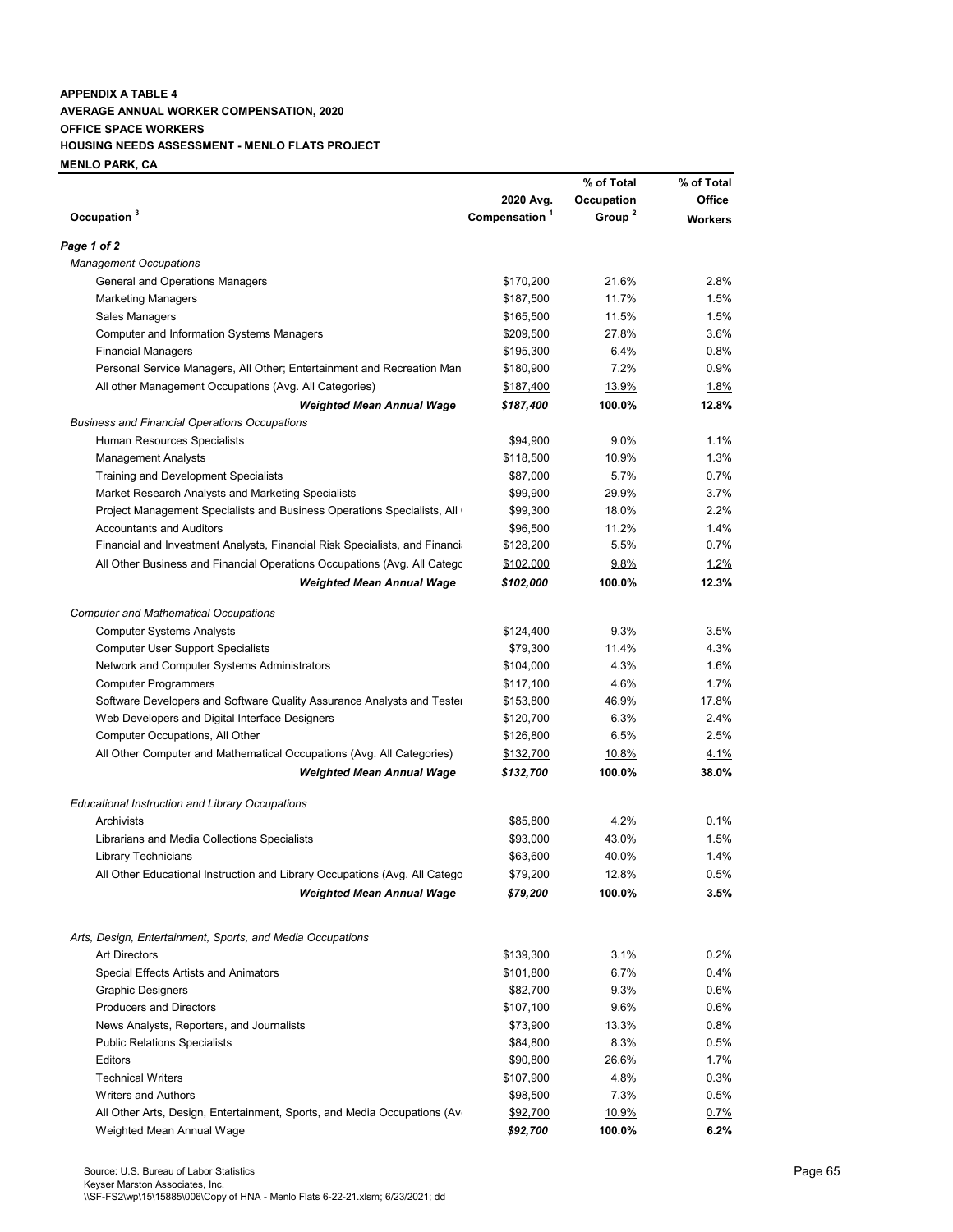**APPENDIX A TABLE 4**
**AVERAGE ANNUAL WORKER COMPENSATION, 2020**
**OFFICE SPACE WORKERS**
**HOUSING NEEDS ASSESSMENT - MENLO FLATS PROJECT**
**MENLO PARK, CA**

| Occupation [3] | 2020 Avg. Compensation [1] | % of Total Occupation Group [2] | % of Total Office Workers |
|---|---|---|---|
| ***Page 1 of 2*** | | | |
| *Management Occupations* | | | |
| General and Operations Managers | $170,200 | 21.6% | 2.8% |
| Marketing Managers | $187,500 | 11.7% | 1.5% |
| Sales Managers | $165,500 | 11.5% | 1.5% |
| Computer and Information Systems Managers | $209,500 | 27.8% | 3.6% |
| Financial Managers | $195,300 | 6.4% | 0.8% |
| Personal Service Managers, All Other; Entertainment and Recreation Man | $180,900 | 7.2% | 0.9% |
| All other Management Occupations (Avg. All Categories) | $187,400 | 13.9% | 1.8% |
| ***Weighted Mean Annual Wage*** | ***$187,400*** | **100.0%** | **12.8%** |
| *Business and Financial Operations Occupations* | | | |
| Human Resources Specialists | $94,900 | 9.0% | 1.1% |
| Management Analysts | $118,500 | 10.9% | 1.3% |
| Training and Development Specialists | $87,000 | 5.7% | 0.7% |
| Market Research Analysts and Marketing Specialists | $99,900 | 29.9% | 3.7% |
| Project Management Specialists and Business Operations Specialists, All | $99,300 | 18.0% | 2.2% |
| Accountants and Auditors | $96,500 | 11.2% | 1.4% |
| Financial and Investment Analysts, Financial Risk Specialists, and Financi | $128,200 | 5.5% | 0.7% |
| All Other Business and Financial Operations Occupations (Avg. All Catego | $102,000 | 9.8% | 1.2% |
| ***Weighted Mean Annual Wage*** | ***$102,000*** | **100.0%** | **12.3%** |
| *Computer and Mathematical Occupations* | | | |
| Computer Systems Analysts | $124,400 | 9.3% | 3.5% |
| Computer User Support Specialists | $79,300 | 11.4% | 4.3% |
| Network and Computer Systems Administrators | $104,000 | 4.3% | 1.6% |
| Computer Programmers | $117,100 | 4.6% | 1.7% |
| Software Developers and Software Quality Assurance Analysts and Teste | $153,800 | 46.9% | 17.8% |
| Web Developers and Digital Interface Designers | $120,700 | 6.3% | 2.4% |
| Computer Occupations, All Other | $126,800 | 6.5% | 2.5% |
| All Other Computer and Mathematical Occupations (Avg. All Categories) | $132,700 | 10.8% | 4.1% |
| ***Weighted Mean Annual Wage*** | ***$132,700*** | **100.0%** | **38.0%** |
| *Educational Instruction and Library Occupations* | | | |
| Archivists | $85,800 | 4.2% | 0.1% |
| Librarians and Media Collections Specialists | $93,000 | 43.0% | 1.5% |
| Library Technicians | $63,600 | 40.0% | 1.4% |
| All Other Educational Instruction and Library Occupations (Avg. All Catego | $79,200 | 12.8% | 0.5% |
| ***Weighted Mean Annual Wage*** | ***$79,200*** | **100.0%** | **3.5%** |
| *Arts, Design, Entertainment, Sports, and Media Occupations* | | | |
| Art Directors | $139,300 | 3.1% | 0.2% |
| Special Effects Artists and Animators | $101,800 | 6.7% | 0.4% |
| Graphic Designers | $82,700 | 9.3% | 0.6% |
| Producers and Directors | $107,100 | 9.6% | 0.6% |
| News Analysts, Reporters, and Journalists | $73,900 | 13.3% | 0.8% |
| Public Relations Specialists | $84,800 | 8.3% | 0.5% |
| Editors | $90,800 | 26.6% | 1.7% |
| Technical Writers | $107,900 | 4.8% | 0.3% |
| Writers and Authors | $98,500 | 7.3% | 0.5% |
| All Other Arts, Design, Entertainment, Sports, and Media Occupations (Av | $92,700 | 10.9% | 0.7% |
| Weighted Mean Annual Wage | ***$92,700*** | **100.0%** | **6.2%** |

Source: U.S. Bureau of Labor Statistics
Keyser Marston Associates, Inc.
\\SF-FS2\wp\15\15885\006\Copy of HNA - Menlo Flats 6-22-21.xlsm; 6/23/2021; dd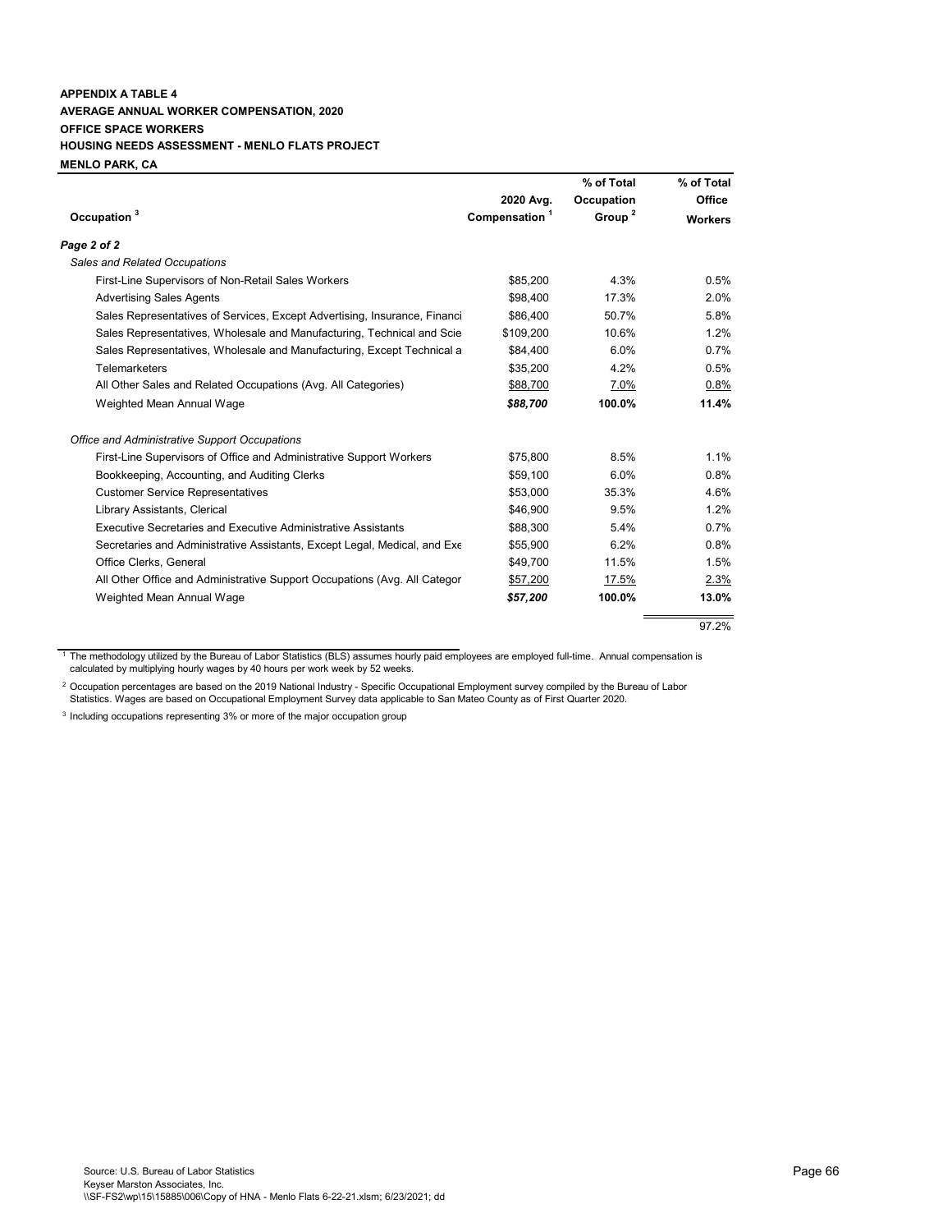**APPENDIX A TABLE 4**
**AVERAGE ANNUAL WORKER COMPENSATION, 2020**
**OFFICE SPACE WORKERS**
**HOUSING NEEDS ASSESSMENT - MENLO FLATS PROJECT**
**MENLO PARK, CA**

| Occupation [3] | 2020 Avg. Compensation [1] | % of Total Occupation Group [2] | % of Total Office Workers |
|---|---|---|---|
| ***Page 2 of 2*** | | | |
| *Sales and Related Occupations* | | | |
| First-Line Supervisors of Non-Retail Sales Workers | $85,200 | 4.3% | 0.5% |
| Advertising Sales Agents | $98,400 | 17.3% | 2.0% |
| Sales Representatives of Services, Except Advertising, Insurance, Financi | $86,400 | 50.7% | 5.8% |
| Sales Representatives, Wholesale and Manufacturing, Technical and Scie | $109,200 | 10.6% | 1.2% |
| Sales Representatives, Wholesale and Manufacturing, Except Technical a | $84,400 | 6.0% | 0.7% |
| Telemarketers | $35,200 | 4.2% | 0.5% |
| All Other Sales and Related Occupations (Avg. All Categories) | $88,700 | 7.0% | 0.8% |
| Weighted Mean Annual Wage | ***$88,700*** | **100.0%** | **11.4%** |
| *Office and Administrative Support Occupations* | | | |
| First-Line Supervisors of Office and Administrative Support Workers | $75,800 | 8.5% | 1.1% |
| Bookkeeping, Accounting, and Auditing Clerks | $59,100 | 6.0% | 0.8% |
| Customer Service Representatives | $53,000 | 35.3% | 4.6% |
| Library Assistants, Clerical | $46,900 | 9.5% | 1.2% |
| Executive Secretaries and Executive Administrative Assistants | $88,300 | 5.4% | 0.7% |
| Secretaries and Administrative Assistants, Except Legal, Medical, and Exe | $55,900 | 6.2% | 0.8% |
| Office Clerks, General | $49,700 | 11.5% | 1.5% |
| All Other Office and Administrative Support Occupations (Avg. All Categor | $57,200 | 17.5% | 2.3% |
| Weighted Mean Annual Wage | ***$57,200*** | **100.0%** | **13.0%** |
| | | | 97.2% |

[1] The methodology utilized by the Bureau of Labor Statistics (BLS) assumes hourly paid employees are employed full-time. Annual compensation is calculated by multiplying hourly wages by 40 hours per work week by 52 weeks.

[2] Occupation percentages are based on the 2019 National Industry - Specific Occupational Employment survey compiled by the Bureau of Labor Statistics. Wages are based on Occupational Employment Survey data applicable to San Mateo County as of First Quarter 2020.

[3] Including occupations representing 3% or more of the major occupation group

Source: U.S. Bureau of Labor Statistics
Keyser Marston Associates, Inc.
\\SF-FS2\wp\15\15885\006\Copy of HNA - Menlo Flats 6-22-21.xlsm; 6/23/2021; dd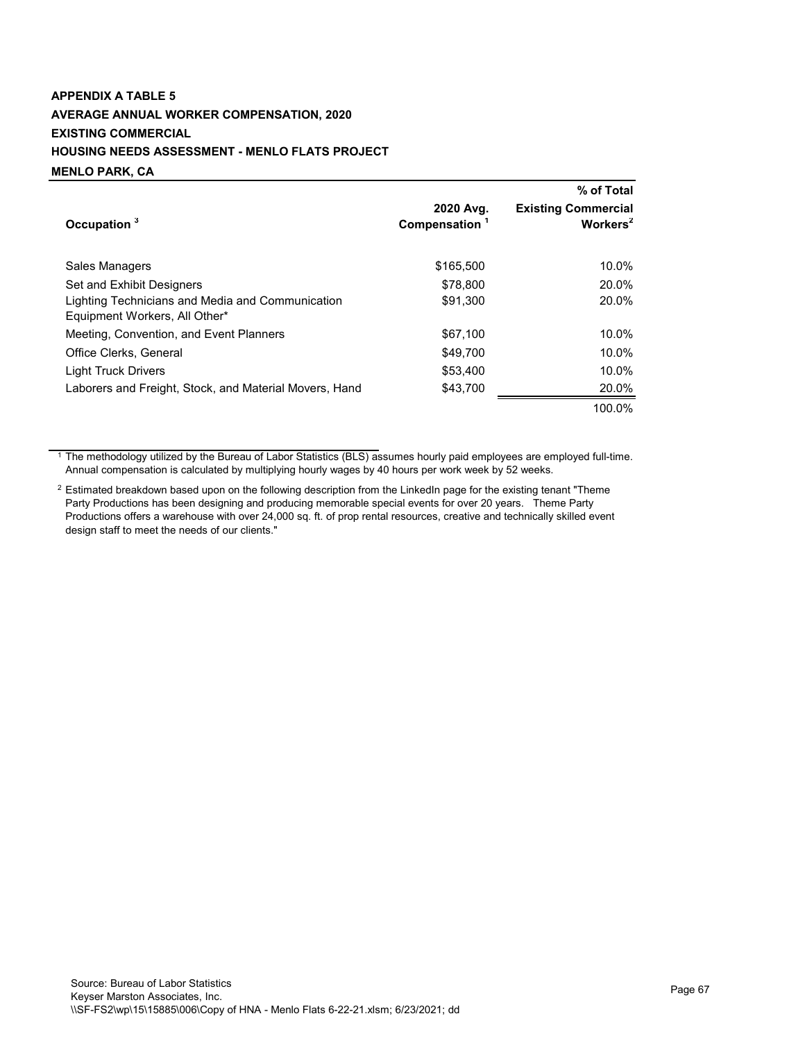**APPENDIX A TABLE 5**
**AVERAGE ANNUAL WORKER COMPENSATION, 2020**
**EXISTING COMMERCIAL**
**HOUSING NEEDS ASSESSMENT - MENLO FLATS PROJECT**
**MENLO PARK, CA**

| Occupation [3] | 2020 Avg. Compensation [1] | % of Total Existing Commercial Workers[2] |
|---|---|---|
| Sales Managers | $165,500 | 10.0% |
| Set and Exhibit Designers | $78,800 | 20.0% |
| Lighting Technicians and Media and Communication Equipment Workers, All Other* | $91,300 | 20.0% |
| Meeting, Convention, and Event Planners | $67,100 | 10.0% |
| Office Clerks, General | $49,700 | 10.0% |
| Light Truck Drivers | $53,400 | 10.0% |
| Laborers and Freight, Stock, and Material Movers, Hand | $43,700 | 20.0% |
| | | 100.0% |

[1] The methodology utilized by the Bureau of Labor Statistics (BLS) assumes hourly paid employees are employed full-time. Annual compensation is calculated by multiplying hourly wages by 40 hours per work week by 52 weeks.

[2] Estimated breakdown based upon on the following description from the LinkedIn page for the existing tenant "Theme Party Productions has been designing and producing memorable special events for over 20 years. Theme Party Productions offers a warehouse with over 24,000 sq. ft. of prop rental resources, creative and technically skilled event design staff to meet the needs of our clients."

Source: Bureau of Labor Statistics
Keyser Marston Associates, Inc.
\\SF-FS2\wp\15\15885\006\Copy of HNA - Menlo Flats 6-22-21.xlsm; 6/23/2021; dd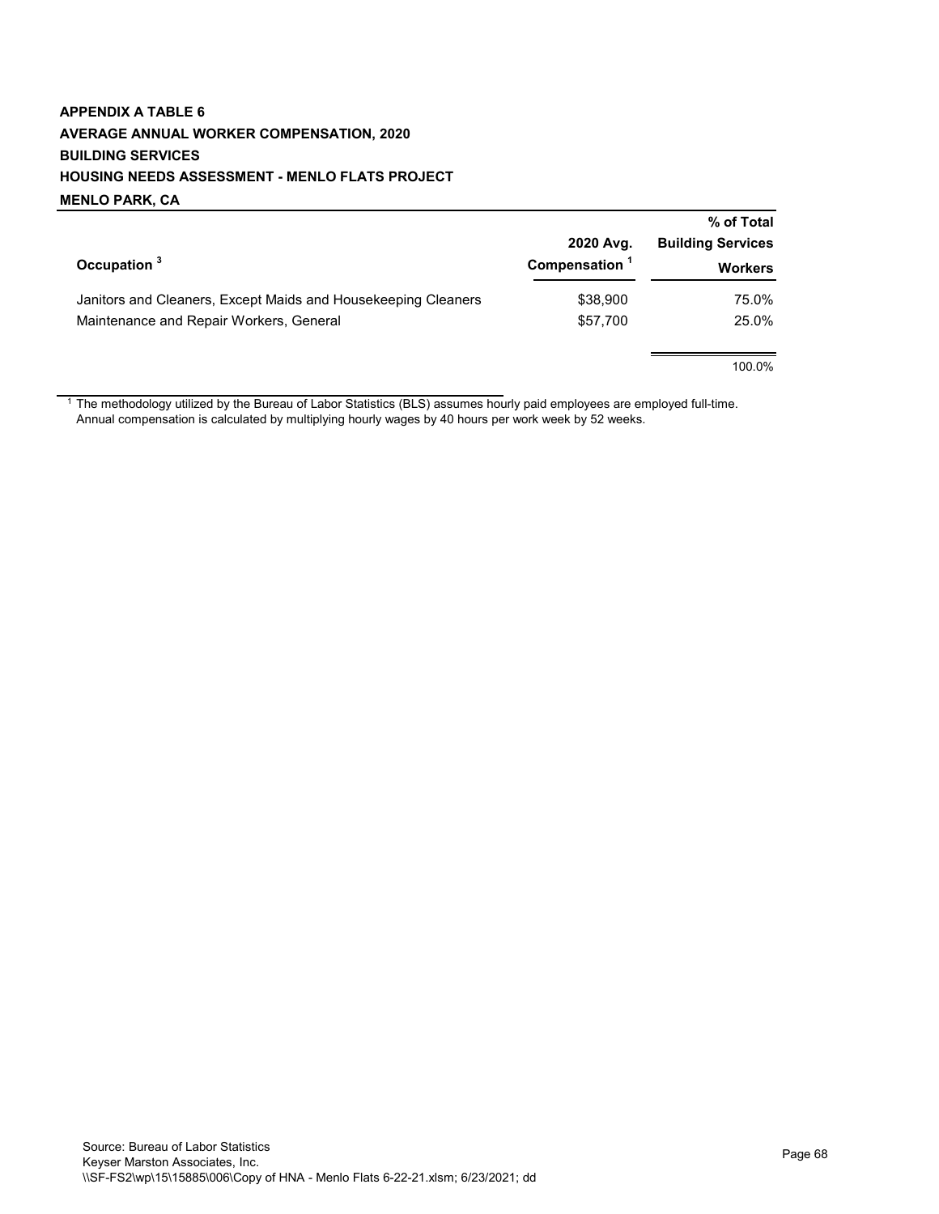**APPENDIX A TABLE 6**
**AVERAGE ANNUAL WORKER COMPENSATION, 2020**
**BUILDING SERVICES**
**HOUSING NEEDS ASSESSMENT - MENLO FLATS PROJECT**
**MENLO PARK, CA**

| Occupation [3] | 2020 Avg. Compensation [1] | % of Total Building Services Workers |
|---|---|---|
| Janitors and Cleaners, Except Maids and Housekeeping Cleaners | $38,900 | 75.0% |
| Maintenance and Repair Workers, General | $57,700 | 25.0% |
| | | 100.0% |

[1] The methodology utilized by the Bureau of Labor Statistics (BLS) assumes hourly paid employees are employed full-time. Annual compensation is calculated by multiplying hourly wages by 40 hours per work week by 52 weeks.

Source: Bureau of Labor Statistics
Keyser Marston Associates, Inc.
\\SF-FS2\wp\15\15885\006\Copy of HNA - Menlo Flats 6-22-21.xlsm; 6/23/2021; dd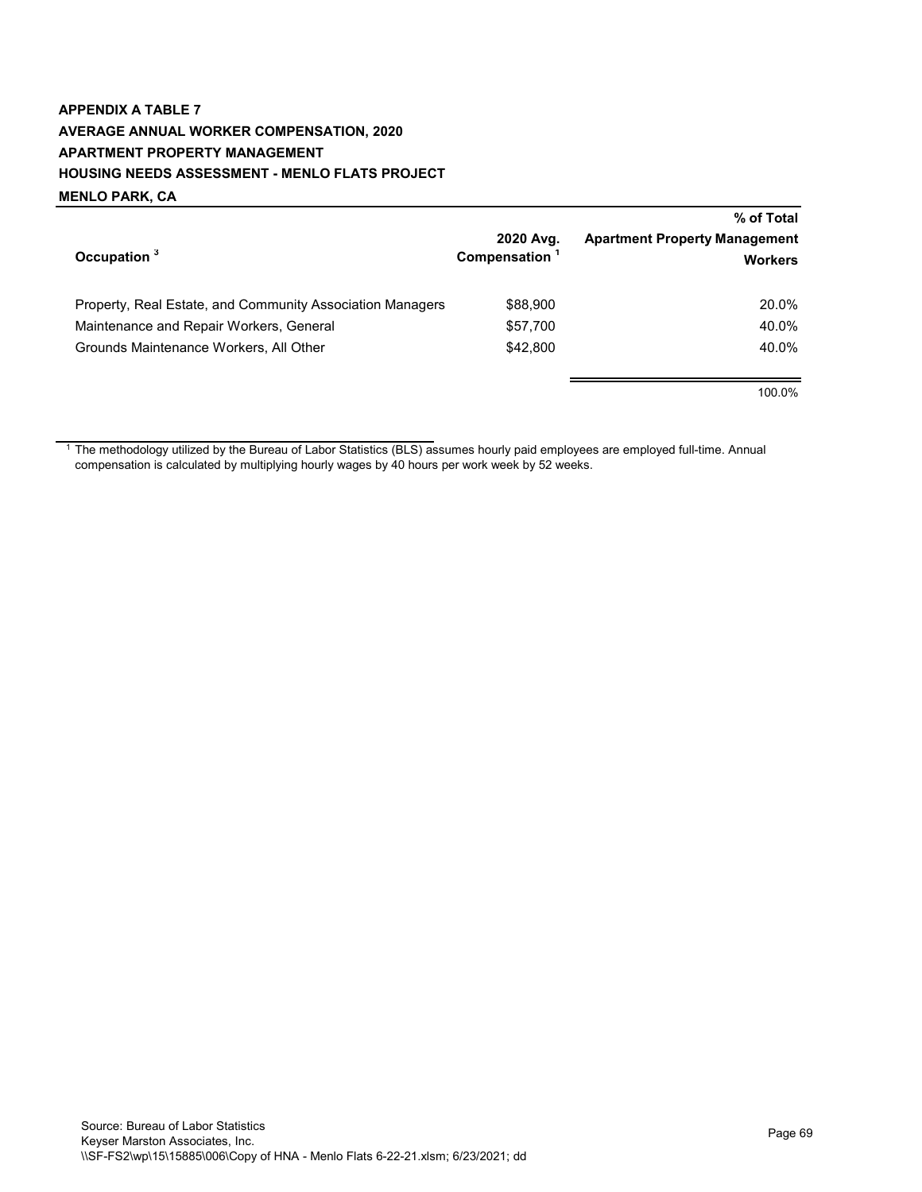**APPENDIX A TABLE 7**
**AVERAGE ANNUAL WORKER COMPENSATION, 2020**
**APARTMENT PROPERTY MANAGEMENT**
**HOUSING NEEDS ASSESSMENT - MENLO FLATS PROJECT**
**MENLO PARK, CA**

| Occupation [3] | 2020 Avg. Compensation [1] | % of Total Apartment Property Management Workers |
|---|---|---|
| Property, Real Estate, and Community Association Managers | $88,900 | 20.0% |
| Maintenance and Repair Workers, General | $57,700 | 40.0% |
| Grounds Maintenance Workers, All Other | $42,800 | 40.0% |
| | | 100.0% |

[1] The methodology utilized by the Bureau of Labor Statistics (BLS) assumes hourly paid employees are employed full-time. Annual compensation is calculated by multiplying hourly wages by 40 hours per work week by 52 weeks.

Source: Bureau of Labor Statistics
Keyser Marston Associates, Inc.
\\SF-FS2\wp\15\15885\006\Copy of HNA - Menlo Flats 6-22-21.xlsm; 6/23/2021; dd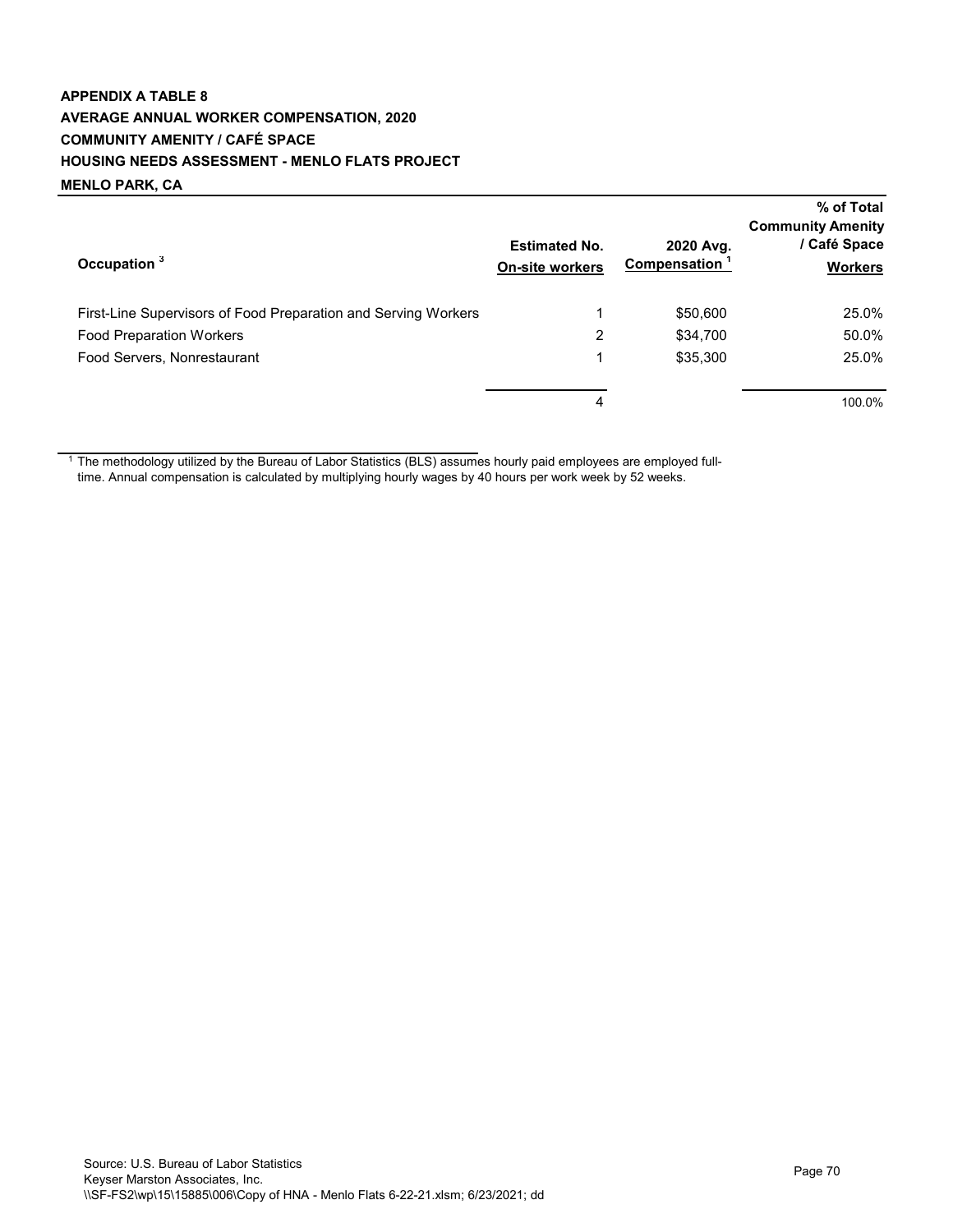**APPENDIX A TABLE 8**
**AVERAGE ANNUAL WORKER COMPENSATION, 2020**
**COMMUNITY AMENITY / CAFÉ SPACE**
**HOUSING NEEDS ASSESSMENT - MENLO FLATS PROJECT**
**MENLO PARK, CA**

| Occupation [3] | Estimated No. On-site workers | 2020 Avg. Compensation [1] | % of Total Community Amenity / Café Space Workers |
|---|---|---|---|
| First-Line Supervisors of Food Preparation and Serving Workers | 1 | \$50,600 | 25.0% |
| Food Preparation Workers | 2 | \$34,700 | 50.0% |
| Food Servers, Nonrestaurant | 1 | \$35,300 | 25.0% |
| | 4 | | 100.0% |

[1] The methodology utilized by the Bureau of Labor Statistics (BLS) assumes hourly paid employees are employed full-time. Annual compensation is calculated by multiplying hourly wages by 40 hours per work week by 52 weeks.

Source: U.S. Bureau of Labor Statistics
Keyser Marston Associates, Inc.
\\SF-FS2\wp\15\15885\006\Copy of HNA - Menlo Flats 6-22-21.xlsm; 6/23/2021; dd